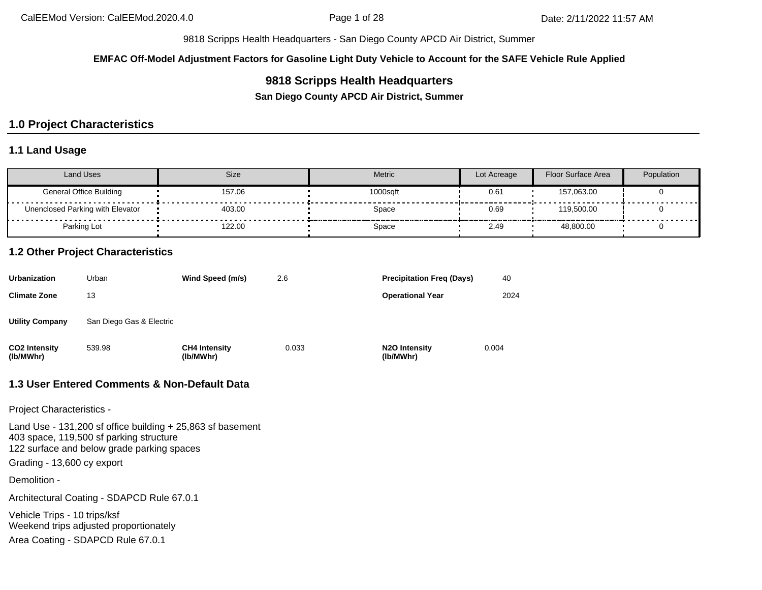**EMFAC Off-Model Adjustment Factors for Gasoline Light Duty Vehicle to Account for the SAFE Vehicle Rule Applied**

# 9818 Scripps Health Headquarters

**San Diego County APCD Air District, Summer**

## 1.0 Project Characteristics

### 1.1 Land Usage

| Land Uses | Size | Metric | Lot Acreage | Floor Surface Area | Population |
|---|---|---|---|---|---|
| General Office Building | 157.06 | 1000sqft | 0.61 | 157,063.00 | 0 |
| Unenclosed Parking with Elevator | 403.00 | Space | 0.69 | 119,500.00 | 0 |
| Parking Lot | 122.00 | Space | 2.49 | 48,800.00 | 0 |

### 1.2 Other Project Characteristics

| | | | | | |
|---|---|---|---|---|---|
| **Urbanization** | Urban | **Wind Speed (m/s)** | 2.6 | **Precipitation Freq (Days)** | 40 |
| **Climate Zone** | 13 | | | **Operational Year** | 2024 |
| **Utility Company** | San Diego Gas & Electric | | | | |
| **CO2 Intensity (lb/MWhr)** | 539.98 | **CH4 Intensity (lb/MWhr)** | 0.033 | **N2O Intensity (lb/MWhr)** | 0.004 |

### 1.3 User Entered Comments & Non-Default Data

Project Characteristics -

Land Use - 131,200 sf office building + 25,863 sf basement
403 space, 119,500 sf parking structure
122 surface and below grade parking spaces

Grading - 13,600 cy export

Demolition -

Architectural Coating - SDAPCD Rule 67.0.1

Vehicle Trips - 10 trips/ksf
Weekend trips adjusted proportionately

Area Coating - SDAPCD Rule 67.0.1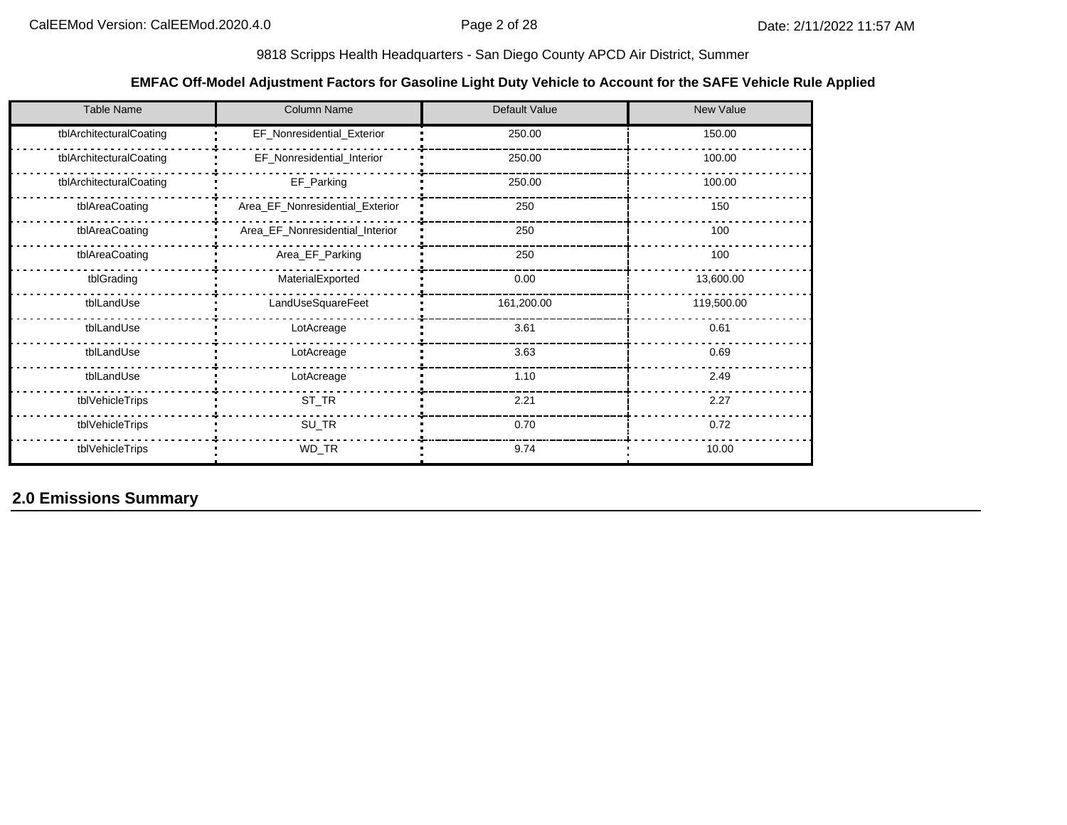9818 Scripps Health Headquarters - San Diego County APCD Air District, Summer

**EMFAC Off-Model Adjustment Factors for Gasoline Light Duty Vehicle to Account for the SAFE Vehicle Rule Applied**

| Table Name | Column Name | Default Value | New Value |
|---|---|---|---|
| tblArchitecturalCoating | EF_Nonresidential_Exterior | 250.00 | 150.00 |
| tblArchitecturalCoating | EF_Nonresidential_Interior | 250.00 | 100.00 |
| tblArchitecturalCoating | EF_Parking | 250.00 | 100.00 |
| tblAreaCoating | Area_EF_Nonresidential_Exterior | 250 | 150 |
| tblAreaCoating | Area_EF_Nonresidential_Interior | 250 | 100 |
| tblAreaCoating | Area_EF_Parking | 250 | 100 |
| tblGrading | MaterialExported | 0.00 | 13,600.00 |
| tblLandUse | LandUseSquareFeet | 161,200.00 | 119,500.00 |
| tblLandUse | LotAcreage | 3.61 | 0.61 |
| tblLandUse | LotAcreage | 3.63 | 0.69 |
| tblLandUse | LotAcreage | 1.10 | 2.49 |
| tblVehicleTrips | ST_TR | 2.21 | 2.27 |
| tblVehicleTrips | SU_TR | 0.70 | 0.72 |
| tblVehicleTrips | WD_TR | 9.74 | 10.00 |

## 2.0 Emissions Summary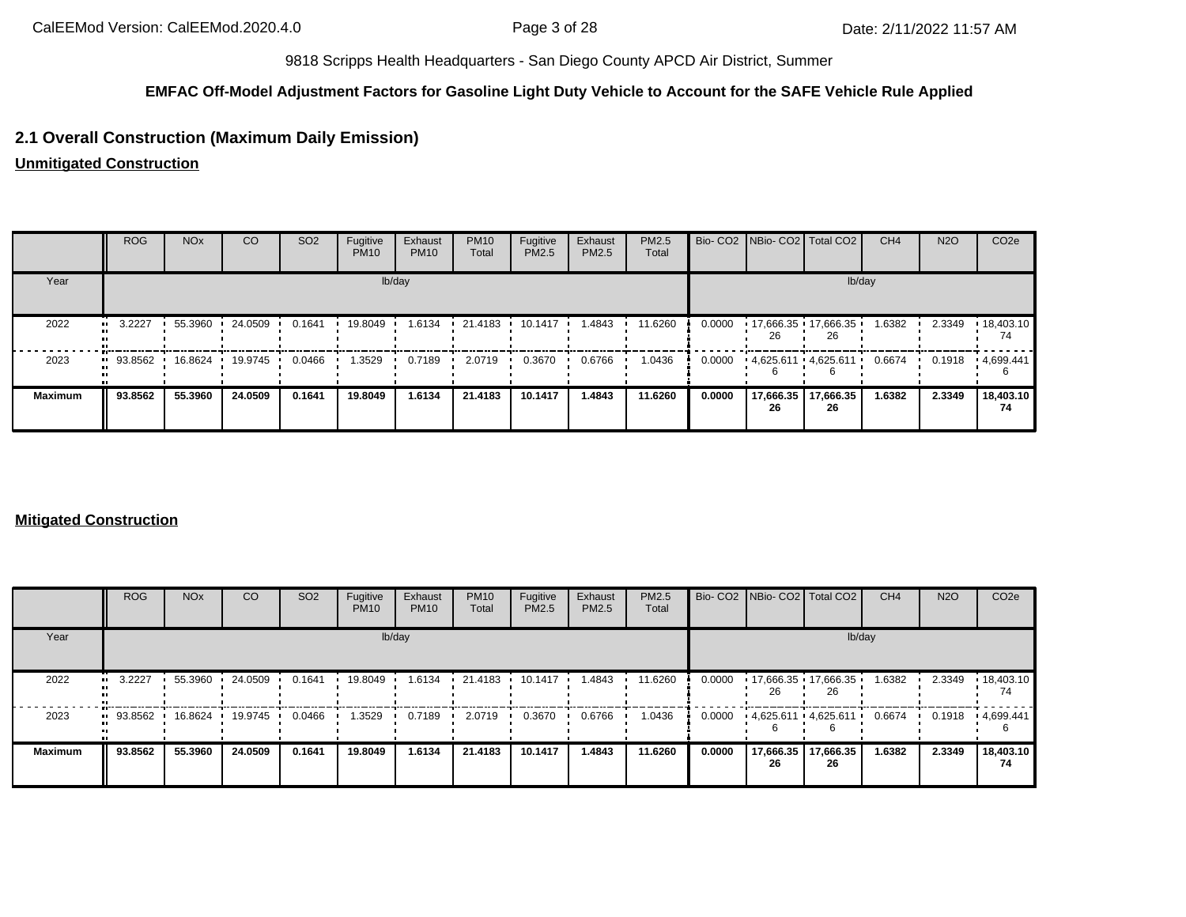9818 Scripps Health Headquarters - San Diego County APCD Air District, Summer

**EMFAC Off-Model Adjustment Factors for Gasoline Light Duty Vehicle to Account for the SAFE Vehicle Rule Applied**

## 2.1 Overall Construction (Maximum Daily Emission)

**Unmitigated Construction**

| | ROG | NOx | CO | SO2 | Fugitive PM10 | Exhaust PM10 | PM10 Total | Fugitive PM2.5 | Exhaust PM2.5 | PM2.5 Total | Bio- CO2 | NBio- CO2 | Total CO2 | CH4 | N2O | CO2e |
|---|---|---|---|---|---|---|---|---|---|---|---|---|---|---|---|---|
| Year | lb/day | | | | | | | | | | lb/day | | | | | |
| 2022 | 3.2227 | 55.3960 | 24.0509 | 0.1641 | 19.8049 | 1.6134 | 21.4183 | 10.1417 | 1.4843 | 11.6260 | 0.0000 | 17,666.3526 | 17,666.3526 | 1.6382 | 2.3349 | 18,403.1074 |
| 2023 | 93.8562 | 16.8624 | 19.9745 | 0.0466 | 1.3529 | 0.7189 | 2.0719 | 0.3670 | 0.6766 | 1.0436 | 0.0000 | 4,625.6116 | 4,625.6116 | 0.6674 | 0.1918 | 4,699.4416 |
| **Maximum** | **93.8562** | **55.3960** | **24.0509** | **0.1641** | **19.8049** | **1.6134** | **21.4183** | **10.1417** | **1.4843** | **11.6260** | **0.0000** | **17,666.3526** | **17,666.3526** | **1.6382** | **2.3349** | **18,403.1074** |

**Mitigated Construction**

| | ROG | NOx | CO | SO2 | Fugitive PM10 | Exhaust PM10 | PM10 Total | Fugitive PM2.5 | Exhaust PM2.5 | PM2.5 Total | Bio- CO2 | NBio- CO2 | Total CO2 | CH4 | N2O | CO2e |
|---|---|---|---|---|---|---|---|---|---|---|---|---|---|---|---|---|
| Year | lb/day | | | | | | | | | | lb/day | | | | | |
| 2022 | 3.2227 | 55.3960 | 24.0509 | 0.1641 | 19.8049 | 1.6134 | 21.4183 | 10.1417 | 1.4843 | 11.6260 | 0.0000 | 17,666.3526 | 17,666.3526 | 1.6382 | 2.3349 | 18,403.1074 |
| 2023 | 93.8562 | 16.8624 | 19.9745 | 0.0466 | 1.3529 | 0.7189 | 2.0719 | 0.3670 | 0.6766 | 1.0436 | 0.0000 | 4,625.6116 | 4,625.6116 | 0.6674 | 0.1918 | 4,699.4416 |
| **Maximum** | **93.8562** | **55.3960** | **24.0509** | **0.1641** | **19.8049** | **1.6134** | **21.4183** | **10.1417** | **1.4843** | **11.6260** | **0.0000** | **17,666.3526** | **17,666.3526** | **1.6382** | **2.3349** | **18,403.1074** |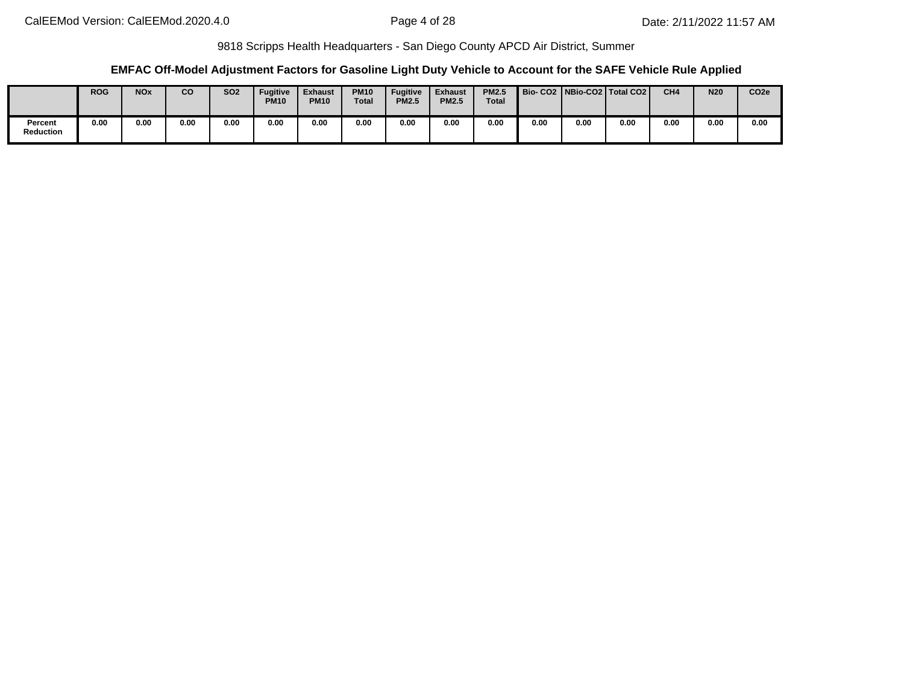9818 Scripps Health Headquarters - San Diego County APCD Air District, Summer

### EMFAC Off-Model Adjustment Factors for Gasoline Light Duty Vehicle to Account for the SAFE Vehicle Rule Applied

| | ROG | NOx | CO | SO2 | Fugitive PM10 | Exhaust PM10 | PM10 Total | Fugitive PM2.5 | Exhaust PM2.5 | PM2.5 Total | Bio- CO2 | NBio-CO2 | Total CO2 | CH4 | N20 | CO2e |
|---|---|---|---|---|---|---|---|---|---|---|---|---|---|---|---|---|
| Percent Reduction | 0.00 | 0.00 | 0.00 | 0.00 | 0.00 | 0.00 | 0.00 | 0.00 | 0.00 | 0.00 | 0.00 | 0.00 | 0.00 | 0.00 | 0.00 | 0.00 |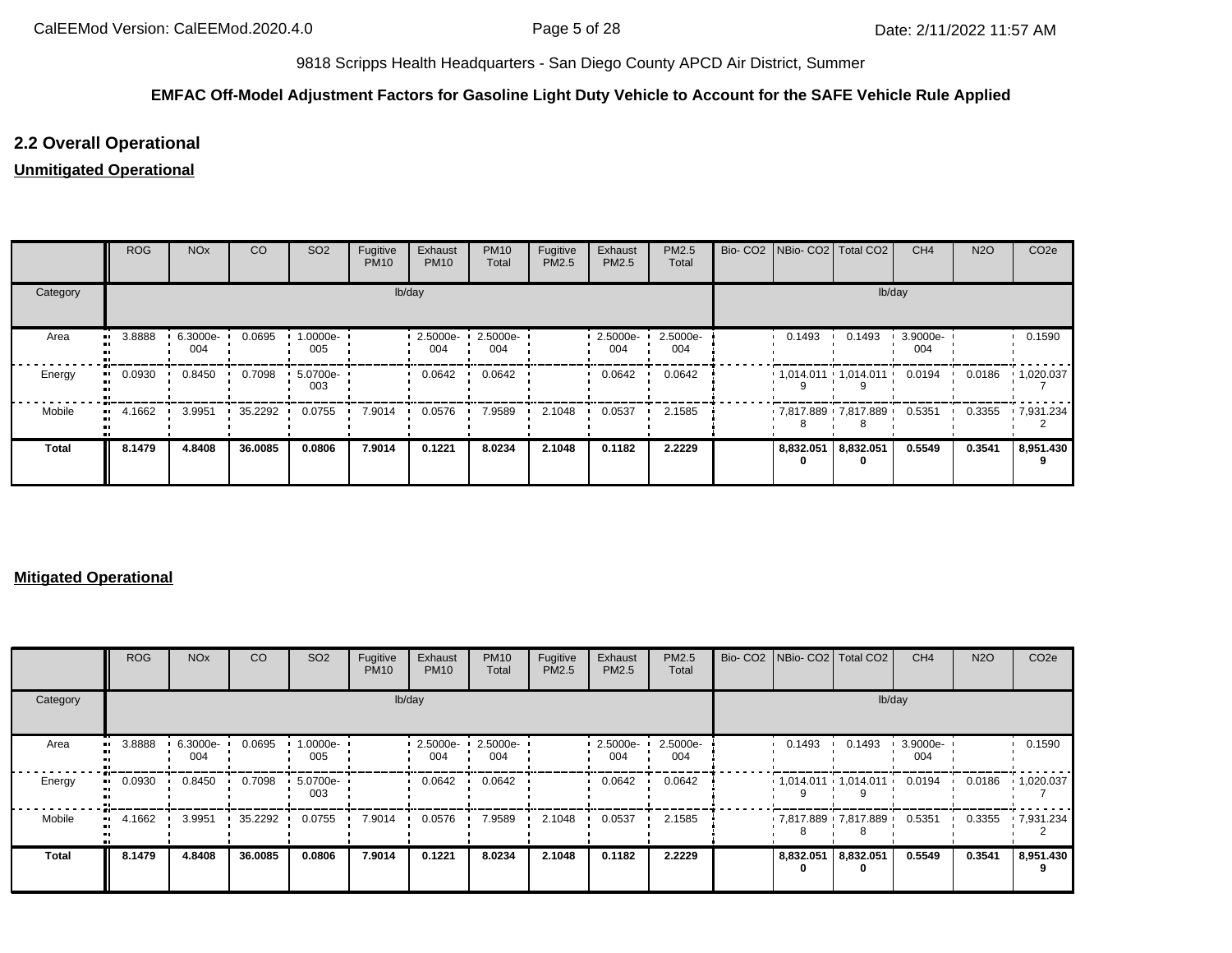9818 Scripps Health Headquarters - San Diego County APCD Air District, Summer

**EMFAC Off-Model Adjustment Factors for Gasoline Light Duty Vehicle to Account for the SAFE Vehicle Rule Applied**

## 2.2 Overall Operational

### Unmitigated Operational

| | ROG | NOx | CO | SO2 | Fugitive PM10 | Exhaust PM10 | PM10 Total | Fugitive PM2.5 | Exhaust PM2.5 | PM2.5 Total | Bio- CO2 | NBio- CO2 | Total CO2 | CH4 | N2O | CO2e |
|---|---|---|---|---|---|---|---|---|---|---|---|---|---|---|---|---|
| Category | lb/day | | | | | | | | | | lb/day | | | | | |
| Area | 3.8888 | 6.3000e-004 | 0.0695 | 1.0000e-005 | | 2.5000e-004 | 2.5000e-004 | | 2.5000e-004 | 2.5000e-004 | | 0.1493 | 0.1493 | 3.9000e-004 | | 0.1590 |
| Energy | 0.0930 | 0.8450 | 0.7098 | 5.0700e-003 | | 0.0642 | 0.0642 | | 0.0642 | 0.0642 | | 1,014.0119 | 1,014.0119 | 0.0194 | 0.0186 | 1,020.0377 |
| Mobile | 4.1662 | 3.9951 | 35.2292 | 0.0755 | 7.9014 | 0.0576 | 7.9589 | 2.1048 | 0.0537 | 2.1585 | | 7,817.8898 | 7,817.8898 | 0.5351 | 0.3355 | 7,931.2342 |
| **Total** | **8.1479** | **4.8408** | **36.0085** | **0.0806** | **7.9014** | **0.1221** | **8.0234** | **2.1048** | **0.1182** | **2.2229** | | **8,832.0510** | **8,832.0510** | **0.5549** | **0.3541** | **8,951.4309** |

### Mitigated Operational

| | ROG | NOx | CO | SO2 | Fugitive PM10 | Exhaust PM10 | PM10 Total | Fugitive PM2.5 | Exhaust PM2.5 | PM2.5 Total | Bio- CO2 | NBio- CO2 | Total CO2 | CH4 | N2O | CO2e |
|---|---|---|---|---|---|---|---|---|---|---|---|---|---|---|---|---|
| Category | lb/day | | | | | | | | | | lb/day | | | | | |
| Area | 3.8888 | 6.3000e-004 | 0.0695 | 1.0000e-005 | | 2.5000e-004 | 2.5000e-004 | | 2.5000e-004 | 2.5000e-004 | | 0.1493 | 0.1493 | 3.9000e-004 | | 0.1590 |
| Energy | 0.0930 | 0.8450 | 0.7098 | 5.0700e-003 | | 0.0642 | 0.0642 | | 0.0642 | 0.0642 | | 1,014.0119 | 1,014.0119 | 0.0194 | 0.0186 | 1,020.0377 |
| Mobile | 4.1662 | 3.9951 | 35.2292 | 0.0755 | 7.9014 | 0.0576 | 7.9589 | 2.1048 | 0.0537 | 2.1585 | | 7,817.8898 | 7,817.8898 | 0.5351 | 0.3355 | 7,931.2342 |
| **Total** | **8.1479** | **4.8408** | **36.0085** | **0.0806** | **7.9014** | **0.1221** | **8.0234** | **2.1048** | **0.1182** | **2.2229** | | **8,832.0510** | **8,832.0510** | **0.5549** | **0.3541** | **8,951.4309** |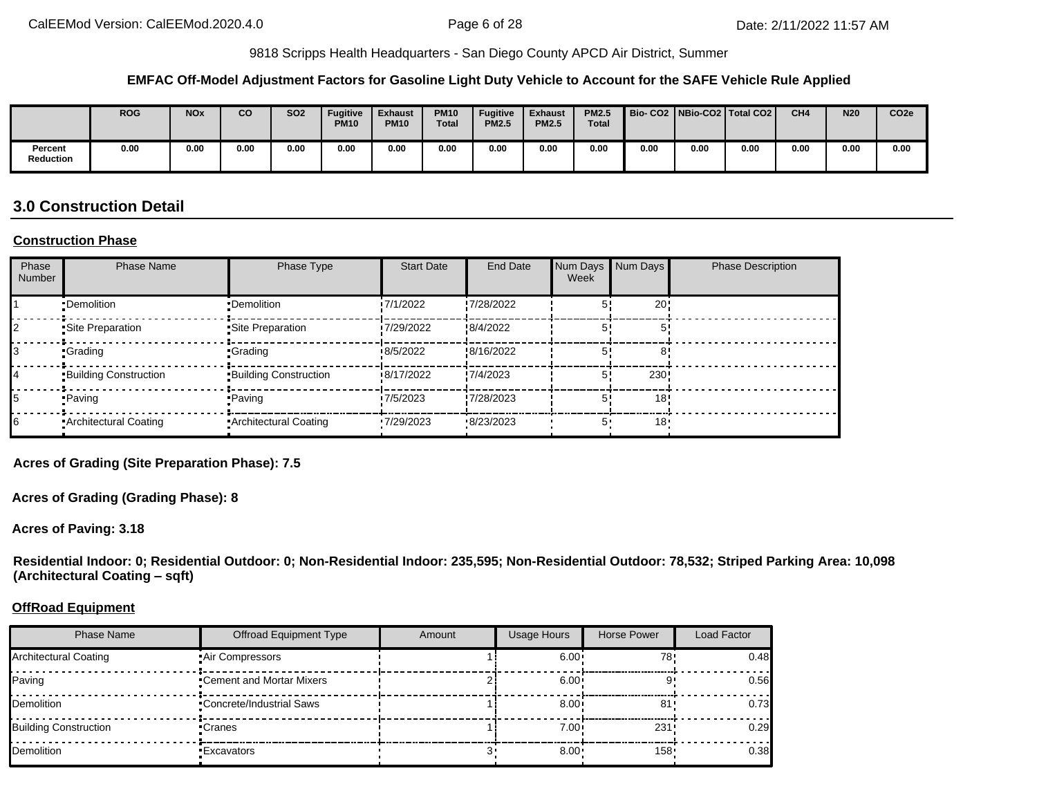**EMFAC Off-Model Adjustment Factors for Gasoline Light Duty Vehicle to Account for the SAFE Vehicle Rule Applied**

| | ROG | NOx | CO | SO2 | Fugitive PM10 | Exhaust PM10 | PM10 Total | Fugitive PM2.5 | Exhaust PM2.5 | PM2.5 Total | Bio- CO2 | NBio-CO2 | Total CO2 | CH4 | N20 | CO2e |
|---|---|---|---|---|---|---|---|---|---|---|---|---|---|---|---|---|
| Percent Reduction | 0.00 | 0.00 | 0.00 | 0.00 | 0.00 | 0.00 | 0.00 | 0.00 | 0.00 | 0.00 | 0.00 | 0.00 | 0.00 | 0.00 | 0.00 | 0.00 |

## 3.0 Construction Detail

**Construction Phase**

| Phase Number | Phase Name | Phase Type | Start Date | End Date | Num Days Week | Num Days | Phase Description |
|---|---|---|---|---|---|---|---|
| 1 | Demolition | Demolition | 7/1/2022 | 7/28/2022 | 5 | 20 | |
| 2 | Site Preparation | Site Preparation | 7/29/2022 | 8/4/2022 | 5 | 5 | |
| 3 | Grading | Grading | 8/5/2022 | 8/16/2022 | 5 | 8 | |
| 4 | Building Construction | Building Construction | 8/17/2022 | 7/4/2023 | 5 | 230 | |
| 5 | Paving | Paving | 7/5/2023 | 7/28/2023 | 5 | 18 | |
| 6 | Architectural Coating | Architectural Coating | 7/29/2023 | 8/23/2023 | 5 | 18 | |

**Acres of Grading (Site Preparation Phase): 7.5**

**Acres of Grading (Grading Phase): 8**

**Acres of Paving: 3.18**

**Residential Indoor: 0; Residential Outdoor: 0; Non-Residential Indoor: 235,595; Non-Residential Outdoor: 78,532; Striped Parking Area: 10,098 (Architectural Coating – sqft)**

**OffRoad Equipment**

| Phase Name | Offroad Equipment Type | Amount | Usage Hours | Horse Power | Load Factor |
|---|---|---|---|---|---|
| Architectural Coating | Air Compressors | 1 | 6.00 | 78 | 0.48 |
| Paving | Cement and Mortar Mixers | 2 | 6.00 | 9 | 0.56 |
| Demolition | Concrete/Industrial Saws | 1 | 8.00 | 81 | 0.73 |
| Building Construction | Cranes | 1 | 7.00 | 231 | 0.29 |
| Demolition | Excavators | 3 | 8.00 | 158 | 0.38 |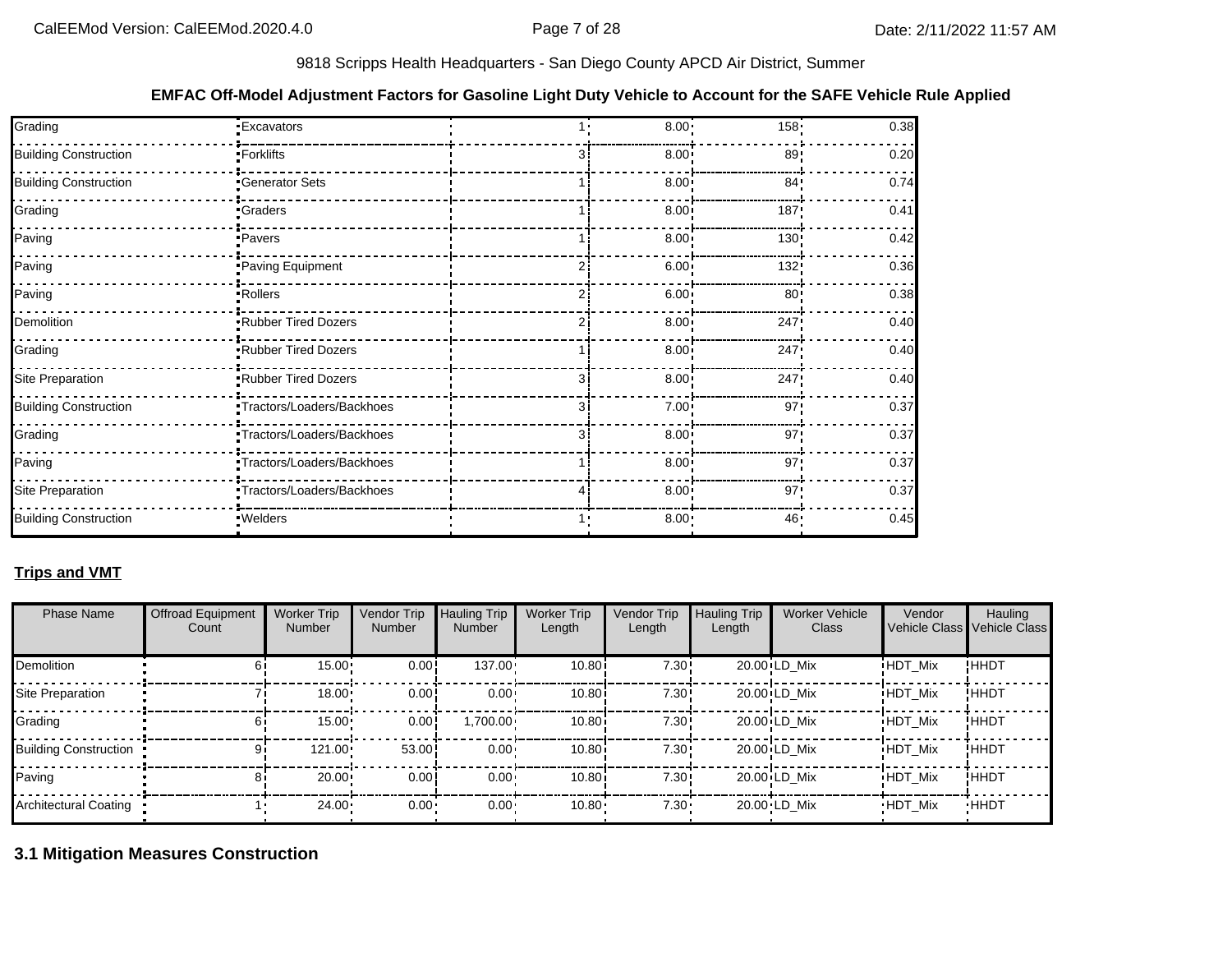9818 Scripps Health Headquarters - San Diego County APCD Air District, Summer

**EMFAC Off-Model Adjustment Factors for Gasoline Light Duty Vehicle to Account for the SAFE Vehicle Rule Applied**

| | | | | | |
|---|---|---|---|---|---|
| Grading | Excavators | 1 | 8.00 | 158 | 0.38 |
| Building Construction | Forklifts | 3 | 8.00 | 89 | 0.20 |
| Building Construction | Generator Sets | 1 | 8.00 | 84 | 0.74 |
| Grading | Graders | 1 | 8.00 | 187 | 0.41 |
| Paving | Pavers | 1 | 8.00 | 130 | 0.42 |
| Paving | Paving Equipment | 2 | 6.00 | 132 | 0.36 |
| Paving | Rollers | 2 | 6.00 | 80 | 0.38 |
| Demolition | Rubber Tired Dozers | 2 | 8.00 | 247 | 0.40 |
| Grading | Rubber Tired Dozers | 1 | 8.00 | 247 | 0.40 |
| Site Preparation | Rubber Tired Dozers | 3 | 8.00 | 247 | 0.40 |
| Building Construction | Tractors/Loaders/Backhoes | 3 | 7.00 | 97 | 0.37 |
| Grading | Tractors/Loaders/Backhoes | 3 | 8.00 | 97 | 0.37 |
| Paving | Tractors/Loaders/Backhoes | 1 | 8.00 | 97 | 0.37 |
| Site Preparation | Tractors/Loaders/Backhoes | 4 | 8.00 | 97 | 0.37 |
| Building Construction | Welders | 1 | 8.00 | 46 | 0.45 |

**Trips and VMT**

| Phase Name | Offroad Equipment Count | Worker Trip Number | Vendor Trip Number | Hauling Trip Number | Worker Trip Length | Vendor Trip Length | Hauling Trip Length | Worker Vehicle Class | Vendor Vehicle Class | Hauling Vehicle Class |
|---|---|---|---|---|---|---|---|---|---|---|
| Demolition | 6 | 15.00 | 0.00 | 137.00 | 10.80 | 7.30 | 20.00 | LD_Mix | HDT_Mix | HHDT |
| Site Preparation | 7 | 18.00 | 0.00 | 0.00 | 10.80 | 7.30 | 20.00 | LD_Mix | HDT_Mix | HHDT |
| Grading | 6 | 15.00 | 0.00 | 1,700.00 | 10.80 | 7.30 | 20.00 | LD_Mix | HDT_Mix | HHDT |
| Building Construction | 9 | 121.00 | 53.00 | 0.00 | 10.80 | 7.30 | 20.00 | LD_Mix | HDT_Mix | HHDT |
| Paving | 8 | 20.00 | 0.00 | 0.00 | 10.80 | 7.30 | 20.00 | LD_Mix | HDT_Mix | HHDT |
| Architectural Coating | 1 | 24.00 | 0.00 | 0.00 | 10.80 | 7.30 | 20.00 | LD_Mix | HDT_Mix | HHDT |

## 3.1 Mitigation Measures Construction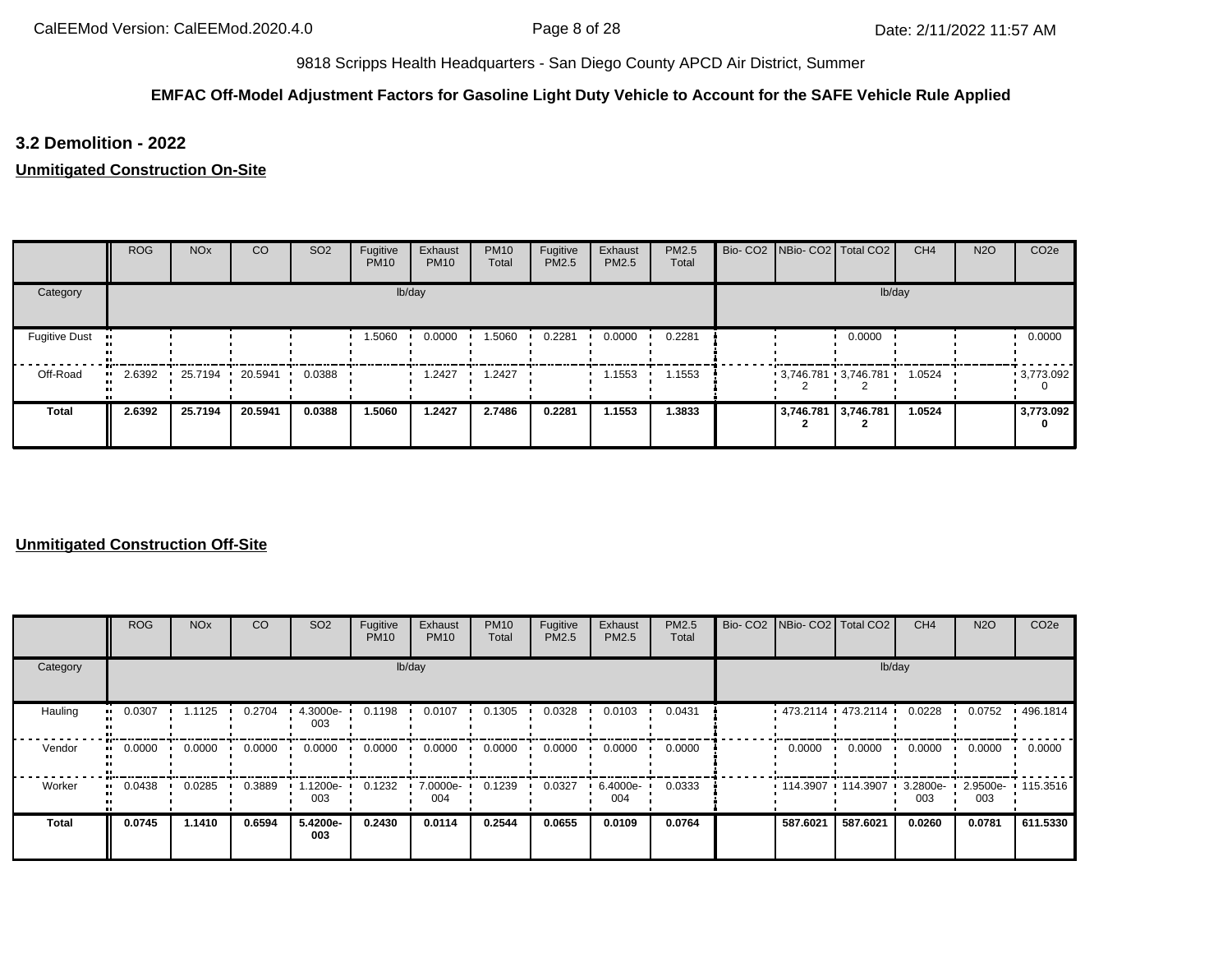9818 Scripps Health Headquarters - San Diego County APCD Air District, Summer

**EMFAC Off-Model Adjustment Factors for Gasoline Light Duty Vehicle to Account for the SAFE Vehicle Rule Applied**

## 3.2 Demolition - 2022

**Unmitigated Construction On-Site**

| | ROG | NOx | CO | SO2 | Fugitive PM10 | Exhaust PM10 | PM10 Total | Fugitive PM2.5 | Exhaust PM2.5 | PM2.5 Total | Bio- CO2 | NBio- CO2 | Total CO2 | CH4 | N2O | CO2e |
|---|---|---|---|---|---|---|---|---|---|---|---|---|---|---|---|---|
| Category | lb/day | | | | | | | | | | lb/day | | | | | |
| Fugitive Dust | | | | | 1.5060 | 0.0000 | 1.5060 | 0.2281 | 0.0000 | 0.2281 | | | 0.0000 | | | 0.0000 |
| Off-Road | 2.6392 | 25.7194 | 20.5941 | 0.0388 | | 1.2427 | 1.2427 | | 1.1553 | 1.1553 | | 3,746.7812 | 3,746.7812 | 1.0524 | | 3,773.0920 |
| **Total** | **2.6392** | **25.7194** | **20.5941** | **0.0388** | **1.5060** | **1.2427** | **2.7486** | **0.2281** | **1.1553** | **1.3833** | | **3,746.7812** | **3,746.7812** | **1.0524** | | **3,773.0920** |

**Unmitigated Construction Off-Site**

| | ROG | NOx | CO | SO2 | Fugitive PM10 | Exhaust PM10 | PM10 Total | Fugitive PM2.5 | Exhaust PM2.5 | PM2.5 Total | Bio- CO2 | NBio- CO2 | Total CO2 | CH4 | N2O | CO2e |
|---|---|---|---|---|---|---|---|---|---|---|---|---|---|---|---|---|
| Category | lb/day | | | | | | | | | | lb/day | | | | | |
| Hauling | 0.0307 | 1.1125 | 0.2704 | 4.3000e-003 | 0.1198 | 0.0107 | 0.1305 | 0.0328 | 0.0103 | 0.0431 | | 473.2114 | 473.2114 | 0.0228 | 0.0752 | 496.1814 |
| Vendor | 0.0000 | 0.0000 | 0.0000 | 0.0000 | 0.0000 | 0.0000 | 0.0000 | 0.0000 | 0.0000 | 0.0000 | | 0.0000 | 0.0000 | 0.0000 | 0.0000 | 0.0000 |
| Worker | 0.0438 | 0.0285 | 0.3889 | 1.1200e-003 | 0.1232 | 7.0000e-004 | 0.1239 | 0.0327 | 6.4000e-004 | 0.0333 | | 114.3907 | 114.3907 | 3.2800e-003 | 2.9500e-003 | 115.3516 |
| **Total** | **0.0745** | **1.1410** | **0.6594** | **5.4200e-003** | **0.2430** | **0.0114** | **0.2544** | **0.0655** | **0.0109** | **0.0764** | | **587.6021** | **587.6021** | **0.0260** | **0.0781** | **611.5330** |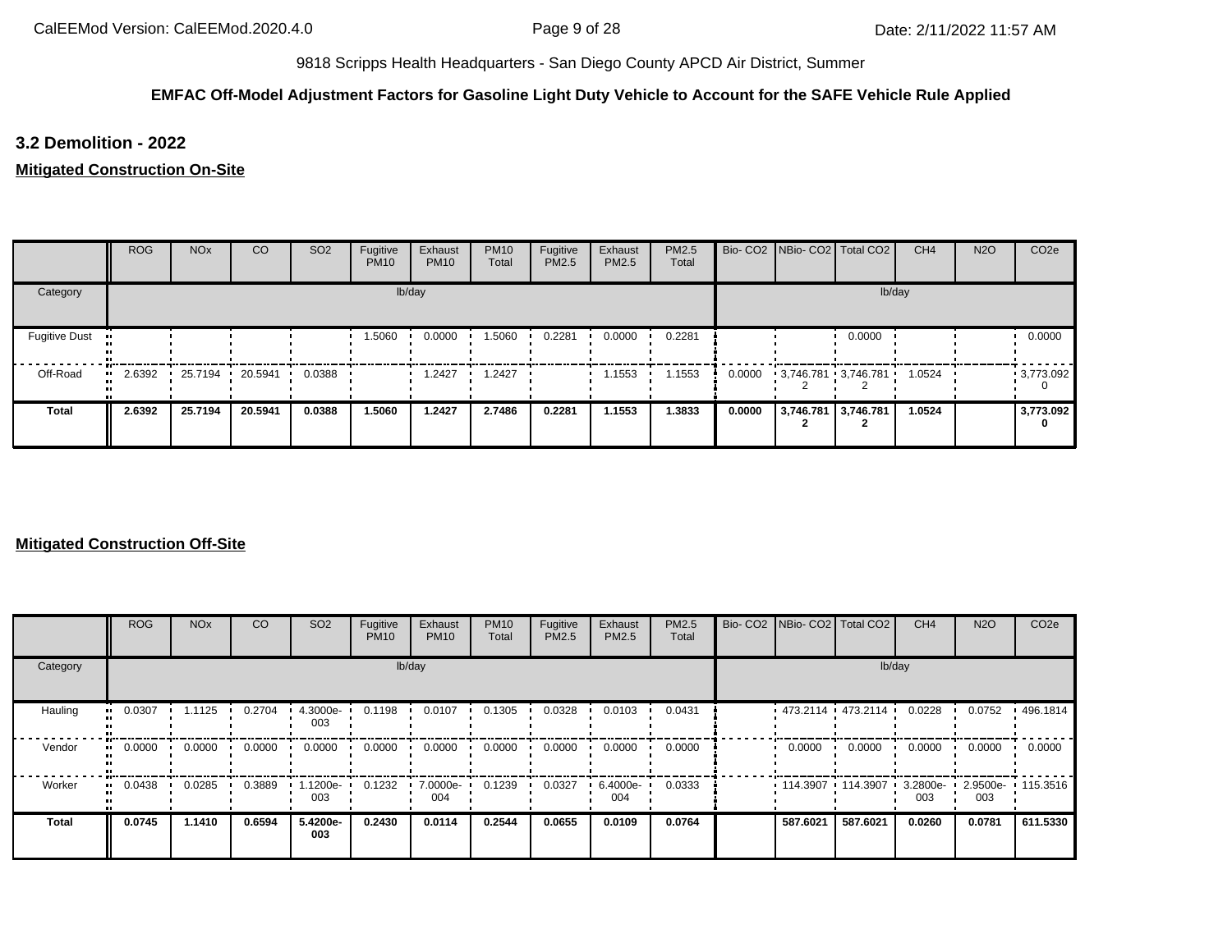9818 Scripps Health Headquarters - San Diego County APCD Air District, Summer

**EMFAC Off-Model Adjustment Factors for Gasoline Light Duty Vehicle to Account for the SAFE Vehicle Rule Applied**

## 3.2 Demolition - 2022

### Mitigated Construction On-Site

| | ROG | NOx | CO | SO2 | Fugitive PM10 | Exhaust PM10 | PM10 Total | Fugitive PM2.5 | Exhaust PM2.5 | PM2.5 Total | Bio- CO2 | NBio- CO2 | Total CO2 | CH4 | N2O | CO2e |
|---|---|---|---|---|---|---|---|---|---|---|---|---|---|---|---|---|
| Category | lb/day | | | | | | | | | | lb/day | | | | | |
| Fugitive Dust | | | | | 1.5060 | 0.0000 | 1.5060 | 0.2281 | 0.0000 | 0.2281 | | | 0.0000 | | | 0.0000 |
| Off-Road | 2.6392 | 25.7194 | 20.5941 | 0.0388 | | 1.2427 | 1.2427 | | 1.1553 | 1.1553 | 0.0000 | 3,746.7812 | 3,746.7812 | 1.0524 | | 3,773.0920 |
| **Total** | **2.6392** | **25.7194** | **20.5941** | **0.0388** | **1.5060** | **1.2427** | **2.7486** | **0.2281** | **1.1553** | **1.3833** | **0.0000** | **3,746.7812** | **3,746.7812** | **1.0524** | | **3,773.0920** |

### Mitigated Construction Off-Site

| | ROG | NOx | CO | SO2 | Fugitive PM10 | Exhaust PM10 | PM10 Total | Fugitive PM2.5 | Exhaust PM2.5 | PM2.5 Total | Bio- CO2 | NBio- CO2 | Total CO2 | CH4 | N2O | CO2e |
|---|---|---|---|---|---|---|---|---|---|---|---|---|---|---|---|---|
| Category | lb/day | | | | | | | | | | lb/day | | | | | |
| Hauling | 0.0307 | 1.1125 | 0.2704 | 4.3000e-003 | 0.1198 | 0.0107 | 0.1305 | 0.0328 | 0.0103 | 0.0431 | | 473.2114 | 473.2114 | 0.0228 | 0.0752 | 496.1814 |
| Vendor | 0.0000 | 0.0000 | 0.0000 | 0.0000 | 0.0000 | 0.0000 | 0.0000 | 0.0000 | 0.0000 | 0.0000 | | 0.0000 | 0.0000 | 0.0000 | 0.0000 | 0.0000 |
| Worker | 0.0438 | 0.0285 | 0.3889 | 1.1200e-003 | 0.1232 | 7.0000e-004 | 0.1239 | 0.0327 | 6.4000e-004 | 0.0333 | | 114.3907 | 114.3907 | 3.2800e-003 | 2.9500e-003 | 115.3516 |
| **Total** | **0.0745** | **1.1410** | **0.6594** | **5.4200e-003** | **0.2430** | **0.0114** | **0.2544** | **0.0655** | **0.0109** | **0.0764** | | **587.6021** | **587.6021** | **0.0260** | **0.0781** | **611.5330** |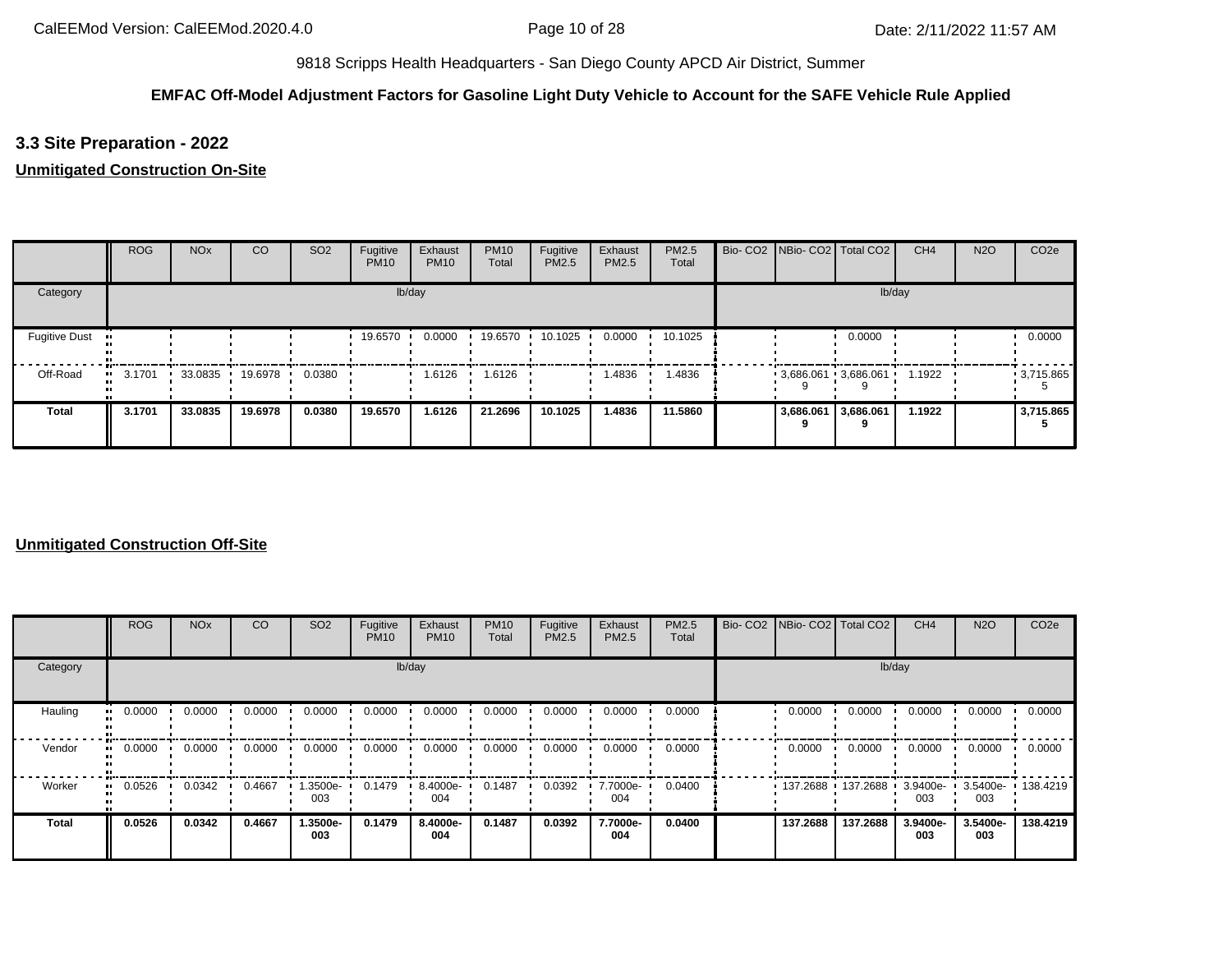9818 Scripps Health Headquarters - San Diego County APCD Air District, Summer

**EMFAC Off-Model Adjustment Factors for Gasoline Light Duty Vehicle to Account for the SAFE Vehicle Rule Applied**

## 3.3 Site Preparation - 2022

**Unmitigated Construction On-Site**

| | ROG | NOx | CO | SO2 | Fugitive PM10 | Exhaust PM10 | PM10 Total | Fugitive PM2.5 | Exhaust PM2.5 | PM2.5 Total | Bio- CO2 | NBio- CO2 | Total CO2 | CH4 | N2O | CO2e |
|---|---|---|---|---|---|---|---|---|---|---|---|---|---|---|---|---|
| Category | lb/day | | | | | | | | | | lb/day | | | | | |
| Fugitive Dust | | | | | 19.6570 | 0.0000 | 19.6570 | 10.1025 | 0.0000 | 10.1025 | | | 0.0000 | | | 0.0000 |
| Off-Road | 3.1701 | 33.0835 | 19.6978 | 0.0380 | | 1.6126 | 1.6126 | | 1.4836 | 1.4836 | | 3,686.0619 | 3,686.0619 | 1.1922 | | 3,715.8655 |
| **Total** | **3.1701** | **33.0835** | **19.6978** | **0.0380** | **19.6570** | **1.6126** | **21.2696** | **10.1025** | **1.4836** | **11.5860** | | **3,686.0619** | **3,686.0619** | **1.1922** | | **3,715.8655** |

**Unmitigated Construction Off-Site**

| | ROG | NOx | CO | SO2 | Fugitive PM10 | Exhaust PM10 | PM10 Total | Fugitive PM2.5 | Exhaust PM2.5 | PM2.5 Total | Bio- CO2 | NBio- CO2 | Total CO2 | CH4 | N2O | CO2e |
|---|---|---|---|---|---|---|---|---|---|---|---|---|---|---|---|---|
| Category | lb/day | | | | | | | | | | lb/day | | | | | |
| Hauling | 0.0000 | 0.0000 | 0.0000 | 0.0000 | 0.0000 | 0.0000 | 0.0000 | 0.0000 | 0.0000 | 0.0000 | | 0.0000 | 0.0000 | 0.0000 | 0.0000 | 0.0000 |
| Vendor | 0.0000 | 0.0000 | 0.0000 | 0.0000 | 0.0000 | 0.0000 | 0.0000 | 0.0000 | 0.0000 | 0.0000 | | 0.0000 | 0.0000 | 0.0000 | 0.0000 | 0.0000 |
| Worker | 0.0526 | 0.0342 | 0.4667 | 1.3500e-003 | 0.1479 | 8.4000e-004 | 0.1487 | 0.0392 | 7.7000e-004 | 0.0400 | | 137.2688 | 137.2688 | 3.9400e-003 | 3.5400e-003 | 138.4219 |
| **Total** | **0.0526** | **0.0342** | **0.4667** | **1.3500e-003** | **0.1479** | **8.4000e-004** | **0.1487** | **0.0392** | **7.7000e-004** | **0.0400** | | **137.2688** | **137.2688** | **3.9400e-003** | **3.5400e-003** | **138.4219** |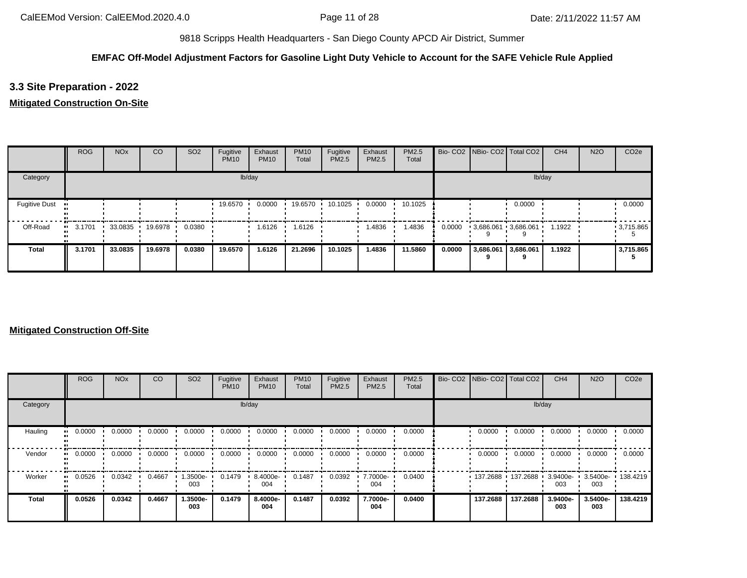9818 Scripps Health Headquarters - San Diego County APCD Air District, Summer

**EMFAC Off-Model Adjustment Factors for Gasoline Light Duty Vehicle to Account for the SAFE Vehicle Rule Applied**

## 3.3 Site Preparation - 2022

### Mitigated Construction On-Site

| | ROG | NOx | CO | SO2 | Fugitive PM10 | Exhaust PM10 | PM10 Total | Fugitive PM2.5 | Exhaust PM2.5 | PM2.5 Total | Bio- CO2 | NBio- CO2 | Total CO2 | CH4 | N2O | CO2e |
|---|---|---|---|---|---|---|---|---|---|---|---|---|---|---|---|---|
| Category | lb/day | | | | | | | | | | lb/day | | | | | |
| Fugitive Dust | | | | | 19.6570 | 0.0000 | 19.6570 | 10.1025 | 0.0000 | 10.1025 | | | 0.0000 | | | 0.0000 |
| Off-Road | 3.1701 | 33.0835 | 19.6978 | 0.0380 | | 1.6126 | 1.6126 | | 1.4836 | 1.4836 | 0.0000 | 3,686.0619 | 3,686.0619 | 1.1922 | | 3,715.8655 |
| **Total** | **3.1701** | **33.0835** | **19.6978** | **0.0380** | **19.6570** | **1.6126** | **21.2696** | **10.1025** | **1.4836** | **11.5860** | **0.0000** | **3,686.0619** | **3,686.0619** | **1.1922** | | **3,715.8655** |

### Mitigated Construction Off-Site

| | ROG | NOx | CO | SO2 | Fugitive PM10 | Exhaust PM10 | PM10 Total | Fugitive PM2.5 | Exhaust PM2.5 | PM2.5 Total | Bio- CO2 | NBio- CO2 | Total CO2 | CH4 | N2O | CO2e |
|---|---|---|---|---|---|---|---|---|---|---|---|---|---|---|---|---|
| Category | lb/day | | | | | | | | | | lb/day | | | | | |
| Hauling | 0.0000 | 0.0000 | 0.0000 | 0.0000 | 0.0000 | 0.0000 | 0.0000 | 0.0000 | 0.0000 | 0.0000 | | 0.0000 | 0.0000 | 0.0000 | 0.0000 | 0.0000 |
| Vendor | 0.0000 | 0.0000 | 0.0000 | 0.0000 | 0.0000 | 0.0000 | 0.0000 | 0.0000 | 0.0000 | 0.0000 | | 0.0000 | 0.0000 | 0.0000 | 0.0000 | 0.0000 |
| Worker | 0.0526 | 0.0342 | 0.4667 | 1.3500e-003 | 0.1479 | 8.4000e-004 | 0.1487 | 0.0392 | 7.7000e-004 | 0.0400 | | 137.2688 | 137.2688 | 3.9400e-003 | 3.5400e-003 | 138.4219 |
| **Total** | **0.0526** | **0.0342** | **0.4667** | **1.3500e-003** | **0.1479** | **8.4000e-004** | **0.1487** | **0.0392** | **7.7000e-004** | **0.0400** | | **137.2688** | **137.2688** | **3.9400e-003** | **3.5400e-003** | **138.4219** |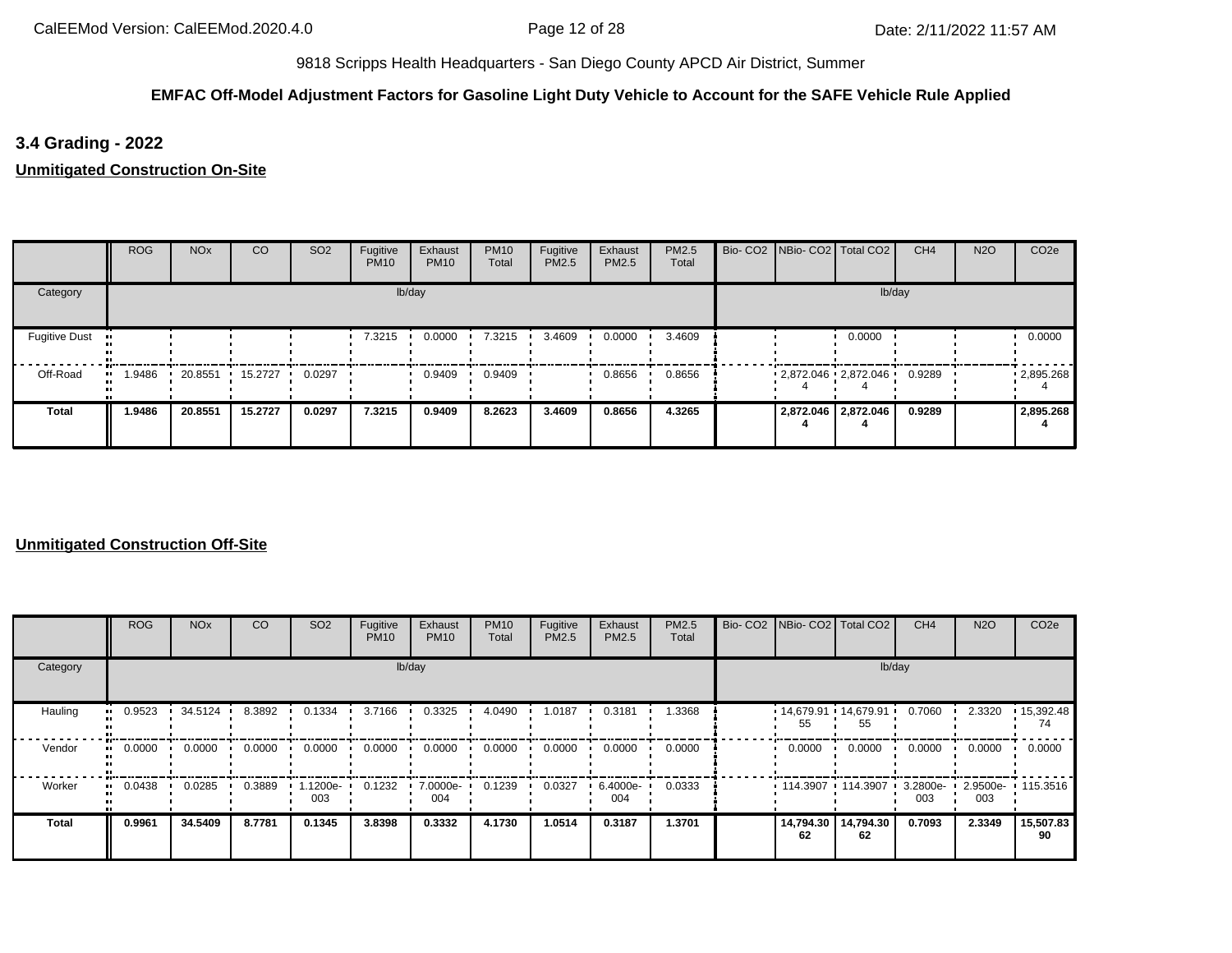9818 Scripps Health Headquarters - San Diego County APCD Air District, Summer

**EMFAC Off-Model Adjustment Factors for Gasoline Light Duty Vehicle to Account for the SAFE Vehicle Rule Applied**

### 3.4 Grading - 2022

**Unmitigated Construction On-Site**

| | ROG | NOx | CO | SO2 | Fugitive PM10 | Exhaust PM10 | PM10 Total | Fugitive PM2.5 | Exhaust PM2.5 | PM2.5 Total | Bio- CO2 | NBio- CO2 | Total CO2 | CH4 | N2O | CO2e |
|---|---|---|---|---|---|---|---|---|---|---|---|---|---|---|---|---|
| Category | lb/day | | | | | | | | | | lb/day | | | | | |
| Fugitive Dust | | | | | 7.3215 | 0.0000 | 7.3215 | 3.4609 | 0.0000 | 3.4609 | | | 0.0000 | | | 0.0000 |
| Off-Road | 1.9486 | 20.8551 | 15.2727 | 0.0297 | | 0.9409 | 0.9409 | | 0.8656 | 0.8656 | | 2,872.0464 | 2,872.0464 | 0.9289 | | 2,895.2684 |
| **Total** | **1.9486** | **20.8551** | **15.2727** | **0.0297** | **7.3215** | **0.9409** | **8.2623** | **3.4609** | **0.8656** | **4.3265** | | **2,872.0464** | **2,872.0464** | **0.9289** | | **2,895.2684** |

**Unmitigated Construction Off-Site**

| | ROG | NOx | CO | SO2 | Fugitive PM10 | Exhaust PM10 | PM10 Total | Fugitive PM2.5 | Exhaust PM2.5 | PM2.5 Total | Bio- CO2 | NBio- CO2 | Total CO2 | CH4 | N2O | CO2e |
|---|---|---|---|---|---|---|---|---|---|---|---|---|---|---|---|---|
| Category | lb/day | | | | | | | | | | lb/day | | | | | |
| Hauling | 0.9523 | 34.5124 | 8.3892 | 0.1334 | 3.7166 | 0.3325 | 4.0490 | 1.0187 | 0.3181 | 1.3368 | | 14,679.9155 | 14,679.9155 | 0.7060 | 2.3320 | 15,392.4874 |
| Vendor | 0.0000 | 0.0000 | 0.0000 | 0.0000 | 0.0000 | 0.0000 | 0.0000 | 0.0000 | 0.0000 | 0.0000 | | 0.0000 | 0.0000 | 0.0000 | 0.0000 | 0.0000 |
| Worker | 0.0438 | 0.0285 | 0.3889 | 1.1200e-003 | 0.1232 | 7.0000e-004 | 0.1239 | 0.0327 | 6.4000e-004 | 0.0333 | | 114.3907 | 114.3907 | 3.2800e-003 | 2.9500e-003 | 115.3516 |
| **Total** | **0.9961** | **34.5409** | **8.7781** | **0.1345** | **3.8398** | **0.3332** | **4.1730** | **1.0514** | **0.3187** | **1.3701** | | **14,794.3062** | **14,794.3062** | **0.7093** | **2.3349** | **15,507.8390** |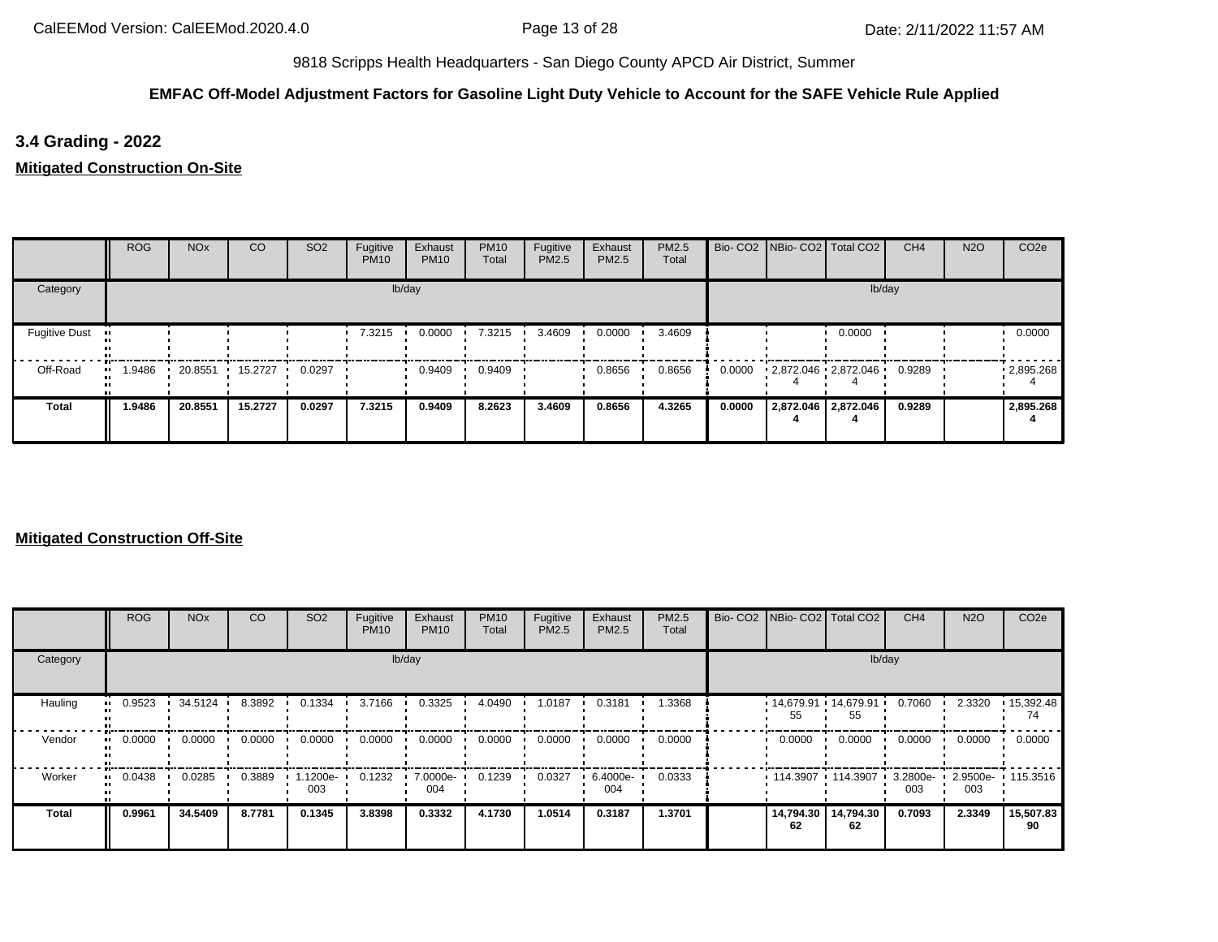9818 Scripps Health Headquarters - San Diego County APCD Air District, Summer

**EMFAC Off-Model Adjustment Factors for Gasoline Light Duty Vehicle to Account for the SAFE Vehicle Rule Applied**

## 3.4 Grading - 2022

**Mitigated Construction On-Site**

| | ROG | NOx | CO | SO2 | Fugitive PM10 | Exhaust PM10 | PM10 Total | Fugitive PM2.5 | Exhaust PM2.5 | PM2.5 Total | Bio- CO2 | NBio- CO2 | Total CO2 | CH4 | N2O | CO2e |
|---|---|---|---|---|---|---|---|---|---|---|---|---|---|---|---|---|
| Category | lb/day | | | | | | | | | | lb/day | | | | | |
| Fugitive Dust | | | | | 7.3215 | 0.0000 | 7.3215 | 3.4609 | 0.0000 | 3.4609 | | | 0.0000 | | | 0.0000 |
| Off-Road | 1.9486 | 20.8551 | 15.2727 | 0.0297 | | 0.9409 | 0.9409 | | 0.8656 | 0.8656 | 0.0000 | 2,872.0464 | 2,872.0464 | 0.9289 | | 2,895.2684 |
| **Total** | **1.9486** | **20.8551** | **15.2727** | **0.0297** | **7.3215** | **0.9409** | **8.2623** | **3.4609** | **0.8656** | **4.3265** | **0.0000** | **2,872.0464** | **2,872.0464** | **0.9289** | | **2,895.2684** |

**Mitigated Construction Off-Site**

| | ROG | NOx | CO | SO2 | Fugitive PM10 | Exhaust PM10 | PM10 Total | Fugitive PM2.5 | Exhaust PM2.5 | PM2.5 Total | Bio- CO2 | NBio- CO2 | Total CO2 | CH4 | N2O | CO2e |
|---|---|---|---|---|---|---|---|---|---|---|---|---|---|---|---|---|
| Category | lb/day | | | | | | | | | | lb/day | | | | | |
| Hauling | 0.9523 | 34.5124 | 8.3892 | 0.1334 | 3.7166 | 0.3325 | 4.0490 | 1.0187 | 0.3181 | 1.3368 | | 14,679.9155 | 14,679.9155 | 0.7060 | 2.3320 | 15,392.4874 |
| Vendor | 0.0000 | 0.0000 | 0.0000 | 0.0000 | 0.0000 | 0.0000 | 0.0000 | 0.0000 | 0.0000 | 0.0000 | | 0.0000 | 0.0000 | 0.0000 | 0.0000 | 0.0000 |
| Worker | 0.0438 | 0.0285 | 0.3889 | 1.1200e-003 | 0.1232 | 7.0000e-004 | 0.1239 | 0.0327 | 6.4000e-004 | 0.0333 | | 114.3907 | 114.3907 | 3.2800e-003 | 2.9500e-003 | 115.3516 |
| **Total** | **0.9961** | **34.5409** | **8.7781** | **0.1345** | **3.8398** | **0.3332** | **4.1730** | **1.0514** | **0.3187** | **1.3701** | | **14,794.3062** | **14,794.3062** | **0.7093** | **2.3349** | **15,507.8390** |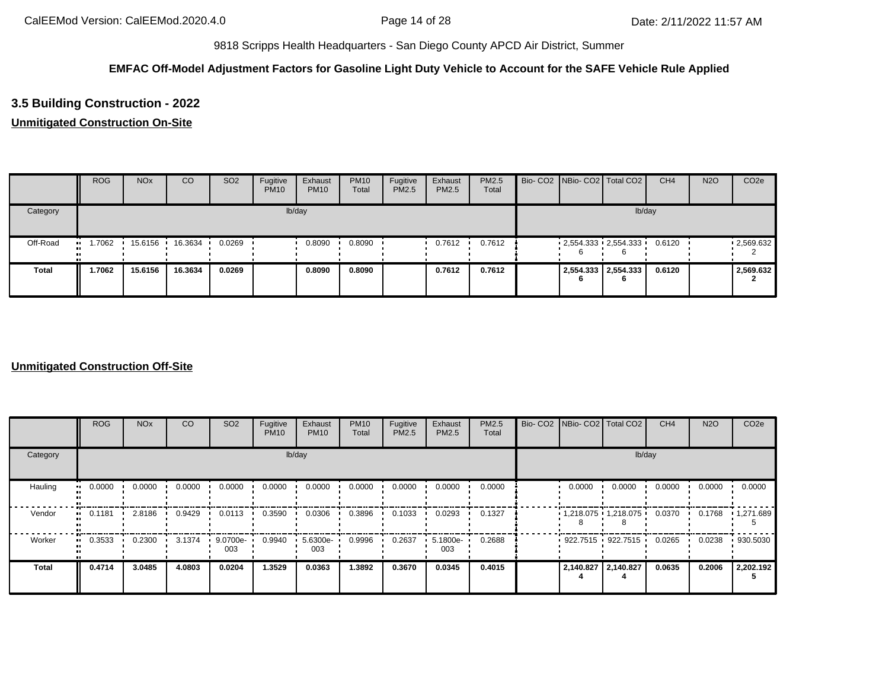9818 Scripps Health Headquarters - San Diego County APCD Air District, Summer

**EMFAC Off-Model Adjustment Factors for Gasoline Light Duty Vehicle to Account for the SAFE Vehicle Rule Applied**

## 3.5 Building Construction - 2022

### Unmitigated Construction On-Site

| | ROG | NOx | CO | SO2 | Fugitive PM10 | Exhaust PM10 | PM10 Total | Fugitive PM2.5 | Exhaust PM2.5 | PM2.5 Total | Bio- CO2 | NBio- CO2 | Total CO2 | CH4 | N2O | CO2e |
|---|---|---|---|---|---|---|---|---|---|---|---|---|---|---|---|---|
| Category | lb/day | | | | | | | | | | lb/day | | | | | |
| Off-Road | 1.7062 | 15.6156 | 16.3634 | 0.0269 | | 0.8090 | 0.8090 | | 0.7612 | 0.7612 | | 2,554.3336 | 2,554.3336 | 0.6120 | | 2,569.6322 |
| **Total** | **1.7062** | **15.6156** | **16.3634** | **0.0269** | | **0.8090** | **0.8090** | | **0.7612** | **0.7612** | | **2,554.3336** | **2,554.3336** | **0.6120** | | **2,569.6322** |

### Unmitigated Construction Off-Site

| | ROG | NOx | CO | SO2 | Fugitive PM10 | Exhaust PM10 | PM10 Total | Fugitive PM2.5 | Exhaust PM2.5 | PM2.5 Total | Bio- CO2 | NBio- CO2 | Total CO2 | CH4 | N2O | CO2e |
|---|---|---|---|---|---|---|---|---|---|---|---|---|---|---|---|---|
| Category | lb/day | | | | | | | | | | lb/day | | | | | |
| Hauling | 0.0000 | 0.0000 | 0.0000 | 0.0000 | 0.0000 | 0.0000 | 0.0000 | 0.0000 | 0.0000 | 0.0000 | | 0.0000 | 0.0000 | 0.0000 | 0.0000 | 0.0000 |
| Vendor | 0.1181 | 2.8186 | 0.9429 | 0.0113 | 0.3590 | 0.0306 | 0.3896 | 0.1033 | 0.0293 | 0.1327 | | 1,218.0758 | 1,218.0758 | 0.0370 | 0.1768 | 1,271.6895 |
| Worker | 0.3533 | 0.2300 | 3.1374 | 9.0700e-003 | 0.9940 | 5.6300e-003 | 0.9996 | 0.2637 | 5.1800e-003 | 0.2688 | | 922.7515 | 922.7515 | 0.0265 | 0.0238 | 930.5030 |
| **Total** | **0.4714** | **3.0485** | **4.0803** | **0.0204** | **1.3529** | **0.0363** | **1.3892** | **0.3670** | **0.0345** | **0.4015** | | **2,140.8274** | **2,140.8274** | **0.0635** | **0.2006** | **2,202.1925** |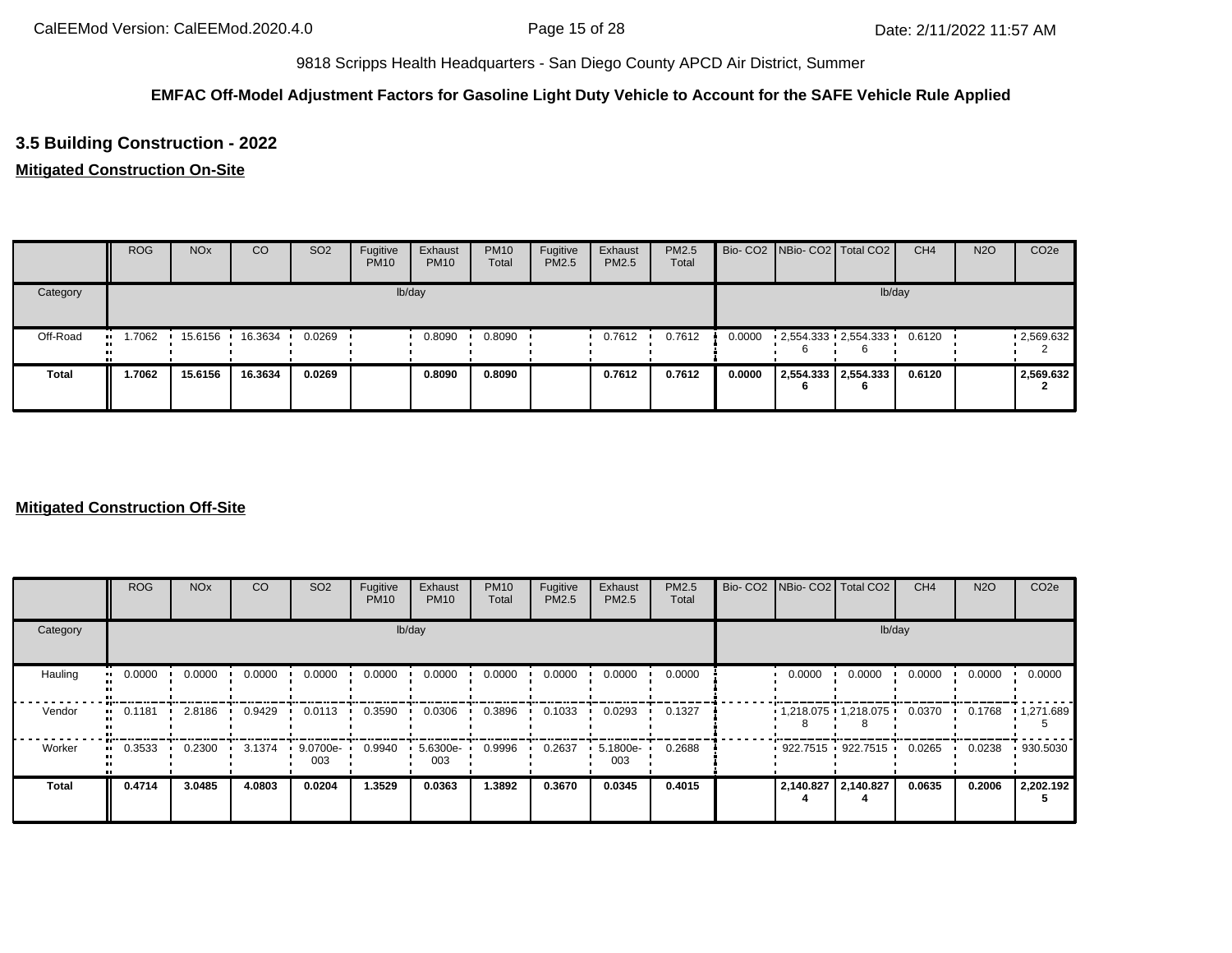9818 Scripps Health Headquarters - San Diego County APCD Air District, Summer

**EMFAC Off-Model Adjustment Factors for Gasoline Light Duty Vehicle to Account for the SAFE Vehicle Rule Applied**

## 3.5 Building Construction - 2022

### Mitigated Construction On-Site

| | ROG | NOx | CO | SO2 | Fugitive PM10 | Exhaust PM10 | PM10 Total | Fugitive PM2.5 | Exhaust PM2.5 | PM2.5 Total | Bio- CO2 | NBio- CO2 | Total CO2 | CH4 | N2O | CO2e |
|---|---|---|---|---|---|---|---|---|---|---|---|---|---|---|---|---|
| Category | lb/day | | | | | | | | | | lb/day | | | | | |
| Off-Road | 1.7062 | 15.6156 | 16.3634 | 0.0269 | | 0.8090 | 0.8090 | | 0.7612 | 0.7612 | 0.0000 | 2,554.3336 | 2,554.3336 | 0.6120 | | 2,569.6322 |
| **Total** | **1.7062** | **15.6156** | **16.3634** | **0.0269** | | **0.8090** | **0.8090** | | **0.7612** | **0.7612** | **0.0000** | **2,554.3336** | **2,554.3336** | **0.6120** | | **2,569.6322** |

### Mitigated Construction Off-Site

| | ROG | NOx | CO | SO2 | Fugitive PM10 | Exhaust PM10 | PM10 Total | Fugitive PM2.5 | Exhaust PM2.5 | PM2.5 Total | Bio- CO2 | NBio- CO2 | Total CO2 | CH4 | N2O | CO2e |
|---|---|---|---|---|---|---|---|---|---|---|---|---|---|---|---|---|
| Category | lb/day | | | | | | | | | | lb/day | | | | | |
| Hauling | 0.0000 | 0.0000 | 0.0000 | 0.0000 | 0.0000 | 0.0000 | 0.0000 | 0.0000 | 0.0000 | 0.0000 | | 0.0000 | 0.0000 | 0.0000 | 0.0000 | 0.0000 |
| Vendor | 0.1181 | 2.8186 | 0.9429 | 0.0113 | 0.3590 | 0.0306 | 0.3896 | 0.1033 | 0.0293 | 0.1327 | | 1,218.0758 | 1,218.0758 | 0.0370 | 0.1768 | 1,271.6895 |
| Worker | 0.3533 | 0.2300 | 3.1374 | 9.0700e-003 | 0.9940 | 5.6300e-003 | 0.9996 | 0.2637 | 5.1800e-003 | 0.2688 | | 922.7515 | 922.7515 | 0.0265 | 0.0238 | 930.5030 |
| **Total** | **0.4714** | **3.0485** | **4.0803** | **0.0204** | **1.3529** | **0.0363** | **1.3892** | **0.3670** | **0.0345** | **0.4015** | | **2,140.8274** | **2,140.8274** | **0.0635** | **0.2006** | **2,202.1925** |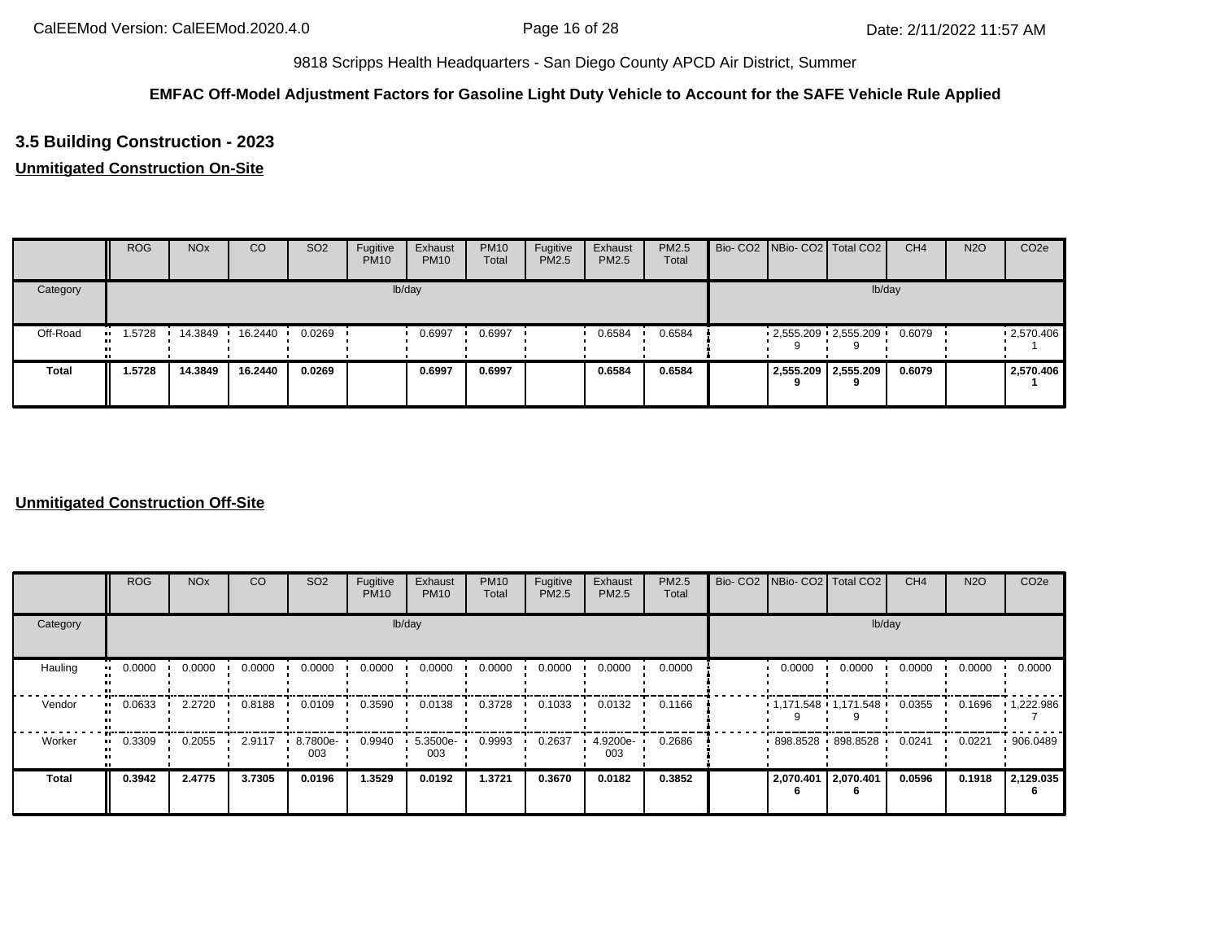9818 Scripps Health Headquarters - San Diego County APCD Air District, Summer

**EMFAC Off-Model Adjustment Factors for Gasoline Light Duty Vehicle to Account for the SAFE Vehicle Rule Applied**

## 3.5 Building Construction - 2023

**Unmitigated Construction On-Site**

| | ROG | NOx | CO | SO2 | Fugitive PM10 | Exhaust PM10 | PM10 Total | Fugitive PM2.5 | Exhaust PM2.5 | PM2.5 Total | Bio- CO2 | NBio- CO2 | Total CO2 | CH4 | N2O | CO2e |
|---|---|---|---|---|---|---|---|---|---|---|---|---|---|---|---|---|
| Category | lb/day | | | | | | | | | | lb/day | | | | | |
| Off-Road | 1.5728 | 14.3849 | 16.2440 | 0.0269 | | 0.6997 | 0.6997 | | 0.6584 | 0.6584 | | 2,555.2099 | 2,555.2099 | 0.6079 | | 2,570.4061 |
| **Total** | **1.5728** | **14.3849** | **16.2440** | **0.0269** | | **0.6997** | **0.6997** | | **0.6584** | **0.6584** | | **2,555.2099** | **2,555.2099** | **0.6079** | | **2,570.4061** |

**Unmitigated Construction Off-Site**

| | ROG | NOx | CO | SO2 | Fugitive PM10 | Exhaust PM10 | PM10 Total | Fugitive PM2.5 | Exhaust PM2.5 | PM2.5 Total | Bio- CO2 | NBio- CO2 | Total CO2 | CH4 | N2O | CO2e |
|---|---|---|---|---|---|---|---|---|---|---|---|---|---|---|---|---|
| Category | lb/day | | | | | | | | | | lb/day | | | | | |
| Hauling | 0.0000 | 0.0000 | 0.0000 | 0.0000 | 0.0000 | 0.0000 | 0.0000 | 0.0000 | 0.0000 | 0.0000 | | 0.0000 | 0.0000 | 0.0000 | 0.0000 | 0.0000 |
| Vendor | 0.0633 | 2.2720 | 0.8188 | 0.0109 | 0.3590 | 0.0138 | 0.3728 | 0.1033 | 0.0132 | 0.1166 | | 1,171.5489 | 1,171.5489 | 0.0355 | 0.1696 | 1,222.9867 |
| Worker | 0.3309 | 0.2055 | 2.9117 | 8.7800e-003 | 0.9940 | 5.3500e-003 | 0.9993 | 0.2637 | 4.9200e-003 | 0.2686 | | 898.8528 | 898.8528 | 0.0241 | 0.0221 | 906.0489 |
| **Total** | **0.3942** | **2.4775** | **3.7305** | **0.0196** | **1.3529** | **0.0192** | **1.3721** | **0.3670** | **0.0182** | **0.3852** | | **2,070.4016** | **2,070.4016** | **0.0596** | **0.1918** | **2,129.0356** |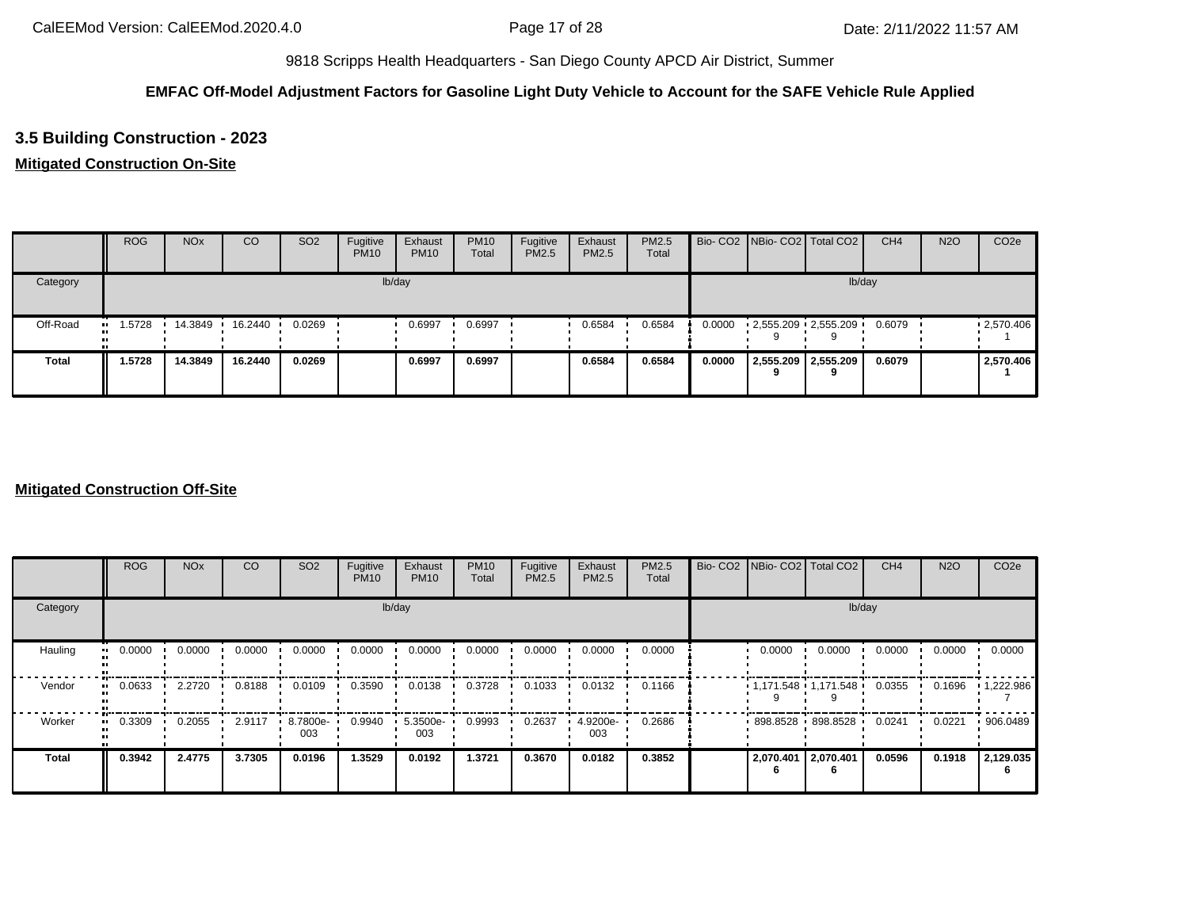9818 Scripps Health Headquarters - San Diego County APCD Air District, Summer

**EMFAC Off-Model Adjustment Factors for Gasoline Light Duty Vehicle to Account for the SAFE Vehicle Rule Applied**

## 3.5 Building Construction - 2023

**Mitigated Construction On-Site**

| | ROG | NOx | CO | SO2 | Fugitive PM10 | Exhaust PM10 | PM10 Total | Fugitive PM2.5 | Exhaust PM2.5 | PM2.5 Total | Bio- CO2 | NBio- CO2 | Total CO2 | CH4 | N2O | CO2e |
|---|---|---|---|---|---|---|---|---|---|---|---|---|---|---|---|---|
| Category | lb/day | | | | | | | | | | lb/day | | | | | |
| Off-Road | 1.5728 | 14.3849 | 16.2440 | 0.0269 | | 0.6997 | 0.6997 | | 0.6584 | 0.6584 | 0.0000 | 2,555.2099 | 2,555.2099 | 0.6079 | | 2,570.4061 |
| **Total** | **1.5728** | **14.3849** | **16.2440** | **0.0269** | | **0.6997** | **0.6997** | | **0.6584** | **0.6584** | **0.0000** | **2,555.2099** | **2,555.2099** | **0.6079** | | **2,570.4061** |

**Mitigated Construction Off-Site**

| | ROG | NOx | CO | SO2 | Fugitive PM10 | Exhaust PM10 | PM10 Total | Fugitive PM2.5 | Exhaust PM2.5 | PM2.5 Total | Bio- CO2 | NBio- CO2 | Total CO2 | CH4 | N2O | CO2e |
|---|---|---|---|---|---|---|---|---|---|---|---|---|---|---|---|---|
| Category | lb/day | | | | | | | | | | lb/day | | | | | |
| Hauling | 0.0000 | 0.0000 | 0.0000 | 0.0000 | 0.0000 | 0.0000 | 0.0000 | 0.0000 | 0.0000 | 0.0000 | | 0.0000 | 0.0000 | 0.0000 | 0.0000 | 0.0000 |
| Vendor | 0.0633 | 2.2720 | 0.8188 | 0.0109 | 0.3590 | 0.0138 | 0.3728 | 0.1033 | 0.0132 | 0.1166 | | 1,171.5489 | 1,171.5489 | 0.0355 | 0.1696 | 1,222.9867 |
| Worker | 0.3309 | 0.2055 | 2.9117 | 8.7800e-003 | 0.9940 | 5.3500e-003 | 0.9993 | 0.2637 | 4.9200e-003 | 0.2686 | | 898.8528 | 898.8528 | 0.0241 | 0.0221 | 906.0489 |
| **Total** | **0.3942** | **2.4775** | **3.7305** | **0.0196** | **1.3529** | **0.0192** | **1.3721** | **0.3670** | **0.0182** | **0.3852** | | **2,070.4016** | **2,070.4016** | **0.0596** | **0.1918** | **2,129.0356** |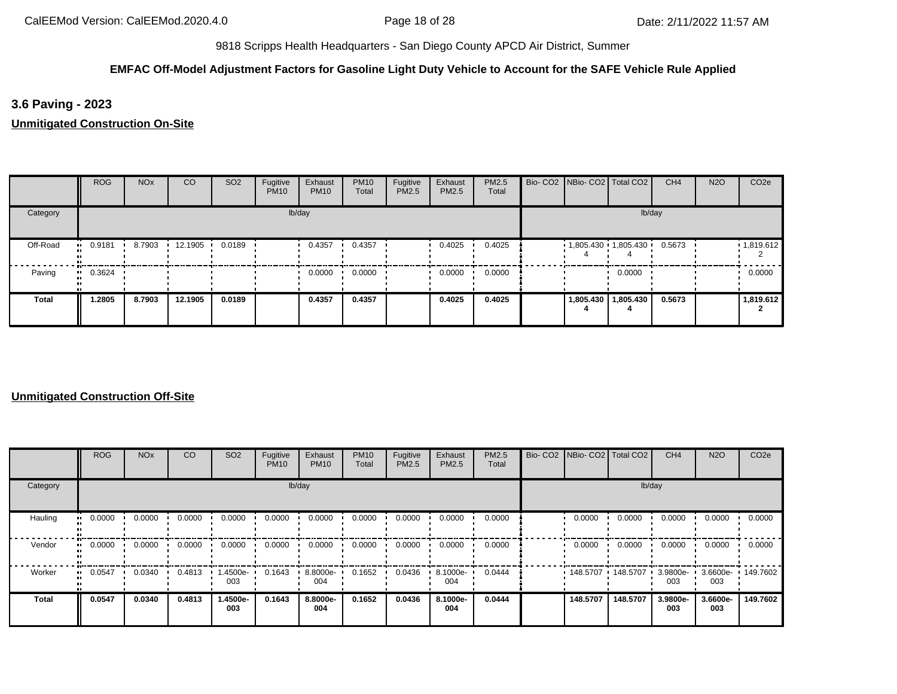9818 Scripps Health Headquarters - San Diego County APCD Air District, Summer

**EMFAC Off-Model Adjustment Factors for Gasoline Light Duty Vehicle to Account for the SAFE Vehicle Rule Applied**

### 3.6 Paving - 2023

**Unmitigated Construction On-Site**

| | ROG | NOx | CO | SO2 | Fugitive PM10 | Exhaust PM10 | PM10 Total | Fugitive PM2.5 | Exhaust PM2.5 | PM2.5 Total | Bio- CO2 | NBio- CO2 | Total CO2 | CH4 | N2O | CO2e |
|---|---|---|---|---|---|---|---|---|---|---|---|---|---|---|---|---|
| Category | lb/day | | | | | | | | | | lb/day | | | | | |
| Off-Road | 0.9181 | 8.7903 | 12.1905 | 0.0189 | | 0.4357 | 0.4357 | | 0.4025 | 0.4025 | | 1,805.4304 | 1,805.4304 | 0.5673 | | 1,819.6122 |
| Paving | 0.3624 | | | | | 0.0000 | 0.0000 | | 0.0000 | 0.0000 | | | 0.0000 | | | 0.0000 |
| **Total** | **1.2805** | **8.7903** | **12.1905** | **0.0189** | | **0.4357** | **0.4357** | | **0.4025** | **0.4025** | | **1,805.4304** | **1,805.4304** | **0.5673** | | **1,819.6122** |

**Unmitigated Construction Off-Site**

| | ROG | NOx | CO | SO2 | Fugitive PM10 | Exhaust PM10 | PM10 Total | Fugitive PM2.5 | Exhaust PM2.5 | PM2.5 Total | Bio- CO2 | NBio- CO2 | Total CO2 | CH4 | N2O | CO2e |
|---|---|---|---|---|---|---|---|---|---|---|---|---|---|---|---|---|
| Category | lb/day | | | | | | | | | | lb/day | | | | | |
| Hauling | 0.0000 | 0.0000 | 0.0000 | 0.0000 | 0.0000 | 0.0000 | 0.0000 | 0.0000 | 0.0000 | 0.0000 | | 0.0000 | 0.0000 | 0.0000 | 0.0000 | 0.0000 |
| Vendor | 0.0000 | 0.0000 | 0.0000 | 0.0000 | 0.0000 | 0.0000 | 0.0000 | 0.0000 | 0.0000 | 0.0000 | | 0.0000 | 0.0000 | 0.0000 | 0.0000 | 0.0000 |
| Worker | 0.0547 | 0.0340 | 0.4813 | 1.4500e-003 | 0.1643 | 8.8000e-004 | 0.1652 | 0.0436 | 8.1000e-004 | 0.0444 | | 148.5707 | 148.5707 | 3.9800e-003 | 3.6600e-003 | 149.7602 |
| **Total** | **0.0547** | **0.0340** | **0.4813** | **1.4500e-003** | **0.1643** | **8.8000e-004** | **0.1652** | **0.0436** | **8.1000e-004** | **0.0444** | | **148.5707** | **148.5707** | **3.9800e-003** | **3.6600e-003** | **149.7602** |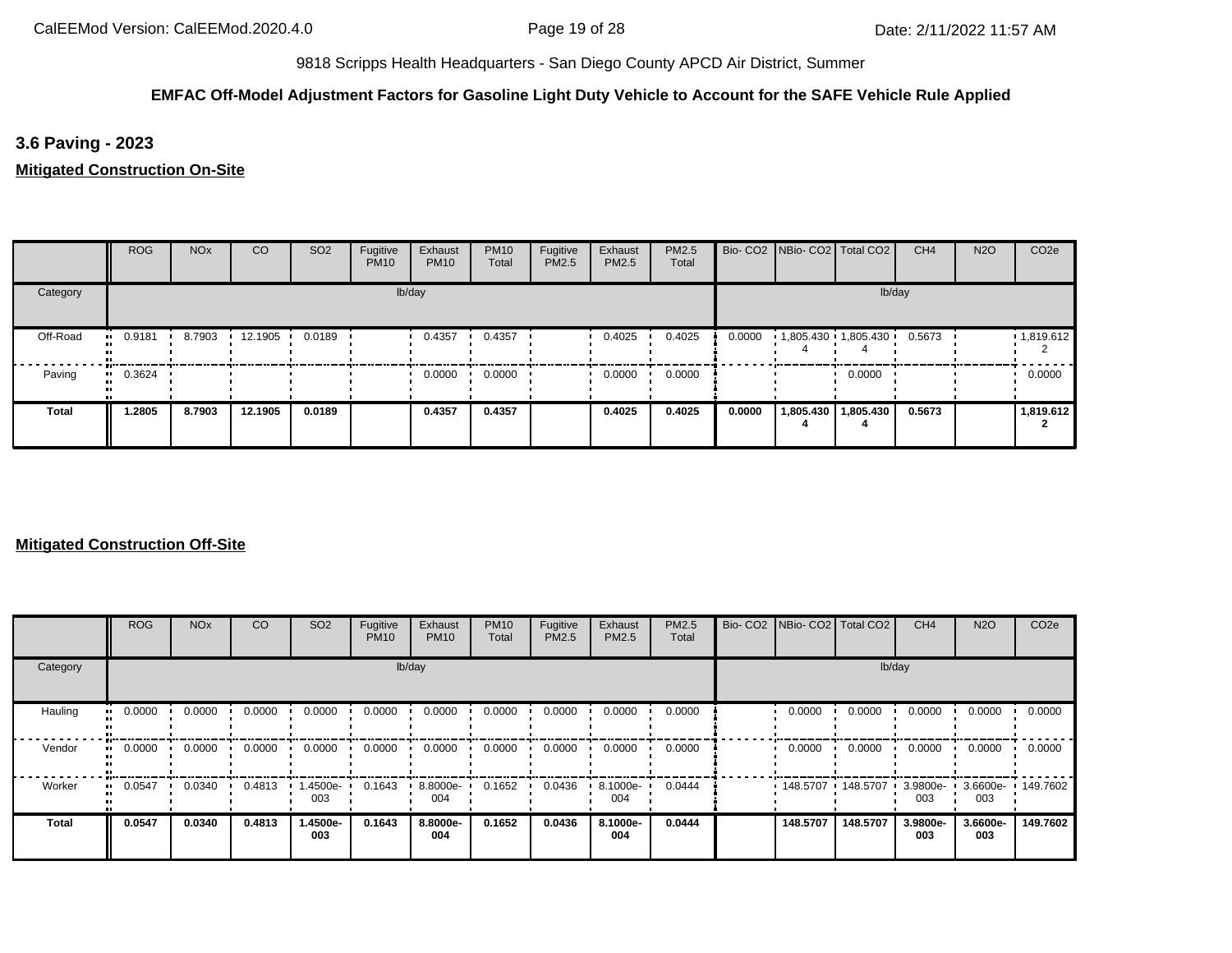9818 Scripps Health Headquarters - San Diego County APCD Air District, Summer

**EMFAC Off-Model Adjustment Factors for Gasoline Light Duty Vehicle to Account for the SAFE Vehicle Rule Applied**

## 3.6 Paving - 2023

**Mitigated Construction On-Site**

| | ROG | NOx | CO | SO2 | Fugitive PM10 | Exhaust PM10 | PM10 Total | Fugitive PM2.5 | Exhaust PM2.5 | PM2.5 Total | Bio- CO2 | NBio- CO2 | Total CO2 | CH4 | N2O | CO2e |
|---|---|---|---|---|---|---|---|---|---|---|---|---|---|---|---|---|
| Category | lb/day | | | | | | | | | | lb/day | | | | | |
| Off-Road | 0.9181 | 8.7903 | 12.1905 | 0.0189 | | 0.4357 | 0.4357 | | 0.4025 | 0.4025 | 0.0000 | 1,805.4304 | 1,805.4304 | 0.5673 | | 1,819.6122 |
| Paving | 0.3624 | | | | | 0.0000 | 0.0000 | | 0.0000 | 0.0000 | | | 0.0000 | | | 0.0000 |
| **Total** | **1.2805** | **8.7903** | **12.1905** | **0.0189** | | **0.4357** | **0.4357** | | **0.4025** | **0.4025** | **0.0000** | **1,805.4304** | **1,805.4304** | **0.5673** | | **1,819.6122** |

**Mitigated Construction Off-Site**

| | ROG | NOx | CO | SO2 | Fugitive PM10 | Exhaust PM10 | PM10 Total | Fugitive PM2.5 | Exhaust PM2.5 | PM2.5 Total | Bio- CO2 | NBio- CO2 | Total CO2 | CH4 | N2O | CO2e |
|---|---|---|---|---|---|---|---|---|---|---|---|---|---|---|---|---|
| Category | lb/day | | | | | | | | | | lb/day | | | | | |
| Hauling | 0.0000 | 0.0000 | 0.0000 | 0.0000 | 0.0000 | 0.0000 | 0.0000 | 0.0000 | 0.0000 | 0.0000 | | 0.0000 | 0.0000 | 0.0000 | 0.0000 | 0.0000 |
| Vendor | 0.0000 | 0.0000 | 0.0000 | 0.0000 | 0.0000 | 0.0000 | 0.0000 | 0.0000 | 0.0000 | 0.0000 | | 0.0000 | 0.0000 | 0.0000 | 0.0000 | 0.0000 |
| Worker | 0.0547 | 0.0340 | 0.4813 | 1.4500e-003 | 0.1643 | 8.8000e-004 | 0.1652 | 0.0436 | 8.1000e-004 | 0.0444 | | 148.5707 | 148.5707 | 3.9800e-003 | 3.6600e-003 | 149.7602 |
| **Total** | **0.0547** | **0.0340** | **0.4813** | **1.4500e-003** | **0.1643** | **8.8000e-004** | **0.1652** | **0.0436** | **8.1000e-004** | **0.0444** | | **148.5707** | **148.5707** | **3.9800e-003** | **3.6600e-003** | **149.7602** |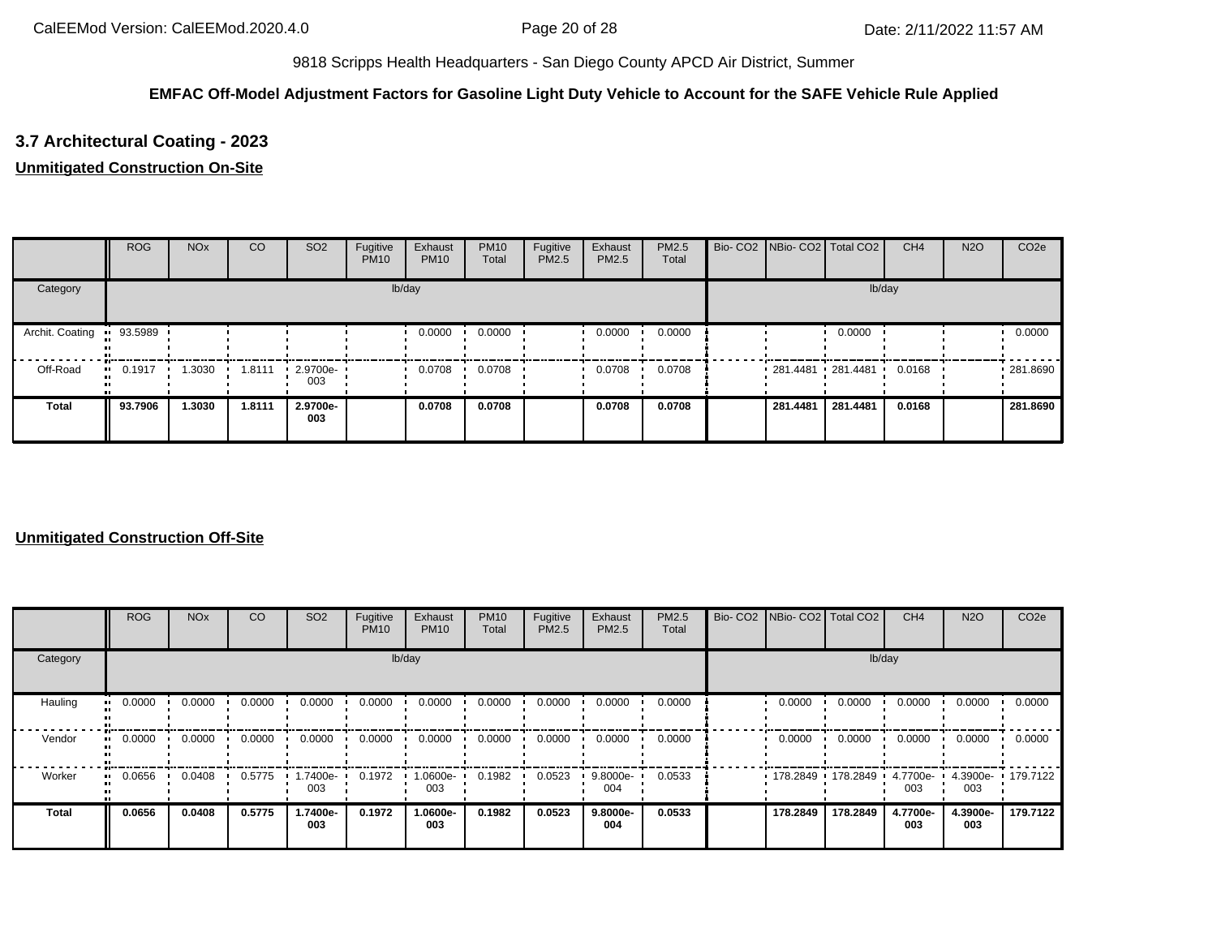9818 Scripps Health Headquarters - San Diego County APCD Air District, Summer

**EMFAC Off-Model Adjustment Factors for Gasoline Light Duty Vehicle to Account for the SAFE Vehicle Rule Applied**

## 3.7 Architectural Coating - 2023

**Unmitigated Construction On-Site**

| | ROG | NOx | CO | SO2 | Fugitive PM10 | Exhaust PM10 | PM10 Total | Fugitive PM2.5 | Exhaust PM2.5 | PM2.5 Total | Bio- CO2 | NBio- CO2 | Total CO2 | CH4 | N2O | CO2e |
|---|---|---|---|---|---|---|---|---|---|---|---|---|---|---|---|---|
| Category | lb/day | | | | | | | | | | lb/day | | | | | |
| Archit. Coating | 93.5989 | | | | | 0.0000 | 0.0000 | | 0.0000 | 0.0000 | | | 0.0000 | | | 0.0000 |
| Off-Road | 0.1917 | 1.3030 | 1.8111 | 2.9700e-003 | | 0.0708 | 0.0708 | | 0.0708 | 0.0708 | | 281.4481 | 281.4481 | 0.0168 | | 281.8690 |
| **Total** | **93.7906** | **1.3030** | **1.8111** | **2.9700e-003** | | **0.0708** | **0.0708** | | **0.0708** | **0.0708** | | **281.4481** | **281.4481** | **0.0168** | | **281.8690** |

**Unmitigated Construction Off-Site**

| | ROG | NOx | CO | SO2 | Fugitive PM10 | Exhaust PM10 | PM10 Total | Fugitive PM2.5 | Exhaust PM2.5 | PM2.5 Total | Bio- CO2 | NBio- CO2 | Total CO2 | CH4 | N2O | CO2e |
|---|---|---|---|---|---|---|---|---|---|---|---|---|---|---|---|---|
| Category | lb/day | | | | | | | | | | lb/day | | | | | |
| Hauling | 0.0000 | 0.0000 | 0.0000 | 0.0000 | 0.0000 | 0.0000 | 0.0000 | 0.0000 | 0.0000 | 0.0000 | | 0.0000 | 0.0000 | 0.0000 | 0.0000 | 0.0000 |
| Vendor | 0.0000 | 0.0000 | 0.0000 | 0.0000 | 0.0000 | 0.0000 | 0.0000 | 0.0000 | 0.0000 | 0.0000 | | 0.0000 | 0.0000 | 0.0000 | 0.0000 | 0.0000 |
| Worker | 0.0656 | 0.0408 | 0.5775 | 1.7400e-003 | 0.1972 | 1.0600e-003 | 0.1982 | 0.0523 | 9.8000e-004 | 0.0533 | | 178.2849 | 178.2849 | 4.7700e-003 | 4.3900e-003 | 179.7122 |
| **Total** | **0.0656** | **0.0408** | **0.5775** | **1.7400e-003** | **0.1972** | **1.0600e-003** | **0.1982** | **0.0523** | **9.8000e-004** | **0.0533** | | **178.2849** | **178.2849** | **4.7700e-003** | **4.3900e-003** | **179.7122** |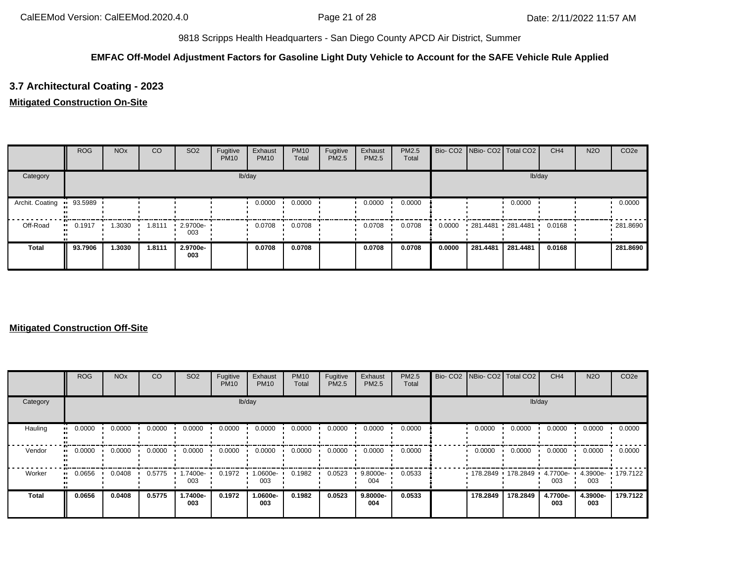9818 Scripps Health Headquarters - San Diego County APCD Air District, Summer

**EMFAC Off-Model Adjustment Factors for Gasoline Light Duty Vehicle to Account for the SAFE Vehicle Rule Applied**

### 3.7 Architectural Coating - 2023

**Mitigated Construction On-Site**

| | ROG | NOx | CO | SO2 | Fugitive PM10 | Exhaust PM10 | PM10 Total | Fugitive PM2.5 | Exhaust PM2.5 | PM2.5 Total | Bio- CO2 | NBio- CO2 | Total CO2 | CH4 | N2O | CO2e |
|---|---|---|---|---|---|---|---|---|---|---|---|---|---|---|---|---|
| Category | lb/day | | | | | | | | | | lb/day | | | | | |
| Archit. Coating | 93.5989 | | | | | 0.0000 | 0.0000 | | 0.0000 | 0.0000 | | | 0.0000 | | | 0.0000 |
| Off-Road | 0.1917 | 1.3030 | 1.8111 | 2.9700e-003 | | 0.0708 | 0.0708 | | 0.0708 | 0.0708 | 0.0000 | 281.4481 | 281.4481 | 0.0168 | | 281.8690 |
| **Total** | **93.7906** | **1.3030** | **1.8111** | **2.9700e-003** | | **0.0708** | **0.0708** | | **0.0708** | **0.0708** | **0.0000** | **281.4481** | **281.4481** | **0.0168** | | **281.8690** |

**Mitigated Construction Off-Site**

| | ROG | NOx | CO | SO2 | Fugitive PM10 | Exhaust PM10 | PM10 Total | Fugitive PM2.5 | Exhaust PM2.5 | PM2.5 Total | Bio- CO2 | NBio- CO2 | Total CO2 | CH4 | N2O | CO2e |
|---|---|---|---|---|---|---|---|---|---|---|---|---|---|---|---|---|
| Category | lb/day | | | | | | | | | | lb/day | | | | | |
| Hauling | 0.0000 | 0.0000 | 0.0000 | 0.0000 | 0.0000 | 0.0000 | 0.0000 | 0.0000 | 0.0000 | 0.0000 | | 0.0000 | 0.0000 | 0.0000 | 0.0000 | 0.0000 |
| Vendor | 0.0000 | 0.0000 | 0.0000 | 0.0000 | 0.0000 | 0.0000 | 0.0000 | 0.0000 | 0.0000 | 0.0000 | | 0.0000 | 0.0000 | 0.0000 | 0.0000 | 0.0000 |
| Worker | 0.0656 | 0.0408 | 0.5775 | 1.7400e-003 | 0.1972 | 1.0600e-003 | 0.1982 | 0.0523 | 9.8000e-004 | 0.0533 | | 178.2849 | 178.2849 | 4.7700e-003 | 4.3900e-003 | 179.7122 |
| **Total** | **0.0656** | **0.0408** | **0.5775** | **1.7400e-003** | **0.1972** | **1.0600e-003** | **0.1982** | **0.0523** | **9.8000e-004** | **0.0533** | | **178.2849** | **178.2849** | **4.7700e-003** | **4.3900e-003** | **179.7122** |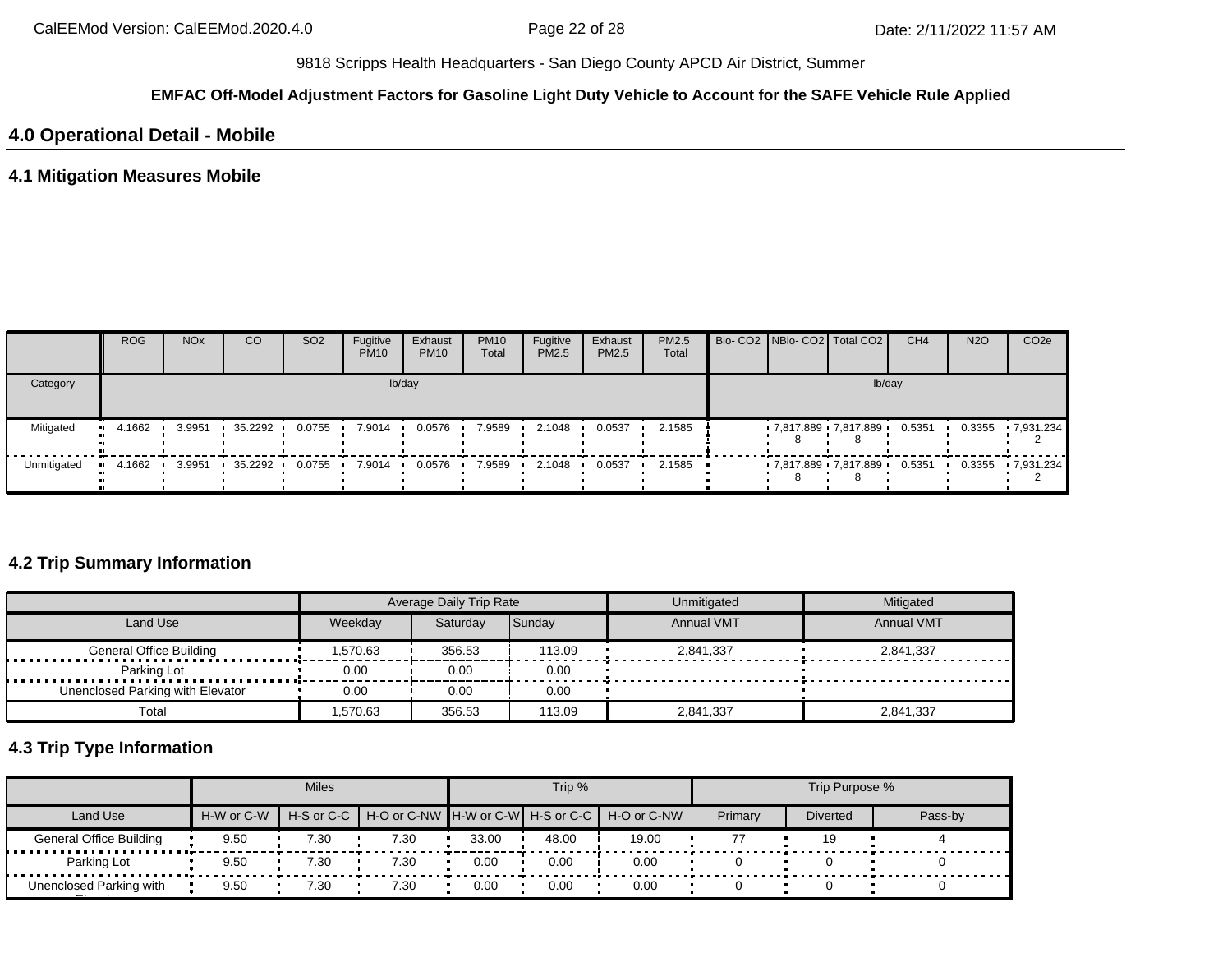9818 Scripps Health Headquarters - San Diego County APCD Air District, Summer

**EMFAC Off-Model Adjustment Factors for Gasoline Light Duty Vehicle to Account for the SAFE Vehicle Rule Applied**

## 4.0 Operational Detail - Mobile

### 4.1 Mitigation Measures Mobile

| | ROG | NOx | CO | SO2 | Fugitive PM10 | Exhaust PM10 | PM10 Total | Fugitive PM2.5 | Exhaust PM2.5 | PM2.5 Total | Bio- CO2 | NBio- CO2 | Total CO2 | CH4 | N2O | CO2e |
|---|---|---|---|---|---|---|---|---|---|---|---|---|---|---|---|---|
| Category | lb/day | | | | | | | | | | lb/day | | | | | |
| Mitigated | 4.1662 | 3.9951 | 35.2292 | 0.0755 | 7.9014 | 0.0576 | 7.9589 | 2.1048 | 0.0537 | 2.1585 | | 7,817.889 8 | 7,817.889 8 | 0.5351 | 0.3355 | 7,931.234 2 |
| Unmitigated | 4.1662 | 3.9951 | 35.2292 | 0.0755 | 7.9014 | 0.0576 | 7.9589 | 2.1048 | 0.0537 | 2.1585 | | 7,817.889 8 | 7,817.889 8 | 0.5351 | 0.3355 | 7,931.234 2 |

### 4.2 Trip Summary Information

| | Average Daily Trip Rate | | | Unmitigated | Mitigated |
|---|---|---|---|---|---|
| Land Use | Weekday | Saturday | Sunday | Annual VMT | Annual VMT |
| General Office Building | 1,570.63 | 356.53 | 113.09 | 2,841,337 | 2,841,337 |
| Parking Lot | 0.00 | 0.00 | 0.00 | | |
| Unenclosed Parking with Elevator | 0.00 | 0.00 | 0.00 | | |
| Total | 1,570.63 | 356.53 | 113.09 | 2,841,337 | 2,841,337 |

### 4.3 Trip Type Information

| | Miles | | | Trip % | | | Trip Purpose % | | |
|---|---|---|---|---|---|---|---|---|---|
| Land Use | H-W or C-W | H-S or C-C | H-O or C-NW | H-W or C-W | H-S or C-C | H-O or C-NW | Primary | Diverted | Pass-by |
| General Office Building | 9.50 | 7.30 | 7.30 | 33.00 | 48.00 | 19.00 | 77 | 19 | 4 |
| Parking Lot | 9.50 | 7.30 | 7.30 | 0.00 | 0.00 | 0.00 | 0 | 0 | 0 |
| Unenclosed Parking with Elevator | 9.50 | 7.30 | 7.30 | 0.00 | 0.00 | 0.00 | 0 | 0 | 0 |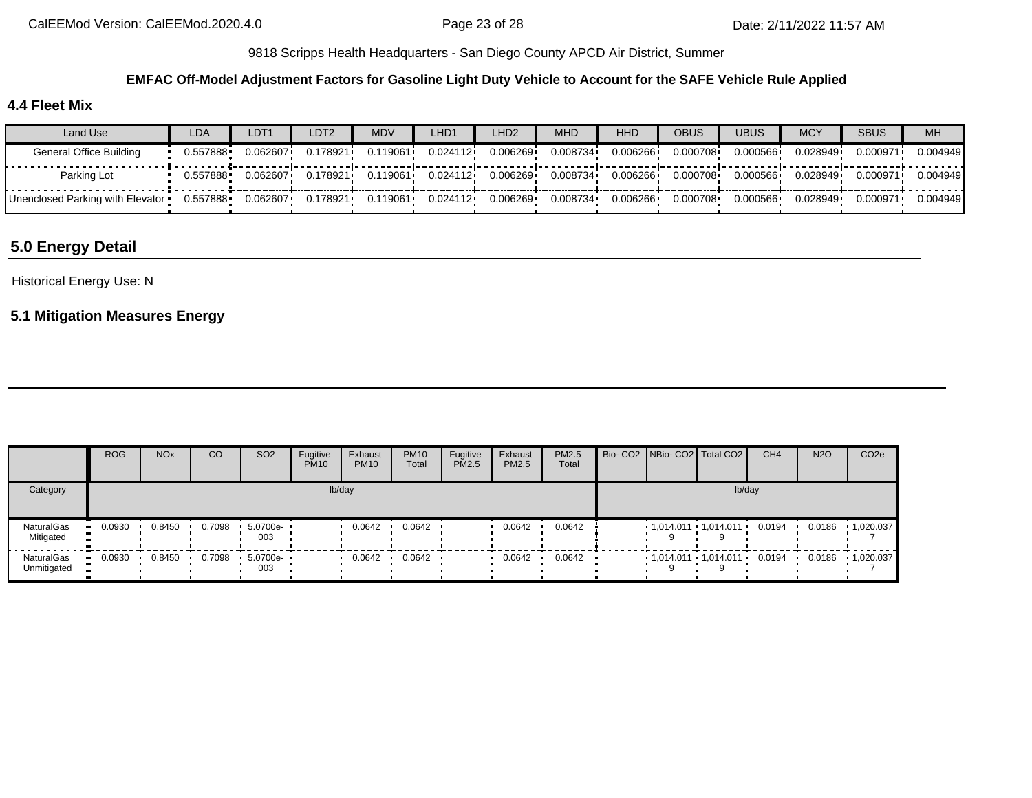9818 Scripps Health Headquarters - San Diego County APCD Air District, Summer

**EMFAC Off-Model Adjustment Factors for Gasoline Light Duty Vehicle to Account for the SAFE Vehicle Rule Applied**

### 4.4 Fleet Mix

| Land Use | LDA | LDT1 | LDT2 | MDV | LHD1 | LHD2 | MHD | HHD | OBUS | UBUS | MCY | SBUS | MH |
|---|---|---|---|---|---|---|---|---|---|---|---|---|---|
| General Office Building | 0.557888 | 0.062607 | 0.178921 | 0.119061 | 0.024112 | 0.006269 | 0.008734 | 0.006266 | 0.000708 | 0.000566 | 0.028949 | 0.000971 | 0.004949 |
| Parking Lot | 0.557888 | 0.062607 | 0.178921 | 0.119061 | 0.024112 | 0.006269 | 0.008734 | 0.006266 | 0.000708 | 0.000566 | 0.028949 | 0.000971 | 0.004949 |
| Unenclosed Parking with Elevator | 0.557888 | 0.062607 | 0.178921 | 0.119061 | 0.024112 | 0.006269 | 0.008734 | 0.006266 | 0.000708 | 0.000566 | 0.028949 | 0.000971 | 0.004949 |

## 5.0 Energy Detail

Historical Energy Use: N

### 5.1 Mitigation Measures Energy

| | ROG | NOx | CO | SO2 | Fugitive PM10 | Exhaust PM10 | PM10 Total | Fugitive PM2.5 | Exhaust PM2.5 | PM2.5 Total | Bio- CO2 | NBio- CO2 | Total CO2 | CH4 | N2O | CO2e |
|---|---|---|---|---|---|---|---|---|---|---|---|---|---|---|---|---|
| Category | | | | | lb/day | | | | | | | | | lb/day | | |
| NaturalGas Mitigated | 0.0930 | 0.8450 | 0.7098 | 5.0700e-003 | | 0.0642 | 0.0642 | | 0.0642 | 0.0642 | | 1,014.0119 | 1,014.0119 | 0.0194 | 0.0186 | 1,020.0377 |
| NaturalGas Unmitigated | 0.0930 | 0.8450 | 0.7098 | 5.0700e-003 | | 0.0642 | 0.0642 | | 0.0642 | 0.0642 | | 1,014.0119 | 1,014.0119 | 0.0194 | 0.0186 | 1,020.0377 |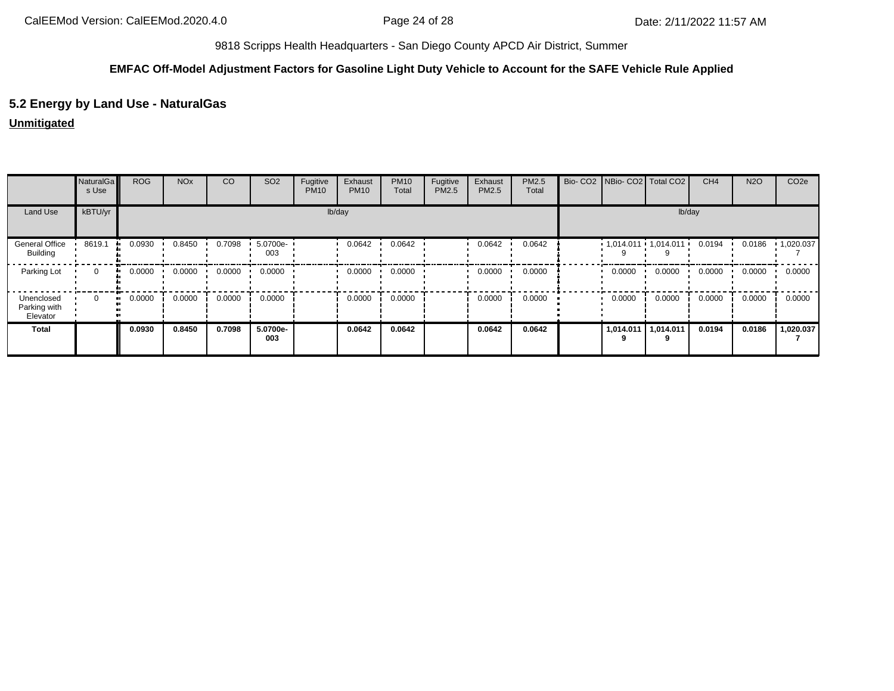9818 Scripps Health Headquarters - San Diego County APCD Air District, Summer

**EMFAC Off-Model Adjustment Factors for Gasoline Light Duty Vehicle to Account for the SAFE Vehicle Rule Applied**

## 5.2 Energy by Land Use - NaturalGas

**Unmitigated**

| | NaturalGas Use | ROG | NOx | CO | SO2 | Fugitive PM10 | Exhaust PM10 | PM10 Total | Fugitive PM2.5 | Exhaust PM2.5 | PM2.5 Total | Bio- CO2 | NBio- CO2 | Total CO2 | CH4 | N2O | CO2e |
|---|---|---|---|---|---|---|---|---|---|---|---|---|---|---|---|---|---|
| Land Use | kBTU/yr | lb/day | | | | | | | | | | lb/day | | | | | |
| General Office Building | 8619.1 | 0.0930 | 0.8450 | 0.7098 | 5.0700e-003 | | 0.0642 | 0.0642 | | 0.0642 | 0.0642 | | 1,014.0119 | 1,014.0119 | 0.0194 | 0.0186 | 1,020.0377 |
| Parking Lot | 0 | 0.0000 | 0.0000 | 0.0000 | 0.0000 | | 0.0000 | 0.0000 | | 0.0000 | 0.0000 | | 0.0000 | 0.0000 | 0.0000 | 0.0000 | 0.0000 |
| Unenclosed Parking with Elevator | 0 | 0.0000 | 0.0000 | 0.0000 | 0.0000 | | 0.0000 | 0.0000 | | 0.0000 | 0.0000 | | 0.0000 | 0.0000 | 0.0000 | 0.0000 | 0.0000 |
| **Total** | | **0.0930** | **0.8450** | **0.7098** | **5.0700e-003** | | **0.0642** | **0.0642** | | **0.0642** | **0.0642** | | **1,014.0119** | **1,014.0119** | **0.0194** | **0.0186** | **1,020.0377** |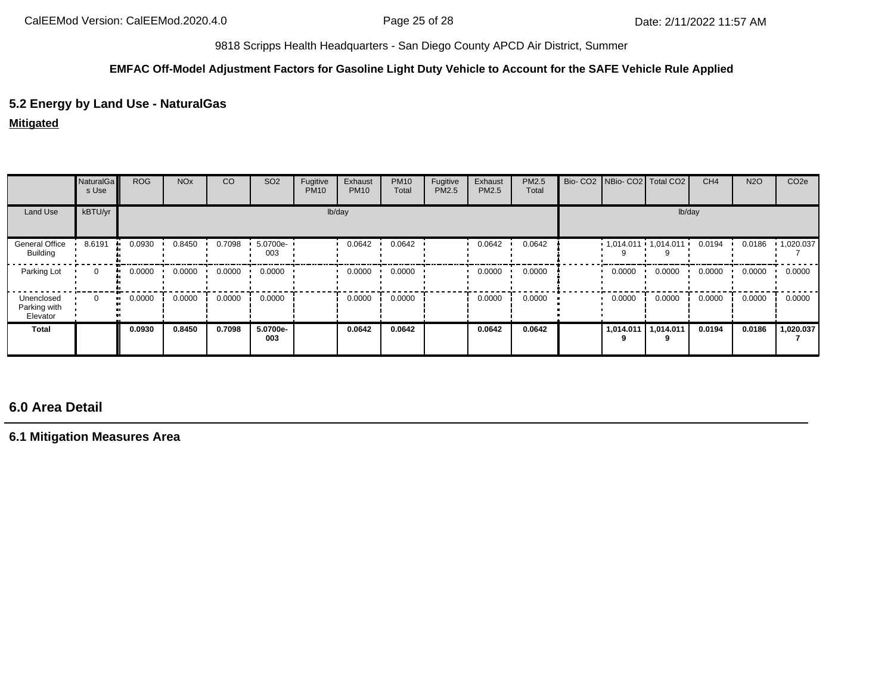9818 Scripps Health Headquarters - San Diego County APCD Air District, Summer

**EMFAC Off-Model Adjustment Factors for Gasoline Light Duty Vehicle to Account for the SAFE Vehicle Rule Applied**

## 5.2 Energy by Land Use - NaturalGas

**Mitigated**

| | NaturalGas Use | ROG | NOx | CO | SO2 | Fugitive PM10 | Exhaust PM10 | PM10 Total | Fugitive PM2.5 | Exhaust PM2.5 | PM2.5 Total | Bio- CO2 | NBio- CO2 | Total CO2 | CH4 | N2O | CO2e |
|---|---|---|---|---|---|---|---|---|---|---|---|---|---|---|---|---|---|
| Land Use | kBTU/yr | lb/day | | | | | | | | | | lb/day | | | | | |
| General Office Building | 8.6191 | 0.0930 | 0.8450 | 0.7098 | 5.0700e-003 | | 0.0642 | 0.0642 | | 0.0642 | 0.0642 | | 1,014.0119 | 1,014.0119 | 0.0194 | 0.0186 | 1,020.0377 |
| Parking Lot | 0 | 0.0000 | 0.0000 | 0.0000 | 0.0000 | | 0.0000 | 0.0000 | | 0.0000 | 0.0000 | | 0.0000 | 0.0000 | 0.0000 | 0.0000 | 0.0000 |
| Unenclosed Parking with Elevator | 0 | 0.0000 | 0.0000 | 0.0000 | 0.0000 | | 0.0000 | 0.0000 | | 0.0000 | 0.0000 | | 0.0000 | 0.0000 | 0.0000 | 0.0000 | 0.0000 |
| **Total** | | **0.0930** | **0.8450** | **0.7098** | **5.0700e-003** | | **0.0642** | **0.0642** | | **0.0642** | **0.0642** | | **1,014.0119** | **1,014.0119** | **0.0194** | **0.0186** | **1,020.0377** |

## 6.0 Area Detail

### 6.1 Mitigation Measures Area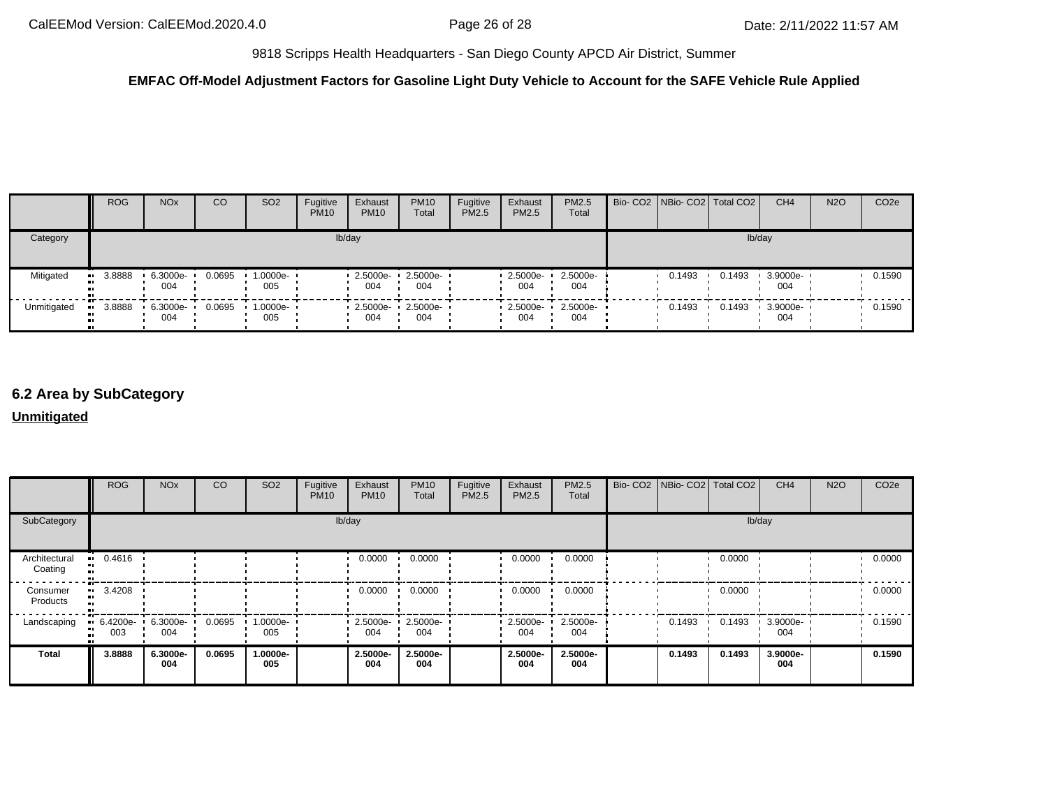**EMFAC Off-Model Adjustment Factors for Gasoline Light Duty Vehicle to Account for the SAFE Vehicle Rule Applied**

| | ROG | NOx | CO | SO2 | Fugitive PM10 | Exhaust PM10 | PM10 Total | Fugitive PM2.5 | Exhaust PM2.5 | PM2.5 Total | Bio- CO2 | NBio- CO2 | Total CO2 | CH4 | N2O | CO2e |
|---|---|---|---|---|---|---|---|---|---|---|---|---|---|---|---|---|
| Category | lb/day | | | | | | | | | | lb/day | | | | | |
| Mitigated | 3.8888 | 6.3000e-004 | 0.0695 | 1.0000e-005 | | 2.5000e-004 | 2.5000e-004 | | 2.5000e-004 | 2.5000e-004 | | 0.1493 | 0.1493 | 3.9000e-004 | | 0.1590 |
| Unmitigated | 3.8888 | 6.3000e-004 | 0.0695 | 1.0000e-005 | | 2.5000e-004 | 2.5000e-004 | | 2.5000e-004 | 2.5000e-004 | | 0.1493 | 0.1493 | 3.9000e-004 | | 0.1590 |

## 6.2 Area by SubCategory

**Unmitigated**

| | ROG | NOx | CO | SO2 | Fugitive PM10 | Exhaust PM10 | PM10 Total | Fugitive PM2.5 | Exhaust PM2.5 | PM2.5 Total | Bio- CO2 | NBio- CO2 | Total CO2 | CH4 | N2O | CO2e |
|---|---|---|---|---|---|---|---|---|---|---|---|---|---|---|---|---|
| SubCategory | lb/day | | | | | | | | | | lb/day | | | | | |
| Architectural Coating | 0.4616 | | | | | 0.0000 | 0.0000 | | 0.0000 | 0.0000 | | | 0.0000 | | | 0.0000 |
| Consumer Products | 3.4208 | | | | | 0.0000 | 0.0000 | | 0.0000 | 0.0000 | | | 0.0000 | | | 0.0000 |
| Landscaping | 6.4200e-003 | 6.3000e-004 | 0.0695 | 1.0000e-005 | | 2.5000e-004 | 2.5000e-004 | | 2.5000e-004 | 2.5000e-004 | | 0.1493 | 0.1493 | 3.9000e-004 | | 0.1590 |
| **Total** | **3.8888** | **6.3000e-004** | **0.0695** | **1.0000e-005** | | **2.5000e-004** | **2.5000e-004** | | **2.5000e-004** | **2.5000e-004** | | **0.1493** | **0.1493** | **3.9000e-004** | | **0.1590** |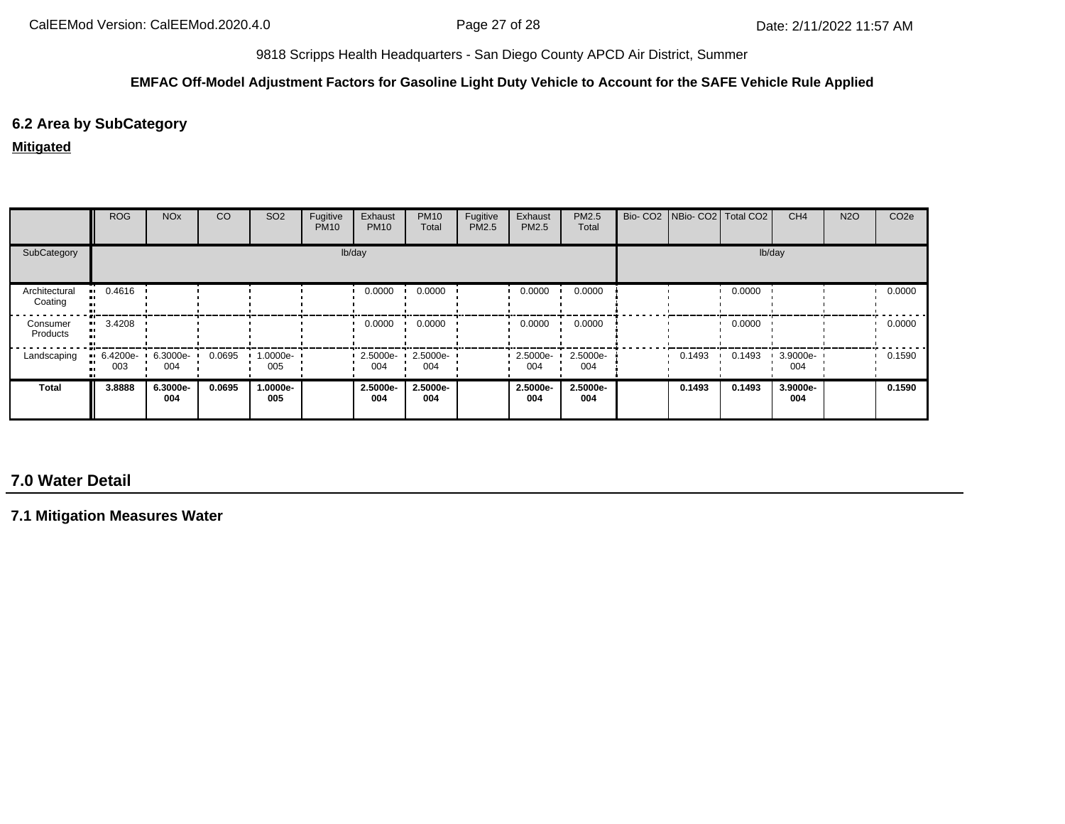9818 Scripps Health Headquarters - San Diego County APCD Air District, Summer

**EMFAC Off-Model Adjustment Factors for Gasoline Light Duty Vehicle to Account for the SAFE Vehicle Rule Applied**

## 6.2 Area by SubCategory

**Mitigated**

| | ROG | NOx | CO | SO2 | Fugitive PM10 | Exhaust PM10 | PM10 Total | Fugitive PM2.5 | Exhaust PM2.5 | PM2.5 Total | Bio- CO2 | NBio- CO2 | Total CO2 | CH4 | N2O | CO2e |
|---|---|---|---|---|---|---|---|---|---|---|---|---|---|---|---|---|
| SubCategory | lb/day | | | | | | | | | | lb/day | | | | | |
| Architectural Coating | 0.4616 | | | | | 0.0000 | 0.0000 | | 0.0000 | 0.0000 | | | 0.0000 | | | 0.0000 |
| Consumer Products | 3.4208 | | | | | 0.0000 | 0.0000 | | 0.0000 | 0.0000 | | | 0.0000 | | | 0.0000 |
| Landscaping | 6.4200e-003 | 6.3000e-004 | 0.0695 | 1.0000e-005 | | 2.5000e-004 | 2.5000e-004 | | 2.5000e-004 | 2.5000e-004 | | 0.1493 | 0.1493 | 3.9000e-004 | | 0.1590 |
| **Total** | **3.8888** | **6.3000e-004** | **0.0695** | **1.0000e-005** | | **2.5000e-004** | **2.5000e-004** | | **2.5000e-004** | **2.5000e-004** | | **0.1493** | **0.1493** | **3.9000e-004** | | **0.1590** |

# 7.0 Water Detail

## 7.1 Mitigation Measures Water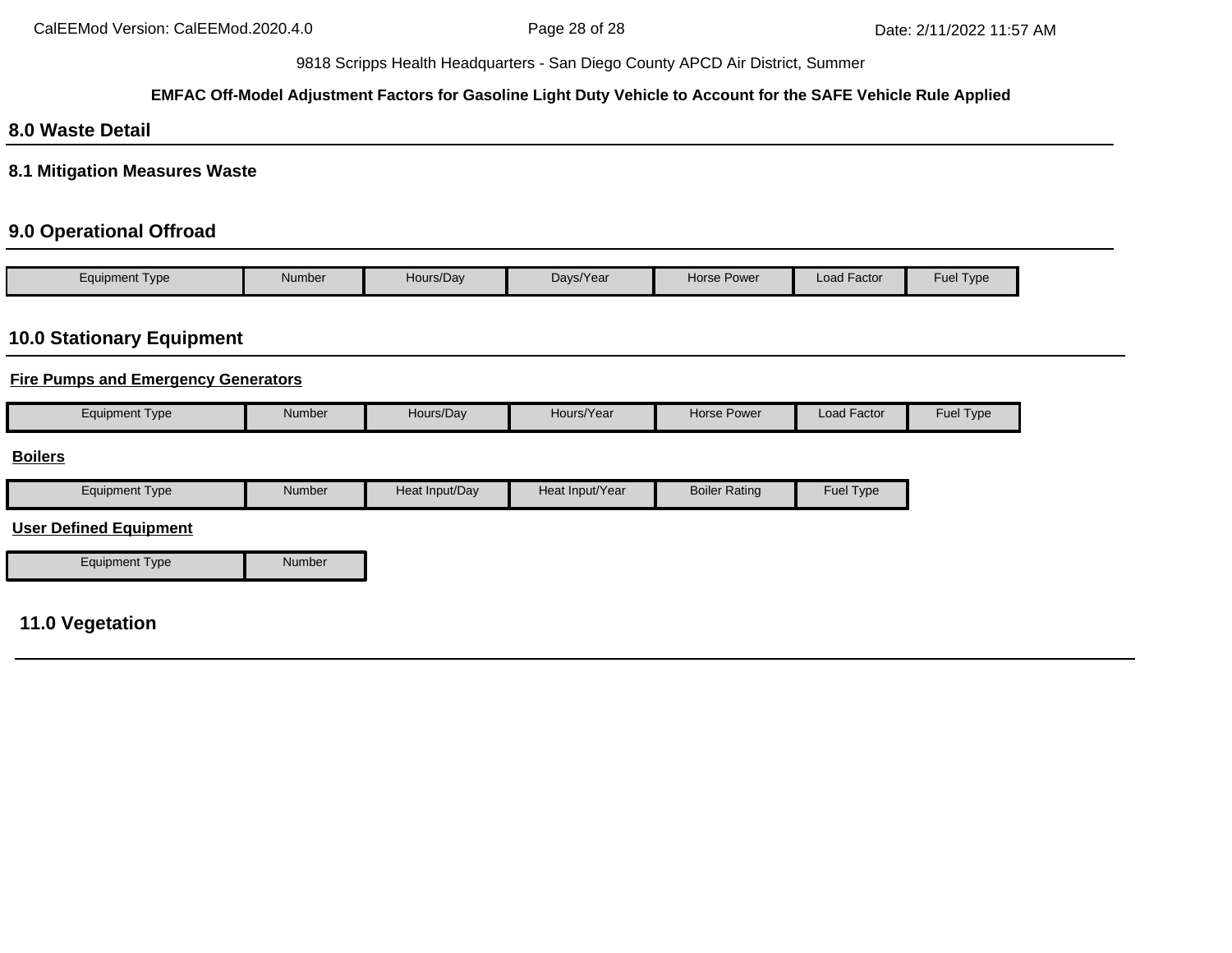## 8.0 Waste Detail

### 8.1 Mitigation Measures Waste

## 9.0 Operational Offroad

| Equipment Type | Number | Hours/Day | Days/Year | Horse Power | Load Factor | Fuel Type |
| --- | --- | --- | --- | --- | --- | --- |

## 10.0 Stationary Equipment

**Fire Pumps and Emergency Generators**

| Equipment Type | Number | Hours/Day | Hours/Year | Horse Power | Load Factor | Fuel Type |
| --- | --- | --- | --- | --- | --- | --- |

**Boilers**

| Equipment Type | Number | Heat Input/Day | Heat Input/Year | Boiler Rating | Fuel Type |
| --- | --- | --- | --- | --- | --- |

**User Defined Equipment**

| Equipment Type | Number |
| --- | --- |

## 11.0 Vegetation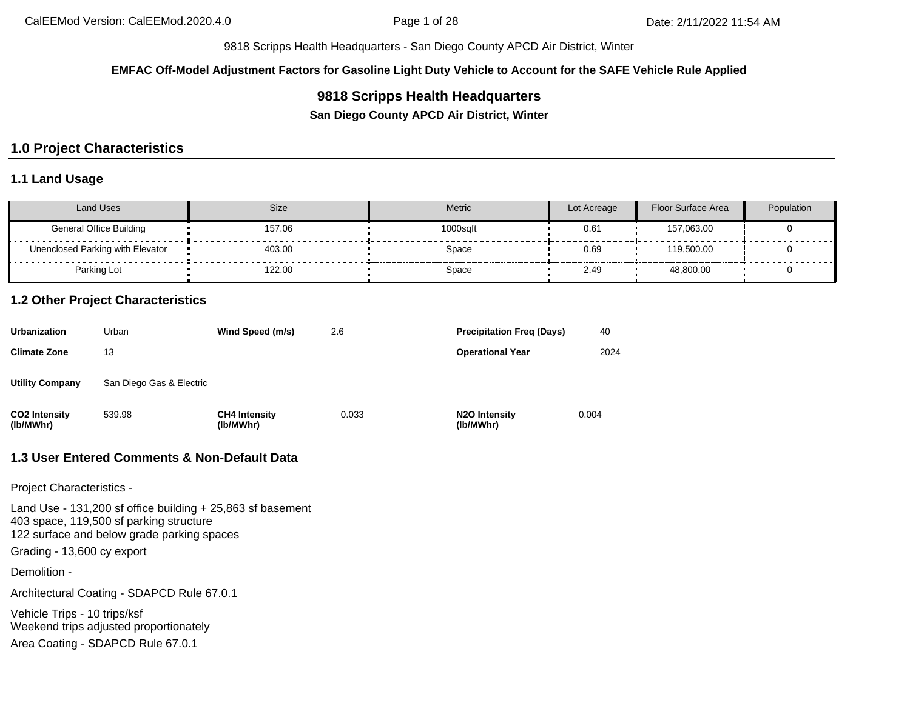9818 Scripps Health Headquarters - San Diego County APCD Air District, Winter

**EMFAC Off-Model Adjustment Factors for Gasoline Light Duty Vehicle to Account for the SAFE Vehicle Rule Applied**

# 9818 Scripps Health Headquarters

**San Diego County APCD Air District, Winter**

## 1.0 Project Characteristics

### 1.1 Land Usage

| Land Uses | Size | Metric | Lot Acreage | Floor Surface Area | Population |
|---|---|---|---|---|---|
| General Office Building | 157.06 | 1000sqft | 0.61 | 157,063.00 | 0 |
| Unenclosed Parking with Elevator | 403.00 | Space | 0.69 | 119,500.00 | 0 |
| Parking Lot | 122.00 | Space | 2.49 | 48,800.00 | 0 |

### 1.2 Other Project Characteristics

| | | | | | |
|---|---|---|---|---|---|
| **Urbanization** | Urban | **Wind Speed (m/s)** | 2.6 | **Precipitation Freq (Days)** | 40 |
| **Climate Zone** | 13 | | | **Operational Year** | 2024 |
| **Utility Company** | San Diego Gas & Electric | | | | |
| **CO2 Intensity (lb/MWhr)** | 539.98 | **CH4 Intensity (lb/MWhr)** | 0.033 | **N2O Intensity (lb/MWhr)** | 0.004 |

### 1.3 User Entered Comments & Non-Default Data

Project Characteristics -

Land Use - 131,200 sf office building + 25,863 sf basement
403 space, 119,500 sf parking structure
122 surface and below grade parking spaces

Grading - 13,600 cy export

Demolition -

Architectural Coating - SDAPCD Rule 67.0.1

Vehicle Trips - 10 trips/ksf
Weekend trips adjusted proportionately

Area Coating - SDAPCD Rule 67.0.1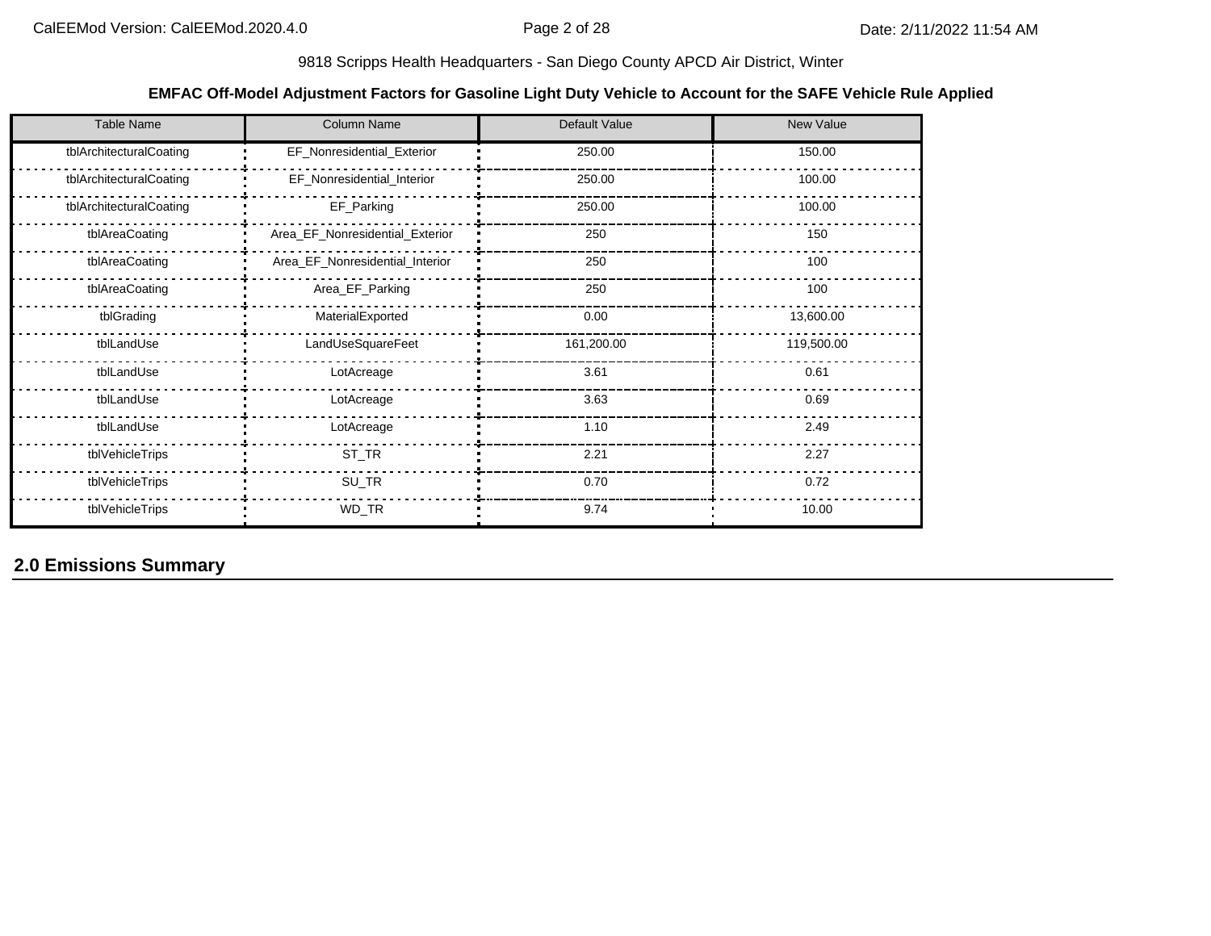9818 Scripps Health Headquarters - San Diego County APCD Air District, Winter

**EMFAC Off-Model Adjustment Factors for Gasoline Light Duty Vehicle to Account for the SAFE Vehicle Rule Applied**

| Table Name | Column Name | Default Value | New Value |
|---|---|---|---|
| tblArchitecturalCoating | EF_Nonresidential_Exterior | 250.00 | 150.00 |
| tblArchitecturalCoating | EF_Nonresidential_Interior | 250.00 | 100.00 |
| tblArchitecturalCoating | EF_Parking | 250.00 | 100.00 |
| tblAreaCoating | Area_EF_Nonresidential_Exterior | 250 | 150 |
| tblAreaCoating | Area_EF_Nonresidential_Interior | 250 | 100 |
| tblAreaCoating | Area_EF_Parking | 250 | 100 |
| tblGrading | MaterialExported | 0.00 | 13,600.00 |
| tblLandUse | LandUseSquareFeet | 161,200.00 | 119,500.00 |
| tblLandUse | LotAcreage | 3.61 | 0.61 |
| tblLandUse | LotAcreage | 3.63 | 0.69 |
| tblLandUse | LotAcreage | 1.10 | 2.49 |
| tblVehicleTrips | ST_TR | 2.21 | 2.27 |
| tblVehicleTrips | SU_TR | 0.70 | 0.72 |
| tblVehicleTrips | WD_TR | 9.74 | 10.00 |

## 2.0 Emissions Summary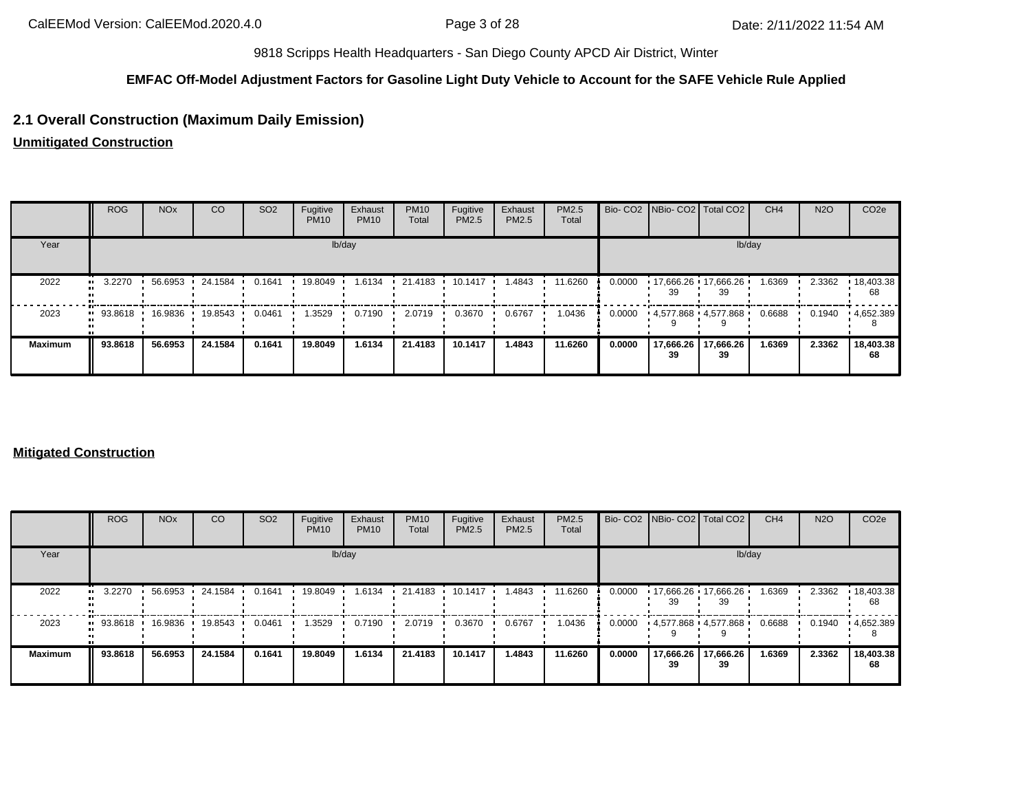9818 Scripps Health Headquarters - San Diego County APCD Air District, Winter

**EMFAC Off-Model Adjustment Factors for Gasoline Light Duty Vehicle to Account for the SAFE Vehicle Rule Applied**

## 2.1 Overall Construction (Maximum Daily Emission)

**Unmitigated Construction**

| | ROG | NOx | CO | SO2 | Fugitive PM10 | Exhaust PM10 | PM10 Total | Fugitive PM2.5 | Exhaust PM2.5 | PM2.5 Total | Bio- CO2 | NBio- CO2 | Total CO2 | CH4 | N2O | CO2e |
|---|---|---|---|---|---|---|---|---|---|---|---|---|---|---|---|---|
| Year | lb/day | | | | | | | | | | lb/day | | | | | |
| 2022 | 3.2270 | 56.6953 | 24.1584 | 0.1641 | 19.8049 | 1.6134 | 21.4183 | 10.1417 | 1.4843 | 11.6260 | 0.0000 | 17,666.2639 | 17,666.2639 | 1.6369 | 2.3362 | 18,403.3868 |
| 2023 | 93.8618 | 16.9836 | 19.8543 | 0.0461 | 1.3529 | 0.7190 | 2.0719 | 0.3670 | 0.6767 | 1.0436 | 0.0000 | 4,577.8689 | 4,577.8689 | 0.6688 | 0.1940 | 4,652.3898 |
| **Maximum** | **93.8618** | **56.6953** | **24.1584** | **0.1641** | **19.8049** | **1.6134** | **21.4183** | **10.1417** | **1.4843** | **11.6260** | **0.0000** | **17,666.2639** | **17,666.2639** | **1.6369** | **2.3362** | **18,403.3868** |

**Mitigated Construction**

| | ROG | NOx | CO | SO2 | Fugitive PM10 | Exhaust PM10 | PM10 Total | Fugitive PM2.5 | Exhaust PM2.5 | PM2.5 Total | Bio- CO2 | NBio- CO2 | Total CO2 | CH4 | N2O | CO2e |
|---|---|---|---|---|---|---|---|---|---|---|---|---|---|---|---|---|
| Year | lb/day | | | | | | | | | | lb/day | | | | | |
| 2022 | 3.2270 | 56.6953 | 24.1584 | 0.1641 | 19.8049 | 1.6134 | 21.4183 | 10.1417 | 1.4843 | 11.6260 | 0.0000 | 17,666.2639 | 17,666.2639 | 1.6369 | 2.3362 | 18,403.3868 |
| 2023 | 93.8618 | 16.9836 | 19.8543 | 0.0461 | 1.3529 | 0.7190 | 2.0719 | 0.3670 | 0.6767 | 1.0436 | 0.0000 | 4,577.8689 | 4,577.8689 | 0.6688 | 0.1940 | 4,652.3898 |
| **Maximum** | **93.8618** | **56.6953** | **24.1584** | **0.1641** | **19.8049** | **1.6134** | **21.4183** | **10.1417** | **1.4843** | **11.6260** | **0.0000** | **17,666.2639** | **17,666.2639** | **1.6369** | **2.3362** | **18,403.3868** |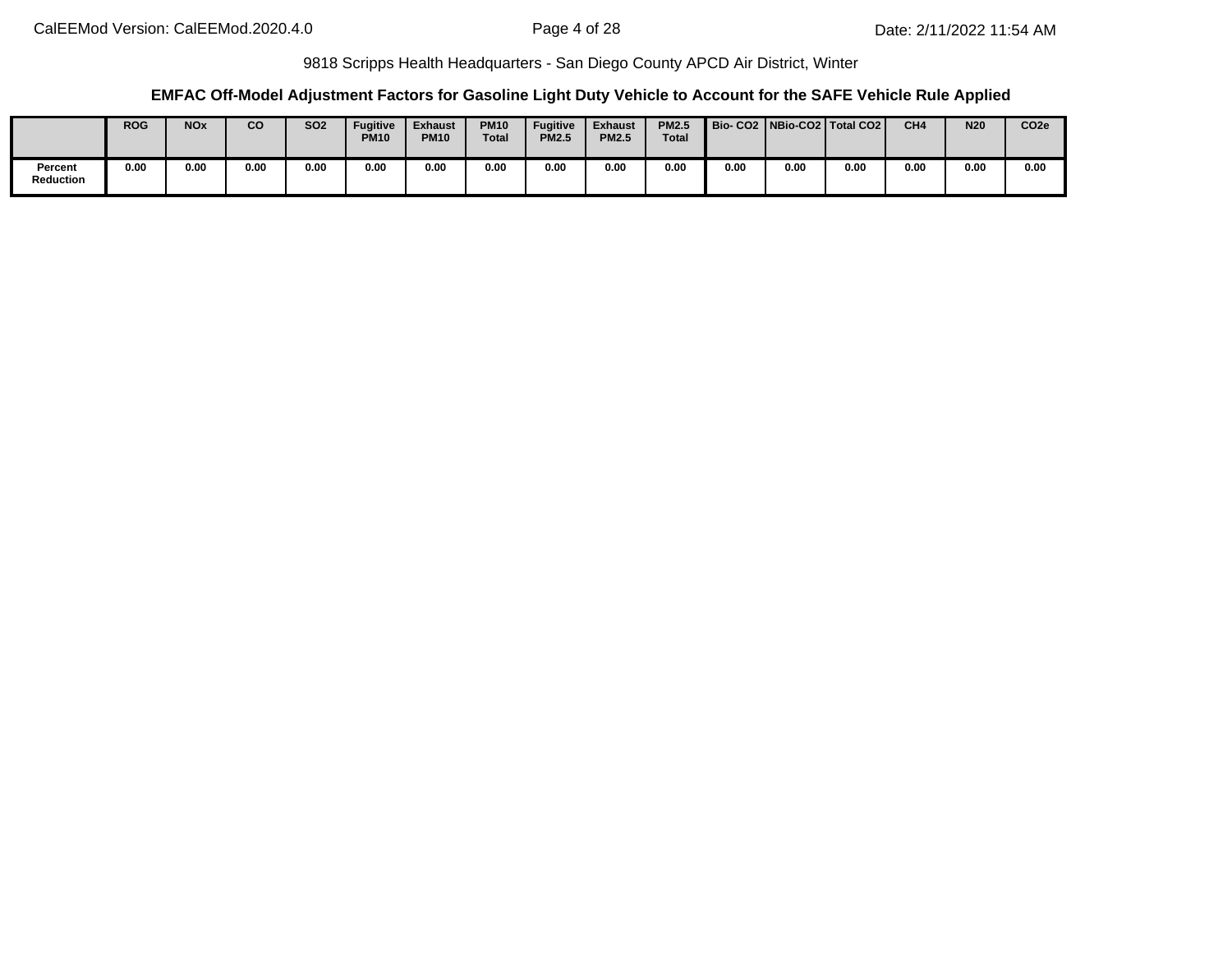9818 Scripps Health Headquarters - San Diego County APCD Air District, Winter

### EMFAC Off-Model Adjustment Factors for Gasoline Light Duty Vehicle to Account for the SAFE Vehicle Rule Applied

| | ROG | NOx | CO | SO2 | Fugitive PM10 | Exhaust PM10 | PM10 Total | Fugitive PM2.5 | Exhaust PM2.5 | PM2.5 Total | Bio- CO2 | NBio-CO2 | Total CO2 | CH4 | N20 | CO2e |
|---|---|---|---|---|---|---|---|---|---|---|---|---|---|---|---|---|
| Percent Reduction | 0.00 | 0.00 | 0.00 | 0.00 | 0.00 | 0.00 | 0.00 | 0.00 | 0.00 | 0.00 | 0.00 | 0.00 | 0.00 | 0.00 | 0.00 | 0.00 |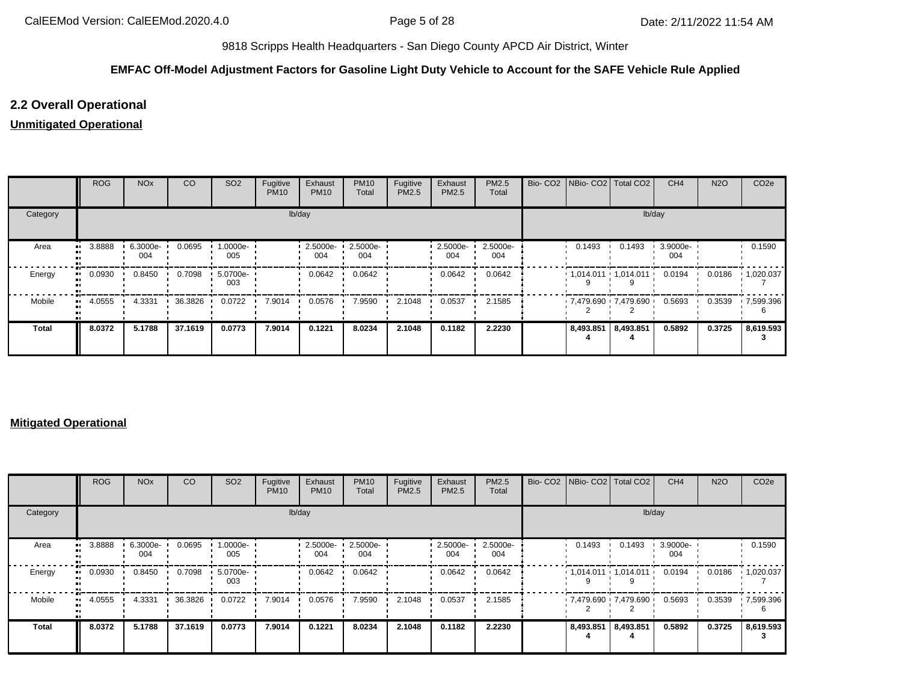9818 Scripps Health Headquarters - San Diego County APCD Air District, Winter

**EMFAC Off-Model Adjustment Factors for Gasoline Light Duty Vehicle to Account for the SAFE Vehicle Rule Applied**

## 2.2 Overall Operational

**Unmitigated Operational**

| | ROG | NOx | CO | SO2 | Fugitive PM10 | Exhaust PM10 | PM10 Total | Fugitive PM2.5 | Exhaust PM2.5 | PM2.5 Total | Bio- CO2 | NBio- CO2 | Total CO2 | CH4 | N2O | CO2e |
|---|---|---|---|---|---|---|---|---|---|---|---|---|---|---|---|---|
| Category | lb/day | | | | | | | | | | lb/day | | | | | |
| Area | 3.8888 | 6.3000e-004 | 0.0695 | 1.0000e-005 | | 2.5000e-004 | 2.5000e-004 | | 2.5000e-004 | 2.5000e-004 | | 0.1493 | 0.1493 | 3.9000e-004 | | 0.1590 |
| Energy | 0.0930 | 0.8450 | 0.7098 | 5.0700e-003 | | 0.0642 | 0.0642 | | 0.0642 | 0.0642 | | 1,014.0119 | 1,014.0119 | 0.0194 | 0.0186 | 1,020.0377 |
| Mobile | 4.0555 | 4.3331 | 36.3826 | 0.0722 | 7.9014 | 0.0576 | 7.9590 | 2.1048 | 0.0537 | 2.1585 | | 7,479.6902 | 7,479.6902 | 0.5693 | 0.3539 | 7,599.3966 |
| **Total** | **8.0372** | **5.1788** | **37.1619** | **0.0773** | **7.9014** | **0.1221** | **8.0234** | **2.1048** | **0.1182** | **2.2230** | | **8,493.8514** | **8,493.8514** | **0.5892** | **0.3725** | **8,619.5933** |

**Mitigated Operational**

| | ROG | NOx | CO | SO2 | Fugitive PM10 | Exhaust PM10 | PM10 Total | Fugitive PM2.5 | Exhaust PM2.5 | PM2.5 Total | Bio- CO2 | NBio- CO2 | Total CO2 | CH4 | N2O | CO2e |
|---|---|---|---|---|---|---|---|---|---|---|---|---|---|---|---|---|
| Category | lb/day | | | | | | | | | | lb/day | | | | | |
| Area | 3.8888 | 6.3000e-004 | 0.0695 | 1.0000e-005 | | 2.5000e-004 | 2.5000e-004 | | 2.5000e-004 | 2.5000e-004 | | 0.1493 | 0.1493 | 3.9000e-004 | | 0.1590 |
| Energy | 0.0930 | 0.8450 | 0.7098 | 5.0700e-003 | | 0.0642 | 0.0642 | | 0.0642 | 0.0642 | | 1,014.0119 | 1,014.0119 | 0.0194 | 0.0186 | 1,020.0377 |
| Mobile | 4.0555 | 4.3331 | 36.3826 | 0.0722 | 7.9014 | 0.0576 | 7.9590 | 2.1048 | 0.0537 | 2.1585 | | 7,479.6902 | 7,479.6902 | 0.5693 | 0.3539 | 7,599.3966 |
| **Total** | **8.0372** | **5.1788** | **37.1619** | **0.0773** | **7.9014** | **0.1221** | **8.0234** | **2.1048** | **0.1182** | **2.2230** | | **8,493.8514** | **8,493.8514** | **0.5892** | **0.3725** | **8,619.5933** |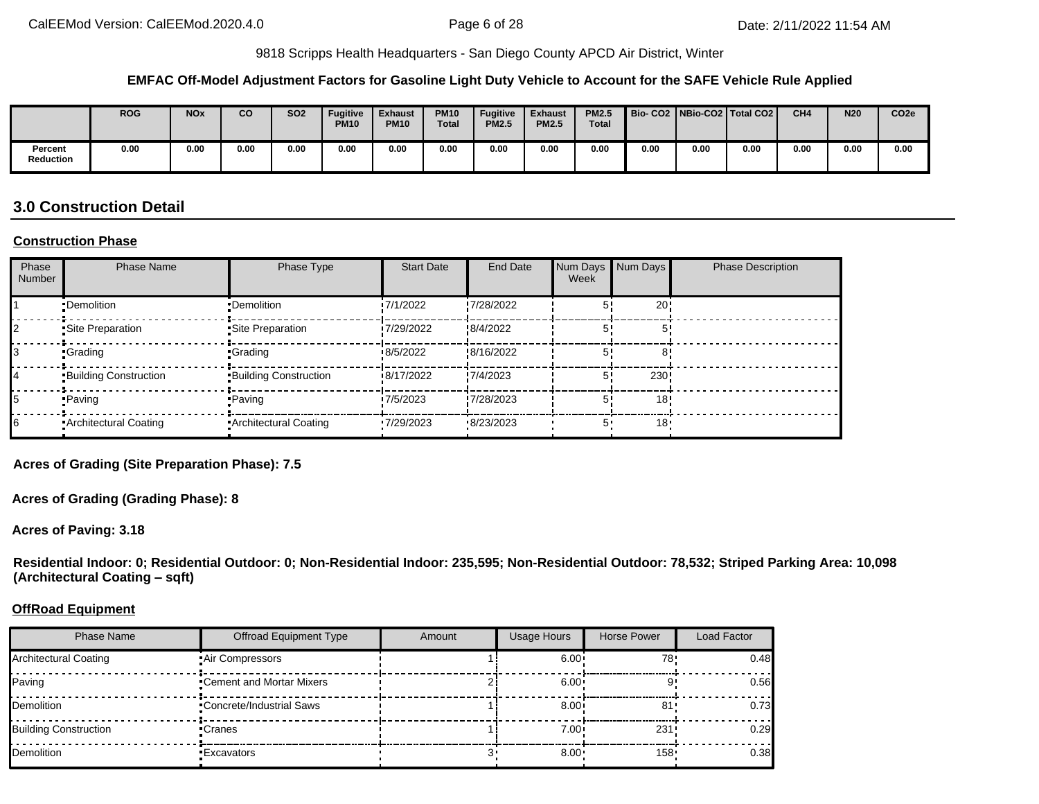9818 Scripps Health Headquarters - San Diego County APCD Air District, Winter

**EMFAC Off-Model Adjustment Factors for Gasoline Light Duty Vehicle to Account for the SAFE Vehicle Rule Applied**

| | ROG | NOx | CO | SO2 | Fugitive PM10 | Exhaust PM10 | PM10 Total | Fugitive PM2.5 | Exhaust PM2.5 | PM2.5 Total | Bio- CO2 | NBio-CO2 | Total CO2 | CH4 | N20 | CO2e |
|---|---|---|---|---|---|---|---|---|---|---|---|---|---|---|---|---|
| Percent Reduction | 0.00 | 0.00 | 0.00 | 0.00 | 0.00 | 0.00 | 0.00 | 0.00 | 0.00 | 0.00 | 0.00 | 0.00 | 0.00 | 0.00 | 0.00 | 0.00 |

## 3.0 Construction Detail

**Construction Phase**

| Phase Number | Phase Name | Phase Type | Start Date | End Date | Num Days Week | Num Days | Phase Description |
|---|---|---|---|---|---|---|---|
| 1 | Demolition | Demolition | 7/1/2022 | 7/28/2022 | 5 | 20 | |
| 2 | Site Preparation | Site Preparation | 7/29/2022 | 8/4/2022 | 5 | 5 | |
| 3 | Grading | Grading | 8/5/2022 | 8/16/2022 | 5 | 8 | |
| 4 | Building Construction | Building Construction | 8/17/2022 | 7/4/2023 | 5 | 230 | |
| 5 | Paving | Paving | 7/5/2023 | 7/28/2023 | 5 | 18 | |
| 6 | Architectural Coating | Architectural Coating | 7/29/2023 | 8/23/2023 | 5 | 18 | |

**Acres of Grading (Site Preparation Phase): 7.5**

**Acres of Grading (Grading Phase): 8**

**Acres of Paving: 3.18**

**Residential Indoor: 0; Residential Outdoor: 0; Non-Residential Indoor: 235,595; Non-Residential Outdoor: 78,532; Striped Parking Area: 10,098 (Architectural Coating – sqft)**

**OffRoad Equipment**

| Phase Name | Offroad Equipment Type | Amount | Usage Hours | Horse Power | Load Factor |
|---|---|---|---|---|---|
| Architectural Coating | Air Compressors | 1 | 6.00 | 78 | 0.48 |
| Paving | Cement and Mortar Mixers | 2 | 6.00 | 9 | 0.56 |
| Demolition | Concrete/Industrial Saws | 1 | 8.00 | 81 | 0.73 |
| Building Construction | Cranes | 1 | 7.00 | 231 | 0.29 |
| Demolition | Excavators | 3 | 8.00 | 158 | 0.38 |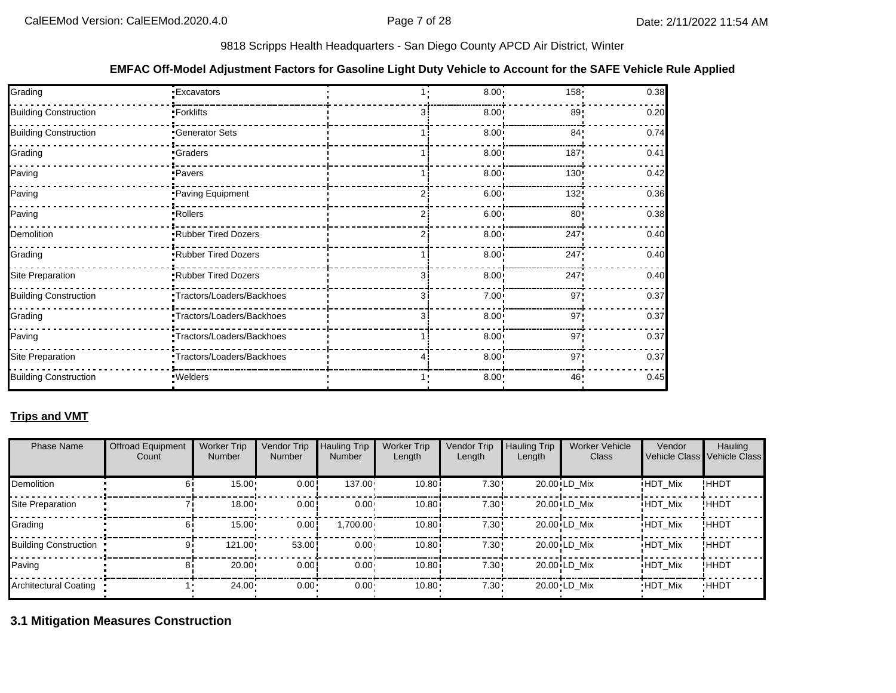9818 Scripps Health Headquarters - San Diego County APCD Air District, Winter

**EMFAC Off-Model Adjustment Factors for Gasoline Light Duty Vehicle to Account for the SAFE Vehicle Rule Applied**

| | | | | | |
|---|---|---|---|---|---|
| Grading | Excavators | 1 | 8.00 | 158 | 0.38 |
| Building Construction | Forklifts | 3 | 8.00 | 89 | 0.20 |
| Building Construction | Generator Sets | 1 | 8.00 | 84 | 0.74 |
| Grading | Graders | 1 | 8.00 | 187 | 0.41 |
| Paving | Pavers | 1 | 8.00 | 130 | 0.42 |
| Paving | Paving Equipment | 2 | 6.00 | 132 | 0.36 |
| Paving | Rollers | 2 | 6.00 | 80 | 0.38 |
| Demolition | Rubber Tired Dozers | 2 | 8.00 | 247 | 0.40 |
| Grading | Rubber Tired Dozers | 1 | 8.00 | 247 | 0.40 |
| Site Preparation | Rubber Tired Dozers | 3 | 8.00 | 247 | 0.40 |
| Building Construction | Tractors/Loaders/Backhoes | 3 | 7.00 | 97 | 0.37 |
| Grading | Tractors/Loaders/Backhoes | 3 | 8.00 | 97 | 0.37 |
| Paving | Tractors/Loaders/Backhoes | 1 | 8.00 | 97 | 0.37 |
| Site Preparation | Tractors/Loaders/Backhoes | 4 | 8.00 | 97 | 0.37 |
| Building Construction | Welders | 1 | 8.00 | 46 | 0.45 |

**Trips and VMT**

| Phase Name | Offroad Equipment Count | Worker Trip Number | Vendor Trip Number | Hauling Trip Number | Worker Trip Length | Vendor Trip Length | Hauling Trip Length | Worker Vehicle Class | Vendor Vehicle Class | Hauling Vehicle Class |
|---|---|---|---|---|---|---|---|---|---|---|
| Demolition | 6 | 15.00 | 0.00 | 137.00 | 10.80 | 7.30 | 20.00 | LD_Mix | HDT_Mix | HHDT |
| Site Preparation | 7 | 18.00 | 0.00 | 0.00 | 10.80 | 7.30 | 20.00 | LD_Mix | HDT_Mix | HHDT |
| Grading | 6 | 15.00 | 0.00 | 1,700.00 | 10.80 | 7.30 | 20.00 | LD_Mix | HDT_Mix | HHDT |
| Building Construction | 9 | 121.00 | 53.00 | 0.00 | 10.80 | 7.30 | 20.00 | LD_Mix | HDT_Mix | HHDT |
| Paving | 8 | 20.00 | 0.00 | 0.00 | 10.80 | 7.30 | 20.00 | LD_Mix | HDT_Mix | HHDT |
| Architectural Coating | 1 | 24.00 | 0.00 | 0.00 | 10.80 | 7.30 | 20.00 | LD_Mix | HDT_Mix | HHDT |

## 3.1 Mitigation Measures Construction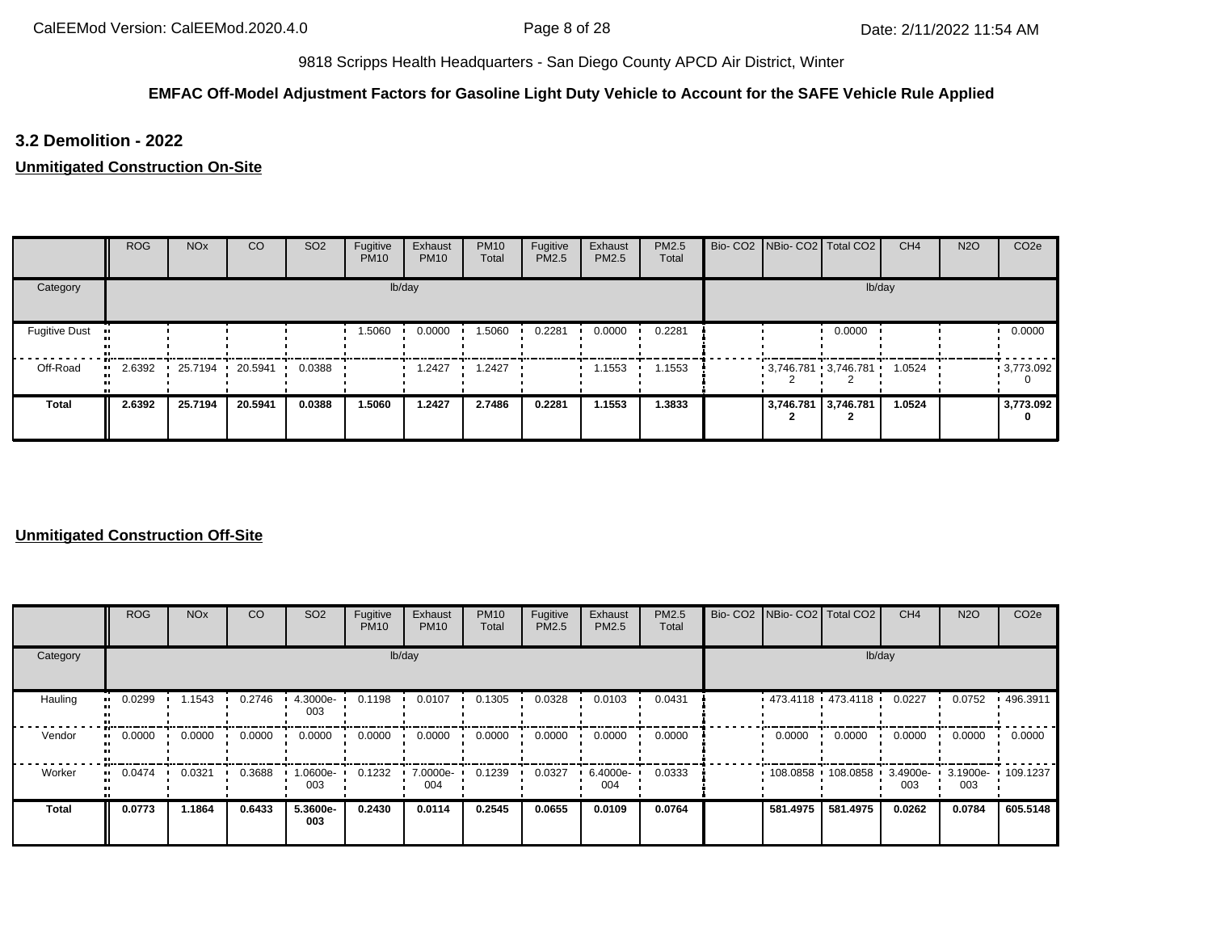9818 Scripps Health Headquarters - San Diego County APCD Air District, Winter

**EMFAC Off-Model Adjustment Factors for Gasoline Light Duty Vehicle to Account for the SAFE Vehicle Rule Applied**

### 3.2 Demolition - 2022

**Unmitigated Construction On-Site**

| | ROG | NOx | CO | SO2 | Fugitive PM10 | Exhaust PM10 | PM10 Total | Fugitive PM2.5 | Exhaust PM2.5 | PM2.5 Total | Bio- CO2 | NBio- CO2 | Total CO2 | CH4 | N2O | CO2e |
|---|---|---|---|---|---|---|---|---|---|---|---|---|---|---|---|---|
| Category | lb/day | | | | | | | | | | lb/day | | | | | |
| Fugitive Dust | | | | | 1.5060 | 0.0000 | 1.5060 | 0.2281 | 0.0000 | 0.2281 | | | 0.0000 | | | 0.0000 |
| Off-Road | 2.6392 | 25.7194 | 20.5941 | 0.0388 | | 1.2427 | 1.2427 | | 1.1553 | 1.1553 | | 3,746.7812 | 3,746.7812 | 1.0524 | | 3,773.0920 |
| **Total** | **2.6392** | **25.7194** | **20.5941** | **0.0388** | **1.5060** | **1.2427** | **2.7486** | **0.2281** | **1.1553** | **1.3833** | | **3,746.7812** | **3,746.7812** | **1.0524** | | **3,773.0920** |

**Unmitigated Construction Off-Site**

| | ROG | NOx | CO | SO2 | Fugitive PM10 | Exhaust PM10 | PM10 Total | Fugitive PM2.5 | Exhaust PM2.5 | PM2.5 Total | Bio- CO2 | NBio- CO2 | Total CO2 | CH4 | N2O | CO2e |
|---|---|---|---|---|---|---|---|---|---|---|---|---|---|---|---|---|
| Category | lb/day | | | | | | | | | | lb/day | | | | | |
| Hauling | 0.0299 | 1.1543 | 0.2746 | 4.3000e-003 | 0.1198 | 0.0107 | 0.1305 | 0.0328 | 0.0103 | 0.0431 | | 473.4118 | 473.4118 | 0.0227 | 0.0752 | 496.3911 |
| Vendor | 0.0000 | 0.0000 | 0.0000 | 0.0000 | 0.0000 | 0.0000 | 0.0000 | 0.0000 | 0.0000 | 0.0000 | | 0.0000 | 0.0000 | 0.0000 | 0.0000 | 0.0000 |
| Worker | 0.0474 | 0.0321 | 0.3688 | 1.0600e-003 | 0.1232 | 7.0000e-004 | 0.1239 | 0.0327 | 6.4000e-004 | 0.0333 | | 108.0858 | 108.0858 | 3.4900e-003 | 3.1900e-003 | 109.1237 |
| **Total** | **0.0773** | **1.1864** | **0.6433** | **5.3600e-003** | **0.2430** | **0.0114** | **0.2545** | **0.0655** | **0.0109** | **0.0764** | | **581.4975** | **581.4975** | **0.0262** | **0.0784** | **605.5148** |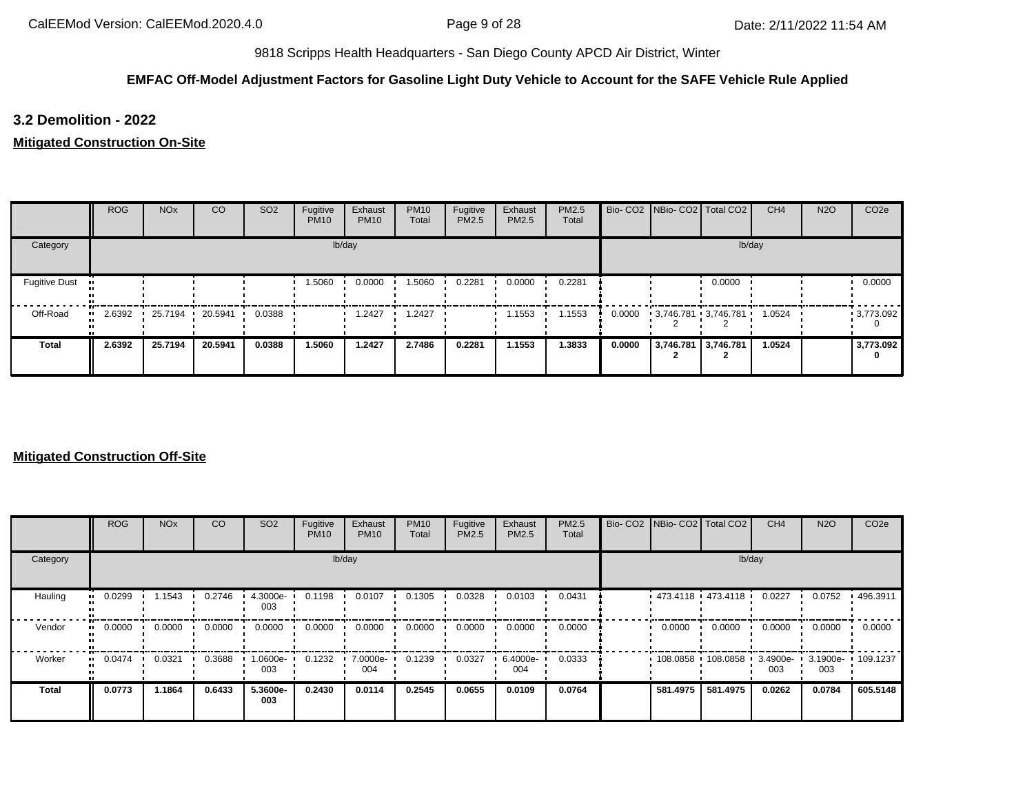9818 Scripps Health Headquarters - San Diego County APCD Air District, Winter

**EMFAC Off-Model Adjustment Factors for Gasoline Light Duty Vehicle to Account for the SAFE Vehicle Rule Applied**

## 3.2 Demolition - 2022

**Mitigated Construction On-Site**

| | ROG | NOx | CO | SO2 | Fugitive PM10 | Exhaust PM10 | PM10 Total | Fugitive PM2.5 | Exhaust PM2.5 | PM2.5 Total | Bio- CO2 | NBio- CO2 | Total CO2 | CH4 | N2O | CO2e |
|---|---|---|---|---|---|---|---|---|---|---|---|---|---|---|---|---|
| Category | lb/day | | | | | | | | | | lb/day | | | | | |
| Fugitive Dust | | | | | 1.5060 | 0.0000 | 1.5060 | 0.2281 | 0.0000 | 0.2281 | | | 0.0000 | | | 0.0000 |
| Off-Road | 2.6392 | 25.7194 | 20.5941 | 0.0388 | | 1.2427 | 1.2427 | | 1.1553 | 1.1553 | 0.0000 | 3,746.7812 | 3,746.7812 | 1.0524 | | 3,773.0920 |
| **Total** | **2.6392** | **25.7194** | **20.5941** | **0.0388** | **1.5060** | **1.2427** | **2.7486** | **0.2281** | **1.1553** | **1.3833** | **0.0000** | **3,746.7812** | **3,746.7812** | **1.0524** | | **3,773.0920** |

**Mitigated Construction Off-Site**

| | ROG | NOx | CO | SO2 | Fugitive PM10 | Exhaust PM10 | PM10 Total | Fugitive PM2.5 | Exhaust PM2.5 | PM2.5 Total | Bio- CO2 | NBio- CO2 | Total CO2 | CH4 | N2O | CO2e |
|---|---|---|---|---|---|---|---|---|---|---|---|---|---|---|---|---|
| Category | lb/day | | | | | | | | | | lb/day | | | | | |
| Hauling | 0.0299 | 1.1543 | 0.2746 | 4.3000e-003 | 0.1198 | 0.0107 | 0.1305 | 0.0328 | 0.0103 | 0.0431 | | 473.4118 | 473.4118 | 0.0227 | 0.0752 | 496.3911 |
| Vendor | 0.0000 | 0.0000 | 0.0000 | 0.0000 | 0.0000 | 0.0000 | 0.0000 | 0.0000 | 0.0000 | 0.0000 | | 0.0000 | 0.0000 | 0.0000 | 0.0000 | 0.0000 |
| Worker | 0.0474 | 0.0321 | 0.3688 | 1.0600e-003 | 0.1232 | 7.0000e-004 | 0.1239 | 0.0327 | 6.4000e-004 | 0.0333 | | 108.0858 | 108.0858 | 3.4900e-003 | 3.1900e-003 | 109.1237 |
| **Total** | **0.0773** | **1.1864** | **0.6433** | **5.3600e-003** | **0.2430** | **0.0114** | **0.2545** | **0.0655** | **0.0109** | **0.0764** | | **581.4975** | **581.4975** | **0.0262** | **0.0784** | **605.5148** |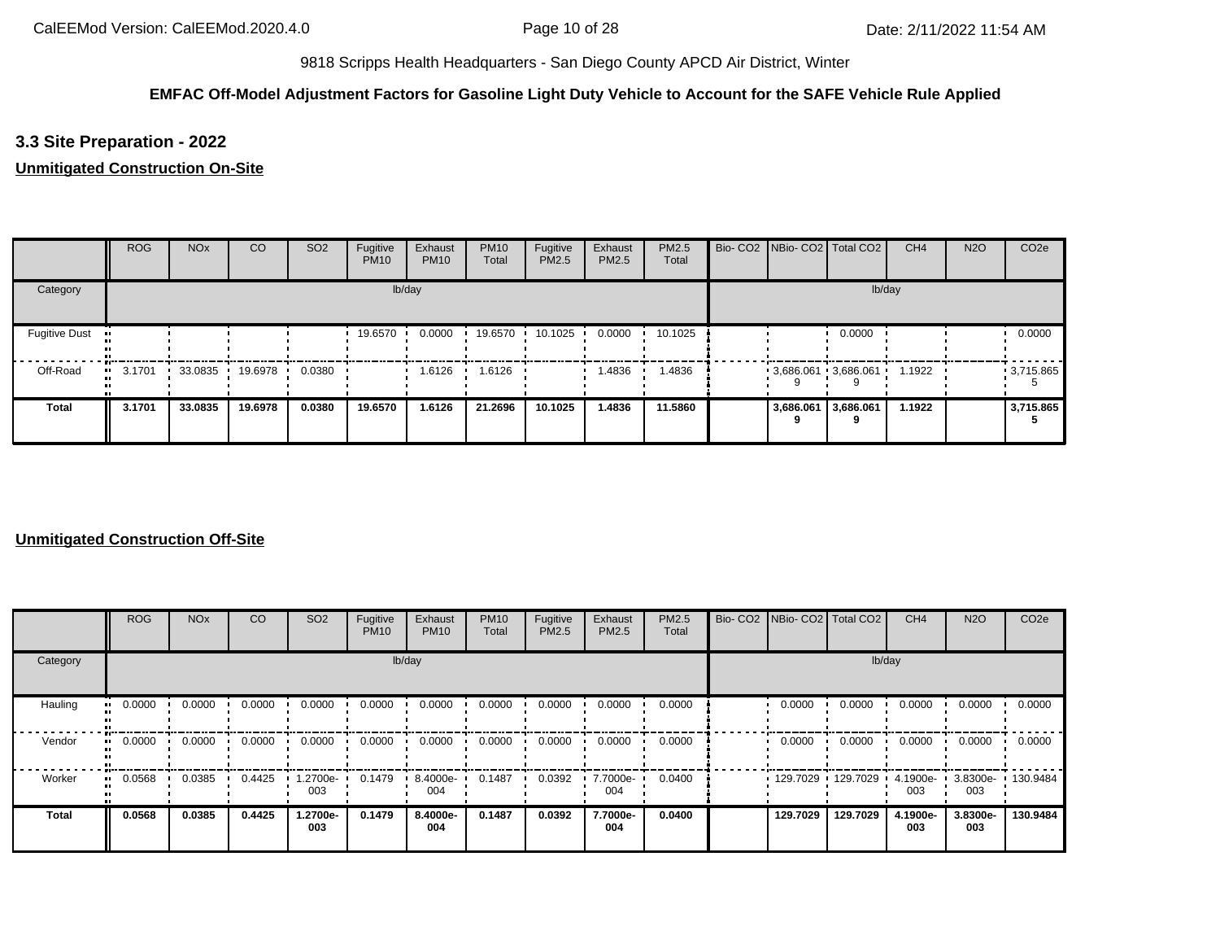9818 Scripps Health Headquarters - San Diego County APCD Air District, Winter

**EMFAC Off-Model Adjustment Factors for Gasoline Light Duty Vehicle to Account for the SAFE Vehicle Rule Applied**

## 3.3 Site Preparation - 2022

**Unmitigated Construction On-Site**

| | ROG | NOx | CO | SO2 | Fugitive PM10 | Exhaust PM10 | PM10 Total | Fugitive PM2.5 | Exhaust PM2.5 | PM2.5 Total | Bio- CO2 | NBio- CO2 | Total CO2 | CH4 | N2O | CO2e |
|---|---|---|---|---|---|---|---|---|---|---|---|---|---|---|---|---|
| Category | lb/day | | | | | | | | | | lb/day | | | | | |
| Fugitive Dust | | | | | 19.6570 | 0.0000 | 19.6570 | 10.1025 | 0.0000 | 10.1025 | | | 0.0000 | | | 0.0000 |
| Off-Road | 3.1701 | 33.0835 | 19.6978 | 0.0380 | | 1.6126 | 1.6126 | | 1.4836 | 1.4836 | | 3,686.0619 | 3,686.0619 | 1.1922 | | 3,715.8655 |
| **Total** | **3.1701** | **33.0835** | **19.6978** | **0.0380** | **19.6570** | **1.6126** | **21.2696** | **10.1025** | **1.4836** | **11.5860** | | **3,686.0619** | **3,686.0619** | **1.1922** | | **3,715.8655** |

**Unmitigated Construction Off-Site**

| | ROG | NOx | CO | SO2 | Fugitive PM10 | Exhaust PM10 | PM10 Total | Fugitive PM2.5 | Exhaust PM2.5 | PM2.5 Total | Bio- CO2 | NBio- CO2 | Total CO2 | CH4 | N2O | CO2e |
|---|---|---|---|---|---|---|---|---|---|---|---|---|---|---|---|---|
| Category | lb/day | | | | | | | | | | lb/day | | | | | |
| Hauling | 0.0000 | 0.0000 | 0.0000 | 0.0000 | 0.0000 | 0.0000 | 0.0000 | 0.0000 | 0.0000 | 0.0000 | | 0.0000 | 0.0000 | 0.0000 | 0.0000 | 0.0000 |
| Vendor | 0.0000 | 0.0000 | 0.0000 | 0.0000 | 0.0000 | 0.0000 | 0.0000 | 0.0000 | 0.0000 | 0.0000 | | 0.0000 | 0.0000 | 0.0000 | 0.0000 | 0.0000 |
| Worker | 0.0568 | 0.0385 | 0.4425 | 1.2700e-003 | 0.1479 | 8.4000e-004 | 0.1487 | 0.0392 | 7.7000e-004 | 0.0400 | | 129.7029 | 129.7029 | 4.1900e-003 | 3.8300e-003 | 130.9484 |
| **Total** | **0.0568** | **0.0385** | **0.4425** | **1.2700e-003** | **0.1479** | **8.4000e-004** | **0.1487** | **0.0392** | **7.7000e-004** | **0.0400** | | **129.7029** | **129.7029** | **4.1900e-003** | **3.8300e-003** | **130.9484** |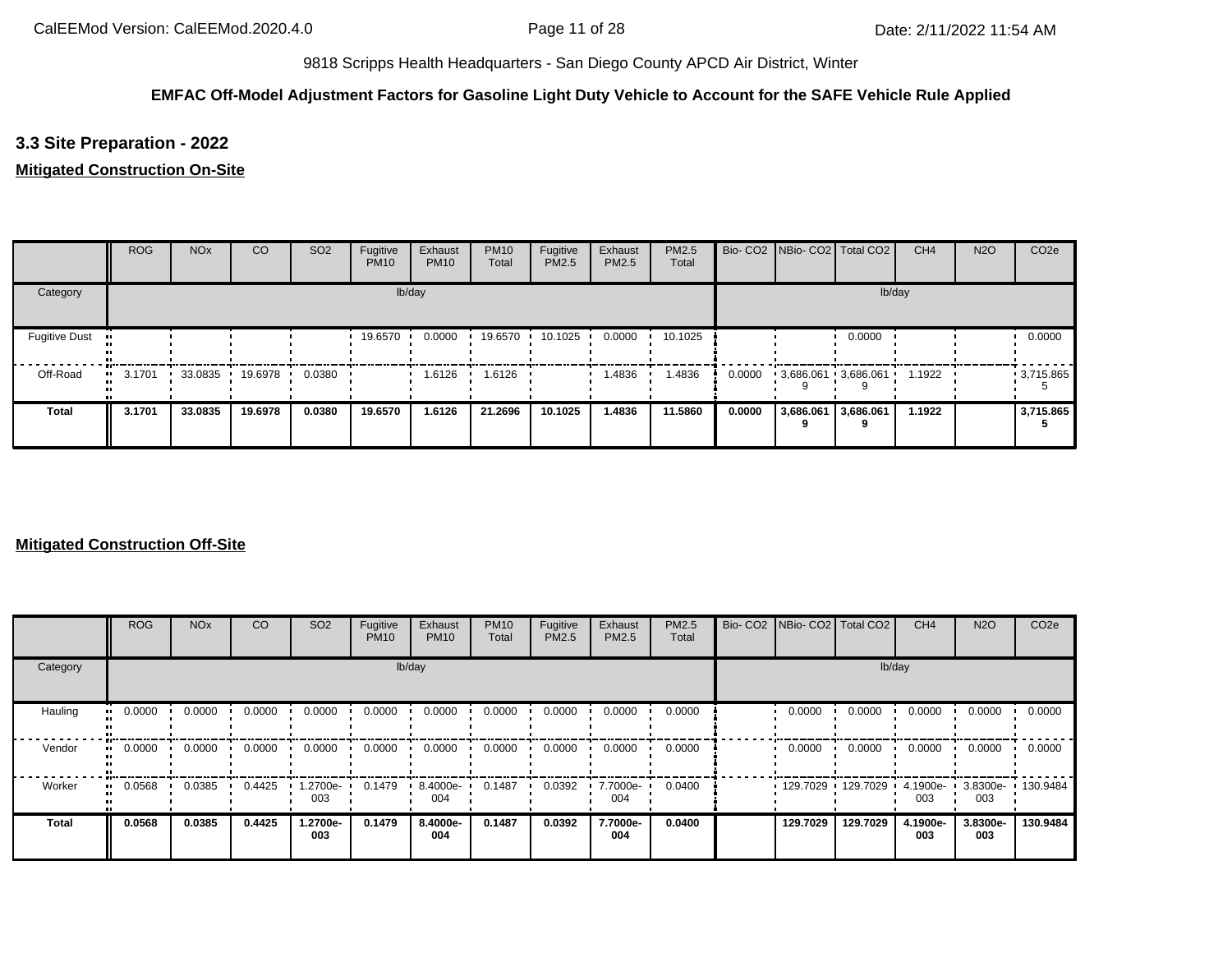9818 Scripps Health Headquarters - San Diego County APCD Air District, Winter

**EMFAC Off-Model Adjustment Factors for Gasoline Light Duty Vehicle to Account for the SAFE Vehicle Rule Applied**

### 3.3 Site Preparation - 2022

**Mitigated Construction On-Site**

| | ROG | NOx | CO | SO2 | Fugitive PM10 | Exhaust PM10 | PM10 Total | Fugitive PM2.5 | Exhaust PM2.5 | PM2.5 Total | Bio- CO2 | NBio- CO2 | Total CO2 | CH4 | N2O | CO2e |
|---|---|---|---|---|---|---|---|---|---|---|---|---|---|---|---|---|
| Category | lb/day | | | | | | | | | | lb/day | | | | | |
| Fugitive Dust | | | | | 19.6570 | 0.0000 | 19.6570 | 10.1025 | 0.0000 | 10.1025 | | | 0.0000 | | | 0.0000 |
| Off-Road | 3.1701 | 33.0835 | 19.6978 | 0.0380 | | 1.6126 | 1.6126 | | 1.4836 | 1.4836 | 0.0000 | 3,686.0619 | 3,686.0619 | 1.1922 | | 3,715.8655 |
| **Total** | **3.1701** | **33.0835** | **19.6978** | **0.0380** | **19.6570** | **1.6126** | **21.2696** | **10.1025** | **1.4836** | **11.5860** | **0.0000** | **3,686.0619** | **3,686.0619** | **1.1922** | | **3,715.8655** |

**Mitigated Construction Off-Site**

| | ROG | NOx | CO | SO2 | Fugitive PM10 | Exhaust PM10 | PM10 Total | Fugitive PM2.5 | Exhaust PM2.5 | PM2.5 Total | Bio- CO2 | NBio- CO2 | Total CO2 | CH4 | N2O | CO2e |
|---|---|---|---|---|---|---|---|---|---|---|---|---|---|---|---|---|
| Category | lb/day | | | | | | | | | | lb/day | | | | | |
| Hauling | 0.0000 | 0.0000 | 0.0000 | 0.0000 | 0.0000 | 0.0000 | 0.0000 | 0.0000 | 0.0000 | 0.0000 | | 0.0000 | 0.0000 | 0.0000 | 0.0000 | 0.0000 |
| Vendor | 0.0000 | 0.0000 | 0.0000 | 0.0000 | 0.0000 | 0.0000 | 0.0000 | 0.0000 | 0.0000 | 0.0000 | | 0.0000 | 0.0000 | 0.0000 | 0.0000 | 0.0000 |
| Worker | 0.0568 | 0.0385 | 0.4425 | 1.2700e-003 | 0.1479 | 8.4000e-004 | 0.1487 | 0.0392 | 7.7000e-004 | 0.0400 | | 129.7029 | 129.7029 | 4.1900e-003 | 3.8300e-003 | 130.9484 |
| **Total** | **0.0568** | **0.0385** | **0.4425** | **1.2700e-003** | **0.1479** | **8.4000e-004** | **0.1487** | **0.0392** | **7.7000e-004** | **0.0400** | | **129.7029** | **129.7029** | **4.1900e-003** | **3.8300e-003** | **130.9484** |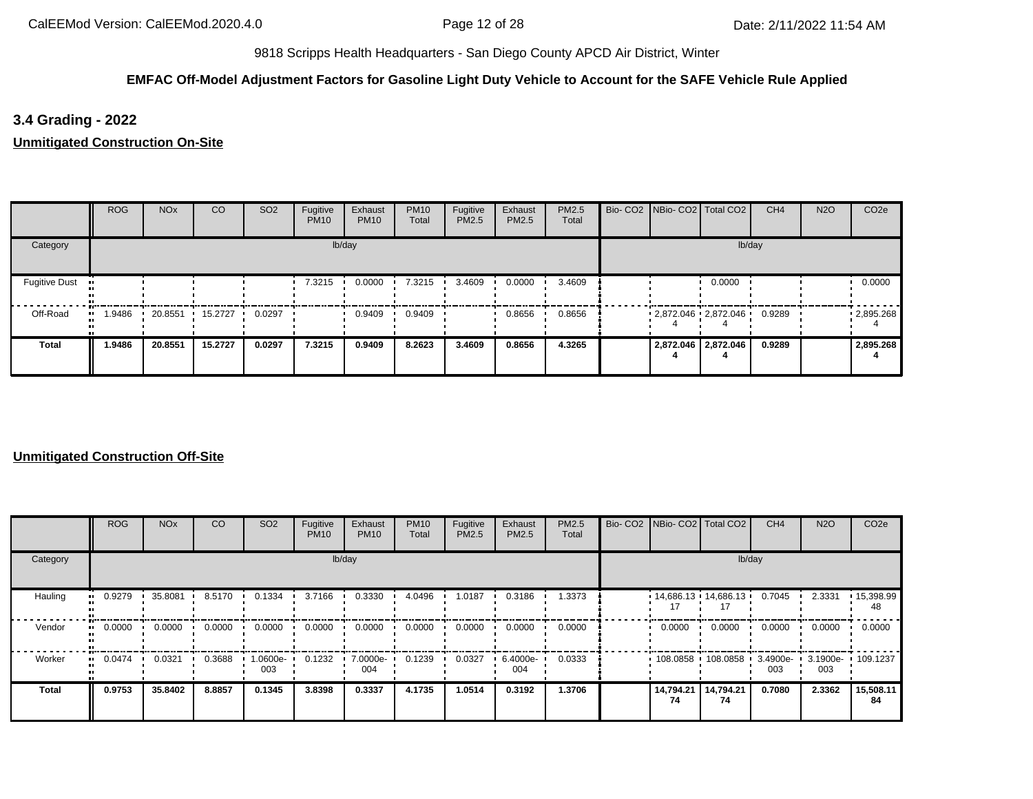9818 Scripps Health Headquarters - San Diego County APCD Air District, Winter

**EMFAC Off-Model Adjustment Factors for Gasoline Light Duty Vehicle to Account for the SAFE Vehicle Rule Applied**

### 3.4 Grading - 2022

**Unmitigated Construction On-Site**

| | ROG | NOx | CO | SO2 | Fugitive PM10 | Exhaust PM10 | PM10 Total | Fugitive PM2.5 | Exhaust PM2.5 | PM2.5 Total | Bio- CO2 | NBio- CO2 | Total CO2 | CH4 | N2O | CO2e |
|---|---|---|---|---|---|---|---|---|---|---|---|---|---|---|---|---|
| Category | lb/day | | | | | | | | | | lb/day | | | | | |
| Fugitive Dust | | | | | 7.3215 | 0.0000 | 7.3215 | 3.4609 | 0.0000 | 3.4609 | | | 0.0000 | | | 0.0000 |
| Off-Road | 1.9486 | 20.8551 | 15.2727 | 0.0297 | | 0.9409 | 0.9409 | | 0.8656 | 0.8656 | | 2,872.0464 | 2,872.0464 | 0.9289 | | 2,895.2684 |
| **Total** | **1.9486** | **20.8551** | **15.2727** | **0.0297** | **7.3215** | **0.9409** | **8.2623** | **3.4609** | **0.8656** | **4.3265** | | **2,872.0464** | **2,872.0464** | **0.9289** | | **2,895.2684** |

**Unmitigated Construction Off-Site**

| | ROG | NOx | CO | SO2 | Fugitive PM10 | Exhaust PM10 | PM10 Total | Fugitive PM2.5 | Exhaust PM2.5 | PM2.5 Total | Bio- CO2 | NBio- CO2 | Total CO2 | CH4 | N2O | CO2e |
|---|---|---|---|---|---|---|---|---|---|---|---|---|---|---|---|---|
| Category | lb/day | | | | | | | | | | lb/day | | | | | |
| Hauling | 0.9279 | 35.8081 | 8.5170 | 0.1334 | 3.7166 | 0.3330 | 4.0496 | 1.0187 | 0.3186 | 1.3373 | | 14,686.1317 | 14,686.1317 | 0.7045 | 2.3331 | 15,398.9948 |
| Vendor | 0.0000 | 0.0000 | 0.0000 | 0.0000 | 0.0000 | 0.0000 | 0.0000 | 0.0000 | 0.0000 | 0.0000 | | 0.0000 | 0.0000 | 0.0000 | 0.0000 | 0.0000 |
| Worker | 0.0474 | 0.0321 | 0.3688 | 1.0600e-003 | 0.1232 | 7.0000e-004 | 0.1239 | 0.0327 | 6.4000e-004 | 0.0333 | | 108.0858 | 108.0858 | 3.4900e-003 | 3.1900e-003 | 109.1237 |
| **Total** | **0.9753** | **35.8402** | **8.8857** | **0.1345** | **3.8398** | **0.3337** | **4.1735** | **1.0514** | **0.3192** | **1.3706** | | **14,794.2174** | **14,794.2174** | **0.7080** | **2.3362** | **15,508.1184** |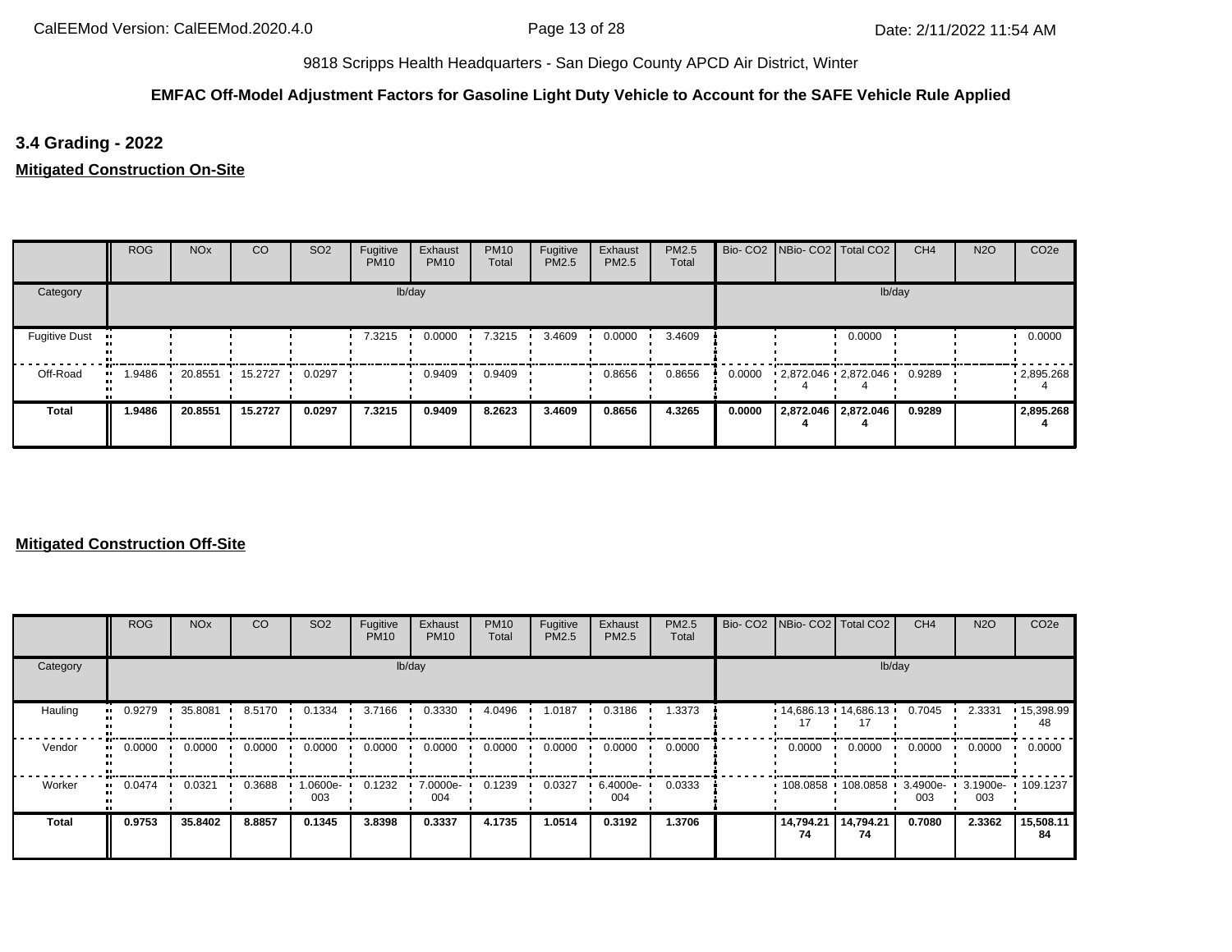9818 Scripps Health Headquarters - San Diego County APCD Air District, Winter

**EMFAC Off-Model Adjustment Factors for Gasoline Light Duty Vehicle to Account for the SAFE Vehicle Rule Applied**

## 3.4 Grading - 2022

### Mitigated Construction On-Site

| | ROG | NOx | CO | SO2 | Fugitive PM10 | Exhaust PM10 | PM10 Total | Fugitive PM2.5 | Exhaust PM2.5 | PM2.5 Total | Bio- CO2 | NBio- CO2 | Total CO2 | CH4 | N2O | CO2e |
|---|---|---|---|---|---|---|---|---|---|---|---|---|---|---|---|---|
| Category | lb/day | | | | | | | | | | lb/day | | | | | |
| Fugitive Dust | | | | | 7.3215 | 0.0000 | 7.3215 | 3.4609 | 0.0000 | 3.4609 | | | 0.0000 | | | 0.0000 |
| Off-Road | 1.9486 | 20.8551 | 15.2727 | 0.0297 | | 0.9409 | 0.9409 | | 0.8656 | 0.8656 | 0.0000 | 2,872.0464 | 2,872.0464 | 0.9289 | | 2,895.2684 |
| **Total** | **1.9486** | **20.8551** | **15.2727** | **0.0297** | **7.3215** | **0.9409** | **8.2623** | **3.4609** | **0.8656** | **4.3265** | **0.0000** | **2,872.0464** | **2,872.0464** | **0.9289** | | **2,895.2684** |

### Mitigated Construction Off-Site

| | ROG | NOx | CO | SO2 | Fugitive PM10 | Exhaust PM10 | PM10 Total | Fugitive PM2.5 | Exhaust PM2.5 | PM2.5 Total | Bio- CO2 | NBio- CO2 | Total CO2 | CH4 | N2O | CO2e |
|---|---|---|---|---|---|---|---|---|---|---|---|---|---|---|---|---|
| Category | lb/day | | | | | | | | | | lb/day | | | | | |
| Hauling | 0.9279 | 35.8081 | 8.5170 | 0.1334 | 3.7166 | 0.3330 | 4.0496 | 1.0187 | 0.3186 | 1.3373 | | 14,686.1317 | 14,686.1317 | 0.7045 | 2.3331 | 15,398.9948 |
| Vendor | 0.0000 | 0.0000 | 0.0000 | 0.0000 | 0.0000 | 0.0000 | 0.0000 | 0.0000 | 0.0000 | 0.0000 | | 0.0000 | 0.0000 | 0.0000 | 0.0000 | 0.0000 |
| Worker | 0.0474 | 0.0321 | 0.3688 | 1.0600e-003 | 0.1232 | 7.0000e-004 | 0.1239 | 0.0327 | 6.4000e-004 | 0.0333 | | 108.0858 | 108.0858 | 3.4900e-003 | 3.1900e-003 | 109.1237 |
| **Total** | **0.9753** | **35.8402** | **8.8857** | **0.1345** | **3.8398** | **0.3337** | **4.1735** | **1.0514** | **0.3192** | **1.3706** | | **14,794.2174** | **14,794.2174** | **0.7080** | **2.3362** | **15,508.1184** |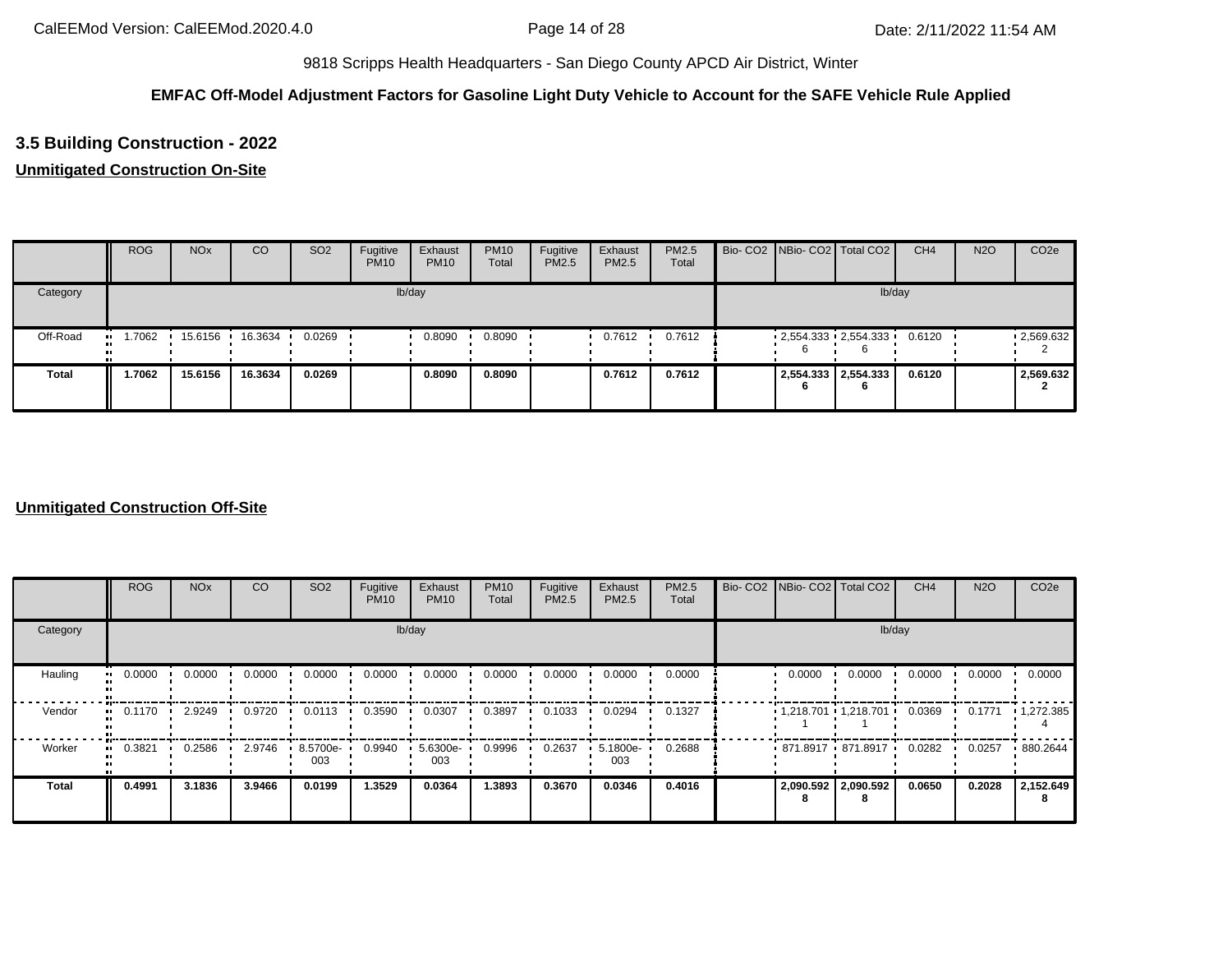9818 Scripps Health Headquarters - San Diego County APCD Air District, Winter

**EMFAC Off-Model Adjustment Factors for Gasoline Light Duty Vehicle to Account for the SAFE Vehicle Rule Applied**

### 3.5 Building Construction - 2022

**Unmitigated Construction On-Site**

| | ROG | NOx | CO | SO2 | Fugitive PM10 | Exhaust PM10 | PM10 Total | Fugitive PM2.5 | Exhaust PM2.5 | PM2.5 Total | Bio- CO2 | NBio- CO2 | Total CO2 | CH4 | N2O | CO2e |
|---|---|---|---|---|---|---|---|---|---|---|---|---|---|---|---|---|
| Category | lb/day | | | | | | | | | | lb/day | | | | | |
| Off-Road | 1.7062 | 15.6156 | 16.3634 | 0.0269 | | 0.8090 | 0.8090 | | 0.7612 | 0.7612 | | 2,554.3336 | 2,554.3336 | 0.6120 | | 2,569.6322 |
| **Total** | **1.7062** | **15.6156** | **16.3634** | **0.0269** | | **0.8090** | **0.8090** | | **0.7612** | **0.7612** | | **2,554.3336** | **2,554.3336** | **0.6120** | | **2,569.6322** |

**Unmitigated Construction Off-Site**

| | ROG | NOx | CO | SO2 | Fugitive PM10 | Exhaust PM10 | PM10 Total | Fugitive PM2.5 | Exhaust PM2.5 | PM2.5 Total | Bio- CO2 | NBio- CO2 | Total CO2 | CH4 | N2O | CO2e |
|---|---|---|---|---|---|---|---|---|---|---|---|---|---|---|---|---|
| Category | lb/day | | | | | | | | | | lb/day | | | | | |
| Hauling | 0.0000 | 0.0000 | 0.0000 | 0.0000 | 0.0000 | 0.0000 | 0.0000 | 0.0000 | 0.0000 | 0.0000 | | 0.0000 | 0.0000 | 0.0000 | 0.0000 | 0.0000 |
| Vendor | 0.1170 | 2.9249 | 0.9720 | 0.0113 | 0.3590 | 0.0307 | 0.3897 | 0.1033 | 0.0294 | 0.1327 | | 1,218.7011 | 1,218.7011 | 0.0369 | 0.1771 | 1,272.3854 |
| Worker | 0.3821 | 0.2586 | 2.9746 | 8.5700e-003 | 0.9940 | 5.6300e-003 | 0.9996 | 0.2637 | 5.1800e-003 | 0.2688 | | 871.8917 | 871.8917 | 0.0282 | 0.0257 | 880.2644 |
| **Total** | **0.4991** | **3.1836** | **3.9466** | **0.0199** | **1.3529** | **0.0364** | **1.3893** | **0.3670** | **0.0346** | **0.4016** | | **2,090.5928** | **2,090.5928** | **0.0650** | **0.2028** | **2,152.6498** |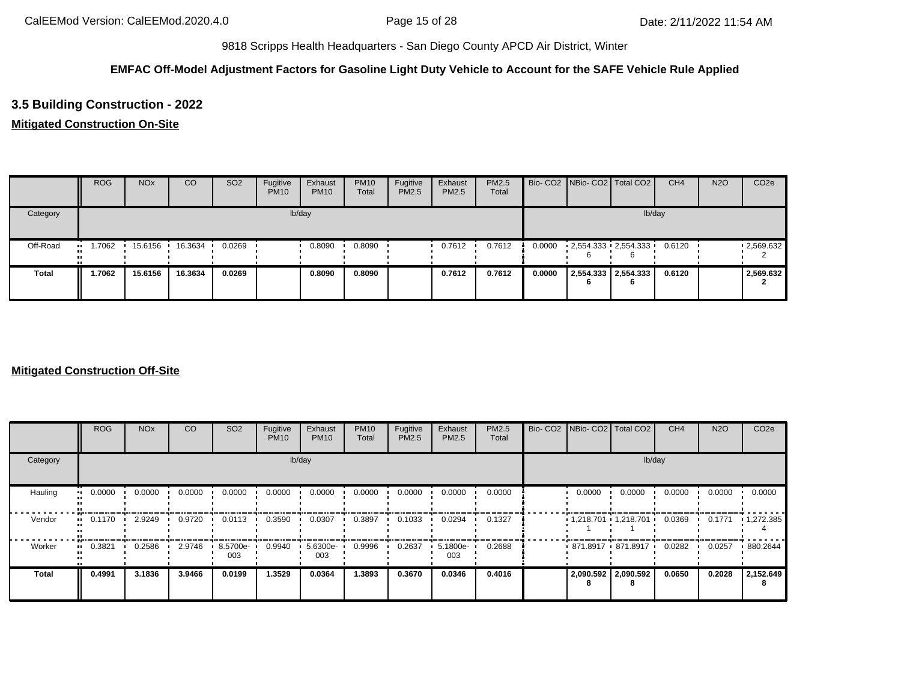9818 Scripps Health Headquarters - San Diego County APCD Air District, Winter

**EMFAC Off-Model Adjustment Factors for Gasoline Light Duty Vehicle to Account for the SAFE Vehicle Rule Applied**

### 3.5 Building Construction - 2022

**Mitigated Construction On-Site**

| | ROG | NOx | CO | SO2 | Fugitive PM10 | Exhaust PM10 | PM10 Total | Fugitive PM2.5 | Exhaust PM2.5 | PM2.5 Total | Bio- CO2 | NBio- CO2 | Total CO2 | CH4 | N2O | CO2e |
|---|---|---|---|---|---|---|---|---|---|---|---|---|---|---|---|---|
| Category | lb/day | | | | | | | | | | lb/day | | | | | |
| Off-Road | 1.7062 | 15.6156 | 16.3634 | 0.0269 | | 0.8090 | 0.8090 | | 0.7612 | 0.7612 | 0.0000 | 2,554.333 6 | 2,554.333 6 | 0.6120 | | 2,569.632 2 |
| **Total** | **1.7062** | **15.6156** | **16.3634** | **0.0269** | | **0.8090** | **0.8090** | | **0.7612** | **0.7612** | **0.0000** | **2,554.333 6** | **2,554.333 6** | **0.6120** | | **2,569.632 2** |

**Mitigated Construction Off-Site**

| | ROG | NOx | CO | SO2 | Fugitive PM10 | Exhaust PM10 | PM10 Total | Fugitive PM2.5 | Exhaust PM2.5 | PM2.5 Total | Bio- CO2 | NBio- CO2 | Total CO2 | CH4 | N2O | CO2e |
|---|---|---|---|---|---|---|---|---|---|---|---|---|---|---|---|---|
| Category | lb/day | | | | | | | | | | lb/day | | | | | |
| Hauling | 0.0000 | 0.0000 | 0.0000 | 0.0000 | 0.0000 | 0.0000 | 0.0000 | 0.0000 | 0.0000 | 0.0000 | | 0.0000 | 0.0000 | 0.0000 | 0.0000 | 0.0000 |
| Vendor | 0.1170 | 2.9249 | 0.9720 | 0.0113 | 0.3590 | 0.0307 | 0.3897 | 0.1033 | 0.0294 | 0.1327 | | 1,218.701 1 | 1,218.701 1 | 0.0369 | 0.1771 | 1,272.385 4 |
| Worker | 0.3821 | 0.2586 | 2.9746 | 8.5700e-003 | 0.9940 | 5.6300e-003 | 0.9996 | 0.2637 | 5.1800e-003 | 0.2688 | | 871.8917 | 871.8917 | 0.0282 | 0.0257 | 880.2644 |
| **Total** | **0.4991** | **3.1836** | **3.9466** | **0.0199** | **1.3529** | **0.0364** | **1.3893** | **0.3670** | **0.0346** | **0.4016** | | **2,090.592 8** | **2,090.592 8** | **0.0650** | **0.2028** | **2,152.649 8** |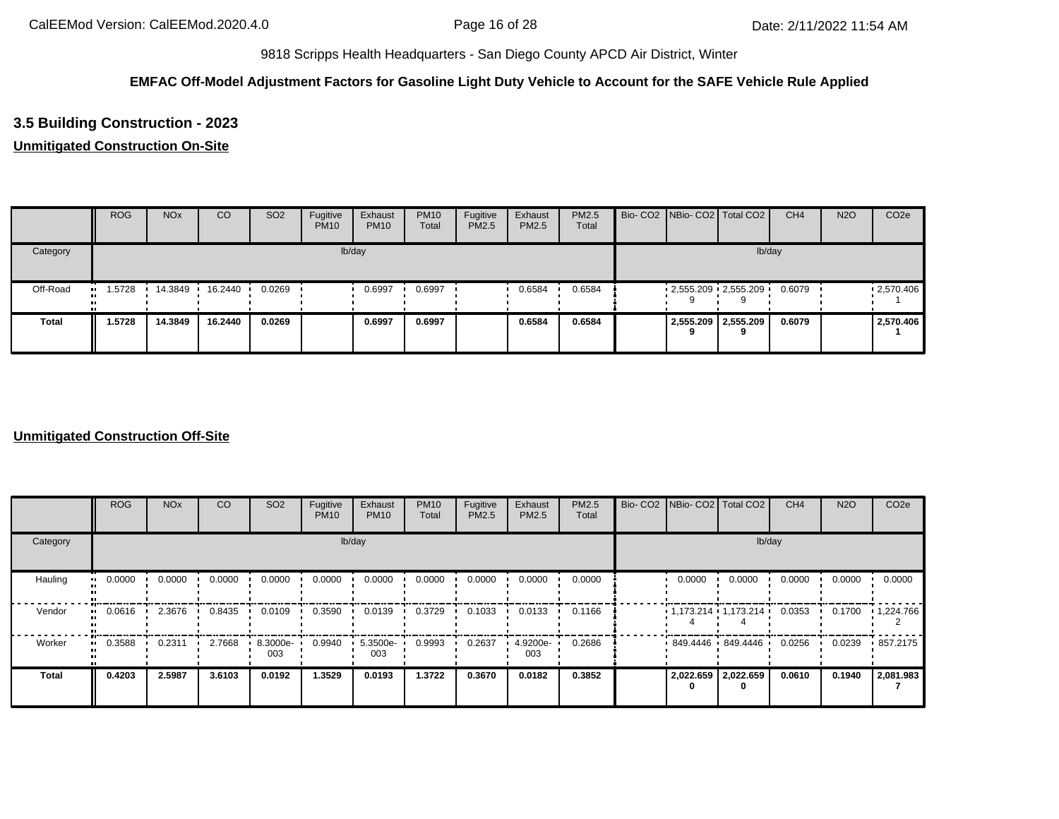9818 Scripps Health Headquarters - San Diego County APCD Air District, Winter

**EMFAC Off-Model Adjustment Factors for Gasoline Light Duty Vehicle to Account for the SAFE Vehicle Rule Applied**

## 3.5 Building Construction - 2023

**Unmitigated Construction On-Site**

| | ROG | NOx | CO | SO2 | Fugitive PM10 | Exhaust PM10 | PM10 Total | Fugitive PM2.5 | Exhaust PM2.5 | PM2.5 Total | Bio- CO2 | NBio- CO2 | Total CO2 | CH4 | N2O | CO2e |
|---|---|---|---|---|---|---|---|---|---|---|---|---|---|---|---|---|
| Category | lb/day | | | | | | | | | | lb/day | | | | | |
| Off-Road | 1.5728 | 14.3849 | 16.2440 | 0.0269 | | 0.6997 | 0.6997 | | 0.6584 | 0.6584 | | 2,555.2099 | 2,555.2099 | 0.6079 | | 2,570.4061 |
| **Total** | **1.5728** | **14.3849** | **16.2440** | **0.0269** | | **0.6997** | **0.6997** | | **0.6584** | **0.6584** | | **2,555.2099** | **2,555.2099** | **0.6079** | | **2,570.4061** |

**Unmitigated Construction Off-Site**

| | ROG | NOx | CO | SO2 | Fugitive PM10 | Exhaust PM10 | PM10 Total | Fugitive PM2.5 | Exhaust PM2.5 | PM2.5 Total | Bio- CO2 | NBio- CO2 | Total CO2 | CH4 | N2O | CO2e |
|---|---|---|---|---|---|---|---|---|---|---|---|---|---|---|---|---|
| Category | lb/day | | | | | | | | | | lb/day | | | | | |
| Hauling | 0.0000 | 0.0000 | 0.0000 | 0.0000 | 0.0000 | 0.0000 | 0.0000 | 0.0000 | 0.0000 | 0.0000 | | 0.0000 | 0.0000 | 0.0000 | 0.0000 | 0.0000 |
| Vendor | 0.0616 | 2.3676 | 0.8435 | 0.0109 | 0.3590 | 0.0139 | 0.3729 | 0.1033 | 0.0133 | 0.1166 | | 1,173.2144 | 1,173.2144 | 0.0353 | 0.1700 | 1,224.7662 |
| Worker | 0.3588 | 0.2311 | 2.7668 | 8.3000e-003 | 0.9940 | 5.3500e-003 | 0.9993 | 0.2637 | 4.9200e-003 | 0.2686 | | 849.4446 | 849.4446 | 0.0256 | 0.0239 | 857.2175 |
| **Total** | **0.4203** | **2.5987** | **3.6103** | **0.0192** | **1.3529** | **0.0193** | **1.3722** | **0.3670** | **0.0182** | **0.3852** | | **2,022.6590** | **2,022.6590** | **0.0610** | **0.1940** | **2,081.9837** |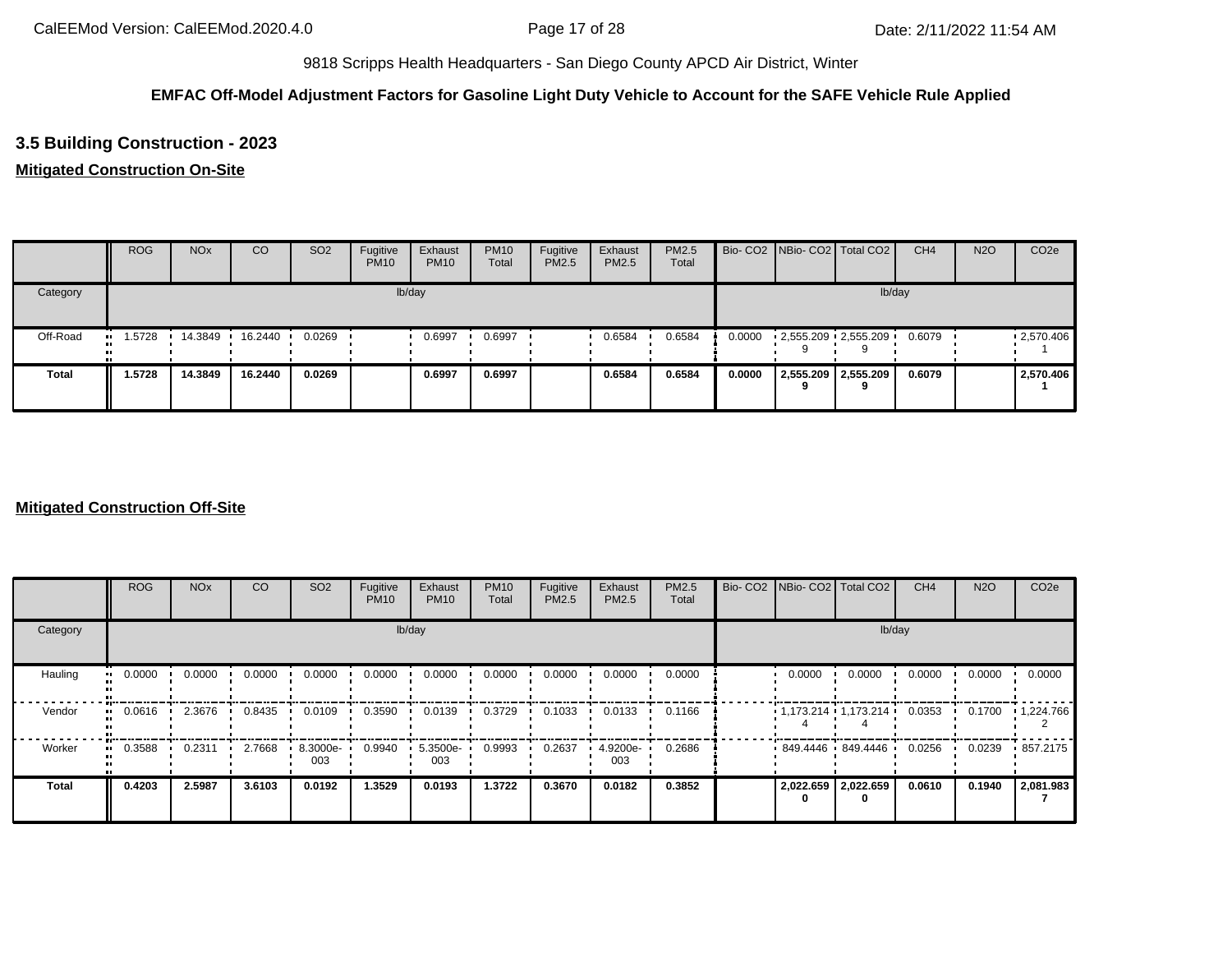9818 Scripps Health Headquarters - San Diego County APCD Air District, Winter

**EMFAC Off-Model Adjustment Factors for Gasoline Light Duty Vehicle to Account for the SAFE Vehicle Rule Applied**

## 3.5 Building Construction - 2023

**Mitigated Construction On-Site**

| | ROG | NOx | CO | SO2 | Fugitive PM10 | Exhaust PM10 | PM10 Total | Fugitive PM2.5 | Exhaust PM2.5 | PM2.5 Total | Bio- CO2 | NBio- CO2 | Total CO2 | CH4 | N2O | CO2e |
|---|---|---|---|---|---|---|---|---|---|---|---|---|---|---|---|---|
| Category | lb/day | | | | | | | | | | lb/day | | | | | |
| Off-Road | 1.5728 | 14.3849 | 16.2440 | 0.0269 | | 0.6997 | 0.6997 | | 0.6584 | 0.6584 | 0.0000 | 2,555.2099 | 2,555.2099 | 0.6079 | | 2,570.4061 |
| **Total** | **1.5728** | **14.3849** | **16.2440** | **0.0269** | | **0.6997** | **0.6997** | | **0.6584** | **0.6584** | **0.0000** | **2,555.2099** | **2,555.2099** | **0.6079** | | **2,570.4061** |

**Mitigated Construction Off-Site**

| | ROG | NOx | CO | SO2 | Fugitive PM10 | Exhaust PM10 | PM10 Total | Fugitive PM2.5 | Exhaust PM2.5 | PM2.5 Total | Bio- CO2 | NBio- CO2 | Total CO2 | CH4 | N2O | CO2e |
|---|---|---|---|---|---|---|---|---|---|---|---|---|---|---|---|---|
| Category | lb/day | | | | | | | | | | lb/day | | | | | |
| Hauling | 0.0000 | 0.0000 | 0.0000 | 0.0000 | 0.0000 | 0.0000 | 0.0000 | 0.0000 | 0.0000 | 0.0000 | | 0.0000 | 0.0000 | 0.0000 | 0.0000 | 0.0000 |
| Vendor | 0.0616 | 2.3676 | 0.8435 | 0.0109 | 0.3590 | 0.0139 | 0.3729 | 0.1033 | 0.0133 | 0.1166 | | 1,173.2144 | 1,173.2144 | 0.0353 | 0.1700 | 1,224.7662 |
| Worker | 0.3588 | 0.2311 | 2.7668 | 8.3000e-003 | 0.9940 | 5.3500e-003 | 0.9993 | 0.2637 | 4.9200e-003 | 0.2686 | | 849.4446 | 849.4446 | 0.0256 | 0.0239 | 857.2175 |
| **Total** | **0.4203** | **2.5987** | **3.6103** | **0.0192** | **1.3529** | **0.0193** | **1.3722** | **0.3670** | **0.0182** | **0.3852** | | **2,022.6590** | **2,022.6590** | **0.0610** | **0.1940** | **2,081.9837** |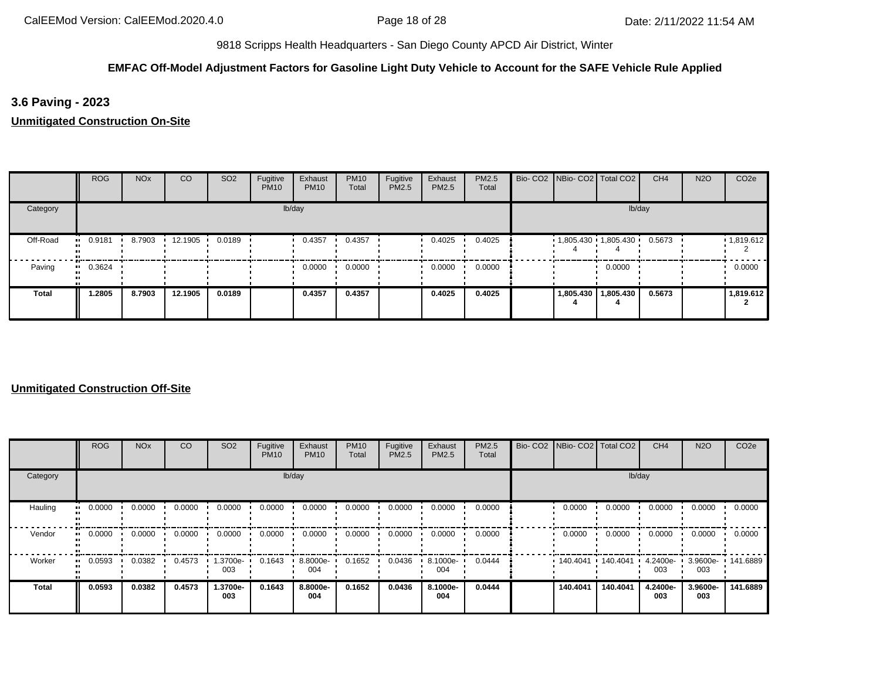9818 Scripps Health Headquarters - San Diego County APCD Air District, Winter

**EMFAC Off-Model Adjustment Factors for Gasoline Light Duty Vehicle to Account for the SAFE Vehicle Rule Applied**

### 3.6 Paving - 2023

**Unmitigated Construction On-Site**

| | ROG | NOx | CO | SO2 | Fugitive PM10 | Exhaust PM10 | PM10 Total | Fugitive PM2.5 | Exhaust PM2.5 | PM2.5 Total | Bio- CO2 | NBio- CO2 | Total CO2 | CH4 | N2O | CO2e |
|---|---|---|---|---|---|---|---|---|---|---|---|---|---|---|---|---|
| Category | lb/day | | | | | | | | | | lb/day | | | | | |
| Off-Road | 0.9181 | 8.7903 | 12.1905 | 0.0189 | | 0.4357 | 0.4357 | | 0.4025 | 0.4025 | | 1,805.4304 | 1,805.4304 | 0.5673 | | 1,819.6122 |
| Paving | 0.3624 | | | | | 0.0000 | 0.0000 | | 0.0000 | 0.0000 | | | 0.0000 | | | 0.0000 |
| **Total** | **1.2805** | **8.7903** | **12.1905** | **0.0189** | | **0.4357** | **0.4357** | | **0.4025** | **0.4025** | | **1,805.4304** | **1,805.4304** | **0.5673** | | **1,819.6122** |

**Unmitigated Construction Off-Site**

| | ROG | NOx | CO | SO2 | Fugitive PM10 | Exhaust PM10 | PM10 Total | Fugitive PM2.5 | Exhaust PM2.5 | PM2.5 Total | Bio- CO2 | NBio- CO2 | Total CO2 | CH4 | N2O | CO2e |
|---|---|---|---|---|---|---|---|---|---|---|---|---|---|---|---|---|
| Category | lb/day | | | | | | | | | | lb/day | | | | | |
| Hauling | 0.0000 | 0.0000 | 0.0000 | 0.0000 | 0.0000 | 0.0000 | 0.0000 | 0.0000 | 0.0000 | 0.0000 | | 0.0000 | 0.0000 | 0.0000 | 0.0000 | 0.0000 |
| Vendor | 0.0000 | 0.0000 | 0.0000 | 0.0000 | 0.0000 | 0.0000 | 0.0000 | 0.0000 | 0.0000 | 0.0000 | | 0.0000 | 0.0000 | 0.0000 | 0.0000 | 0.0000 |
| Worker | 0.0593 | 0.0382 | 0.4573 | 1.3700e-003 | 0.1643 | 8.8000e-004 | 0.1652 | 0.0436 | 8.1000e-004 | 0.0444 | | 140.4041 | 140.4041 | 4.2400e-003 | 3.9600e-003 | 141.6889 |
| **Total** | **0.0593** | **0.0382** | **0.4573** | **1.3700e-003** | **0.1643** | **8.8000e-004** | **0.1652** | **0.0436** | **8.1000e-004** | **0.0444** | | **140.4041** | **140.4041** | **4.2400e-003** | **3.9600e-003** | **141.6889** |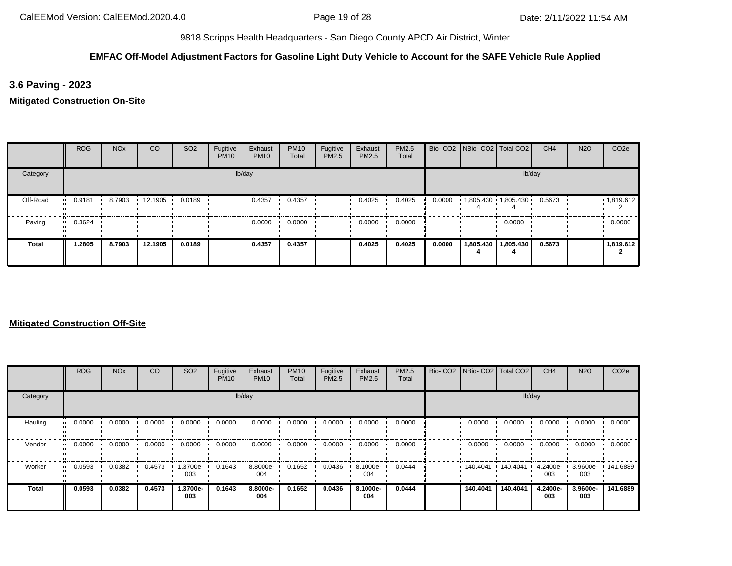9818 Scripps Health Headquarters - San Diego County APCD Air District, Winter

**EMFAC Off-Model Adjustment Factors for Gasoline Light Duty Vehicle to Account for the SAFE Vehicle Rule Applied**

### 3.6 Paving - 2023

**Mitigated Construction On-Site**

| | ROG | NOx | CO | SO2 | Fugitive PM10 | Exhaust PM10 | PM10 Total | Fugitive PM2.5 | Exhaust PM2.5 | PM2.5 Total | Bio- CO2 | NBio- CO2 | Total CO2 | CH4 | N2O | CO2e |
|---|---|---|---|---|---|---|---|---|---|---|---|---|---|---|---|---|
| Category | lb/day | | | | | | | | | | lb/day | | | | | |
| Off-Road | 0.9181 | 8.7903 | 12.1905 | 0.0189 | | 0.4357 | 0.4357 | | 0.4025 | 0.4025 | 0.0000 | 1,805.4304 | 1,805.4304 | 0.5673 | | 1,819.6122 |
| Paving | 0.3624 | | | | | 0.0000 | 0.0000 | | 0.0000 | 0.0000 | | | 0.0000 | | | 0.0000 |
| **Total** | **1.2805** | **8.7903** | **12.1905** | **0.0189** | | **0.4357** | **0.4357** | | **0.4025** | **0.4025** | **0.0000** | **1,805.4304** | **1,805.4304** | **0.5673** | | **1,819.6122** |

**Mitigated Construction Off-Site**

| | ROG | NOx | CO | SO2 | Fugitive PM10 | Exhaust PM10 | PM10 Total | Fugitive PM2.5 | Exhaust PM2.5 | PM2.5 Total | Bio- CO2 | NBio- CO2 | Total CO2 | CH4 | N2O | CO2e |
|---|---|---|---|---|---|---|---|---|---|---|---|---|---|---|---|---|
| Category | lb/day | | | | | | | | | | lb/day | | | | | |
| Hauling | 0.0000 | 0.0000 | 0.0000 | 0.0000 | 0.0000 | 0.0000 | 0.0000 | 0.0000 | 0.0000 | 0.0000 | | 0.0000 | 0.0000 | 0.0000 | 0.0000 | 0.0000 |
| Vendor | 0.0000 | 0.0000 | 0.0000 | 0.0000 | 0.0000 | 0.0000 | 0.0000 | 0.0000 | 0.0000 | 0.0000 | | 0.0000 | 0.0000 | 0.0000 | 0.0000 | 0.0000 |
| Worker | 0.0593 | 0.0382 | 0.4573 | 1.3700e-003 | 0.1643 | 8.8000e-004 | 0.1652 | 0.0436 | 8.1000e-004 | 0.0444 | | 140.4041 | 140.4041 | 4.2400e-003 | 3.9600e-003 | 141.6889 |
| **Total** | **0.0593** | **0.0382** | **0.4573** | **1.3700e-003** | **0.1643** | **8.8000e-004** | **0.1652** | **0.0436** | **8.1000e-004** | **0.0444** | | **140.4041** | **140.4041** | **4.2400e-003** | **3.9600e-003** | **141.6889** |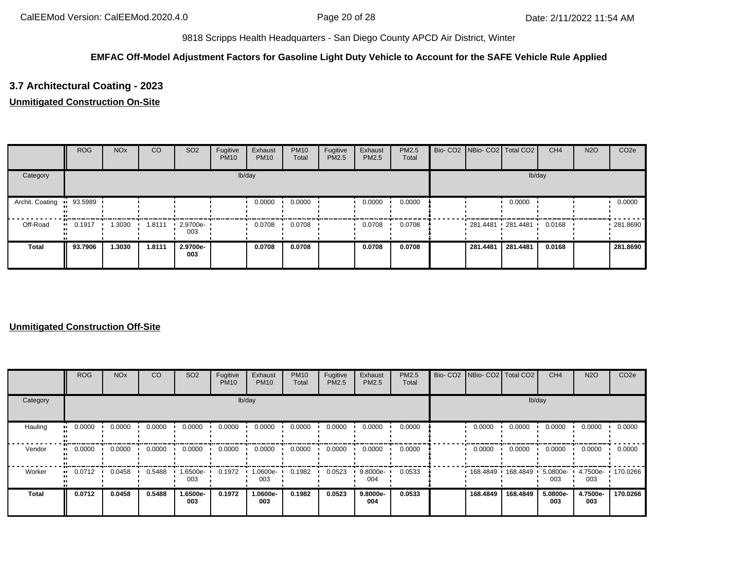9818 Scripps Health Headquarters - San Diego County APCD Air District, Winter

**EMFAC Off-Model Adjustment Factors for Gasoline Light Duty Vehicle to Account for the SAFE Vehicle Rule Applied**

## 3.7 Architectural Coating - 2023

### Unmitigated Construction On-Site

| | ROG | NOx | CO | SO2 | Fugitive PM10 | Exhaust PM10 | PM10 Total | Fugitive PM2.5 | Exhaust PM2.5 | PM2.5 Total | Bio- CO2 | NBio- CO2 | Total CO2 | CH4 | N2O | CO2e |
|---|---|---|---|---|---|---|---|---|---|---|---|---|---|---|---|---|
| Category | lb/day | | | | | | | | | | lb/day | | | | | |
| Archit. Coating | 93.5989 | | | | | 0.0000 | 0.0000 | | 0.0000 | 0.0000 | | | 0.0000 | | | 0.0000 |
| Off-Road | 0.1917 | 1.3030 | 1.8111 | 2.9700e-003 | | 0.0708 | 0.0708 | | 0.0708 | 0.0708 | | 281.4481 | 281.4481 | 0.0168 | | 281.8690 |
| **Total** | **93.7906** | **1.3030** | **1.8111** | **2.9700e-003** | | **0.0708** | **0.0708** | | **0.0708** | **0.0708** | | **281.4481** | **281.4481** | **0.0168** | | **281.8690** |

### Unmitigated Construction Off-Site

| | ROG | NOx | CO | SO2 | Fugitive PM10 | Exhaust PM10 | PM10 Total | Fugitive PM2.5 | Exhaust PM2.5 | PM2.5 Total | Bio- CO2 | NBio- CO2 | Total CO2 | CH4 | N2O | CO2e |
|---|---|---|---|---|---|---|---|---|---|---|---|---|---|---|---|---|
| Category | lb/day | | | | | | | | | | lb/day | | | | | |
| Hauling | 0.0000 | 0.0000 | 0.0000 | 0.0000 | 0.0000 | 0.0000 | 0.0000 | 0.0000 | 0.0000 | 0.0000 | | 0.0000 | 0.0000 | 0.0000 | 0.0000 | 0.0000 |
| Vendor | 0.0000 | 0.0000 | 0.0000 | 0.0000 | 0.0000 | 0.0000 | 0.0000 | 0.0000 | 0.0000 | 0.0000 | | 0.0000 | 0.0000 | 0.0000 | 0.0000 | 0.0000 |
| Worker | 0.0712 | 0.0458 | 0.5488 | 1.6500e-003 | 0.1972 | 1.0600e-003 | 0.1982 | 0.0523 | 9.8000e-004 | 0.0533 | | 168.4849 | 168.4849 | 5.0800e-003 | 4.7500e-003 | 170.0266 |
| **Total** | **0.0712** | **0.0458** | **0.5488** | **1.6500e-003** | **0.1972** | **1.0600e-003** | **0.1982** | **0.0523** | **9.8000e-004** | **0.0533** | | **168.4849** | **168.4849** | **5.0800e-003** | **4.7500e-003** | **170.0266** |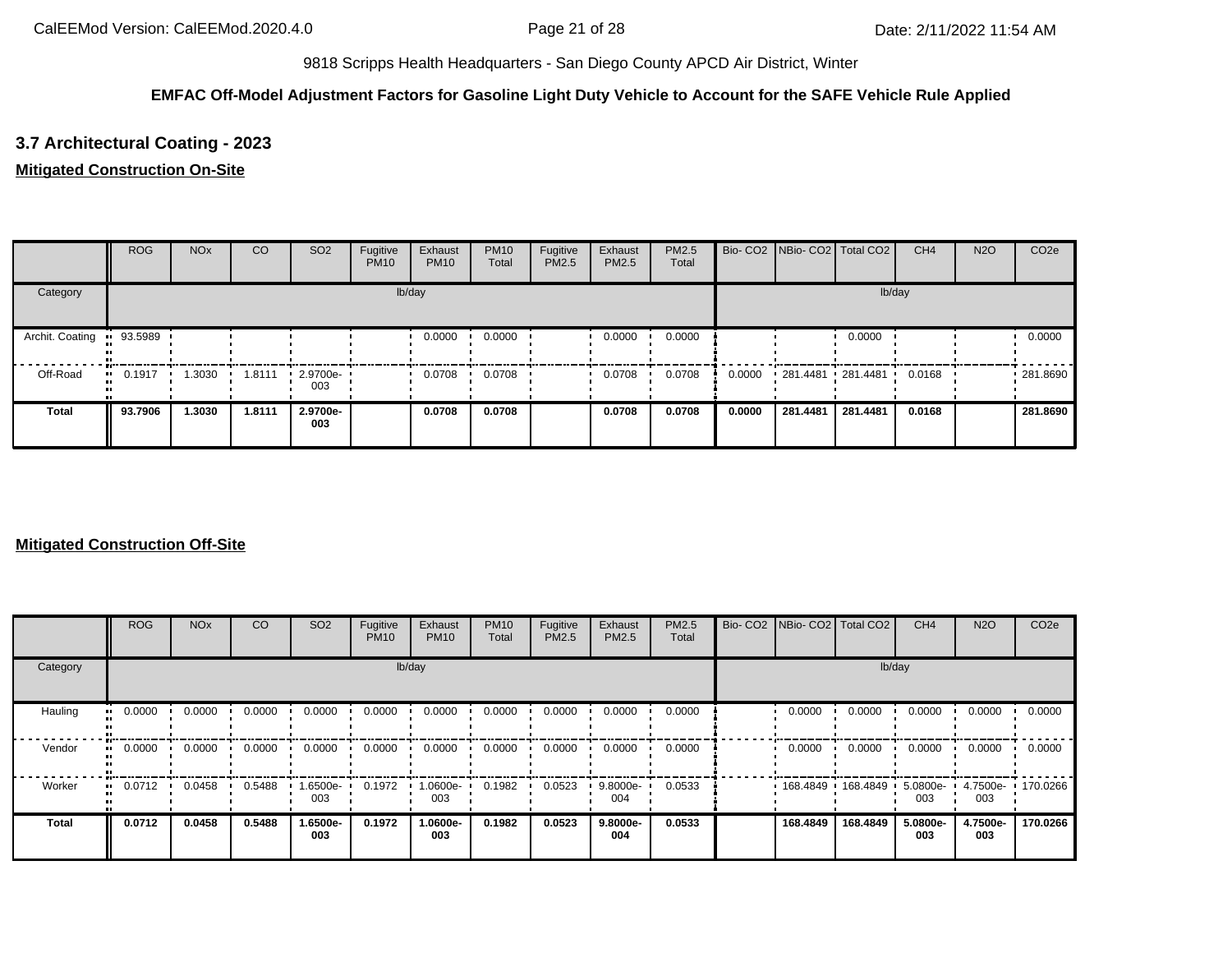9818 Scripps Health Headquarters - San Diego County APCD Air District, Winter

**EMFAC Off-Model Adjustment Factors for Gasoline Light Duty Vehicle to Account for the SAFE Vehicle Rule Applied**

### 3.7 Architectural Coating - 2023

**Mitigated Construction On-Site**

| | ROG | NOx | CO | SO2 | Fugitive PM10 | Exhaust PM10 | PM10 Total | Fugitive PM2.5 | Exhaust PM2.5 | PM2.5 Total | Bio- CO2 | NBio- CO2 | Total CO2 | CH4 | N2O | CO2e |
|---|---|---|---|---|---|---|---|---|---|---|---|---|---|---|---|---|
| Category | lb/day | | | | | | | | | | lb/day | | | | | |
| Archit. Coating | 93.5989 | | | | | 0.0000 | 0.0000 | | 0.0000 | 0.0000 | | | 0.0000 | | | 0.0000 |
| Off-Road | 0.1917 | 1.3030 | 1.8111 | 2.9700e-003 | | 0.0708 | 0.0708 | | 0.0708 | 0.0708 | 0.0000 | 281.4481 | 281.4481 | 0.0168 | | 281.8690 |
| **Total** | **93.7906** | **1.3030** | **1.8111** | **2.9700e-003** | | **0.0708** | **0.0708** | | **0.0708** | **0.0708** | **0.0000** | **281.4481** | **281.4481** | **0.0168** | | **281.8690** |

**Mitigated Construction Off-Site**

| | ROG | NOx | CO | SO2 | Fugitive PM10 | Exhaust PM10 | PM10 Total | Fugitive PM2.5 | Exhaust PM2.5 | PM2.5 Total | Bio- CO2 | NBio- CO2 | Total CO2 | CH4 | N2O | CO2e |
|---|---|---|---|---|---|---|---|---|---|---|---|---|---|---|---|---|
| Category | lb/day | | | | | | | | | | lb/day | | | | | |
| Hauling | 0.0000 | 0.0000 | 0.0000 | 0.0000 | 0.0000 | 0.0000 | 0.0000 | 0.0000 | 0.0000 | 0.0000 | | 0.0000 | 0.0000 | 0.0000 | 0.0000 | 0.0000 |
| Vendor | 0.0000 | 0.0000 | 0.0000 | 0.0000 | 0.0000 | 0.0000 | 0.0000 | 0.0000 | 0.0000 | 0.0000 | | 0.0000 | 0.0000 | 0.0000 | 0.0000 | 0.0000 |
| Worker | 0.0712 | 0.0458 | 0.5488 | 1.6500e-003 | 0.1972 | 1.0600e-003 | 0.1982 | 0.0523 | 9.8000e-004 | 0.0533 | | 168.4849 | 168.4849 | 5.0800e-003 | 4.7500e-003 | 170.0266 |
| **Total** | **0.0712** | **0.0458** | **0.5488** | **1.6500e-003** | **0.1972** | **1.0600e-003** | **0.1982** | **0.0523** | **9.8000e-004** | **0.0533** | | **168.4849** | **168.4849** | **5.0800e-003** | **4.7500e-003** | **170.0266** |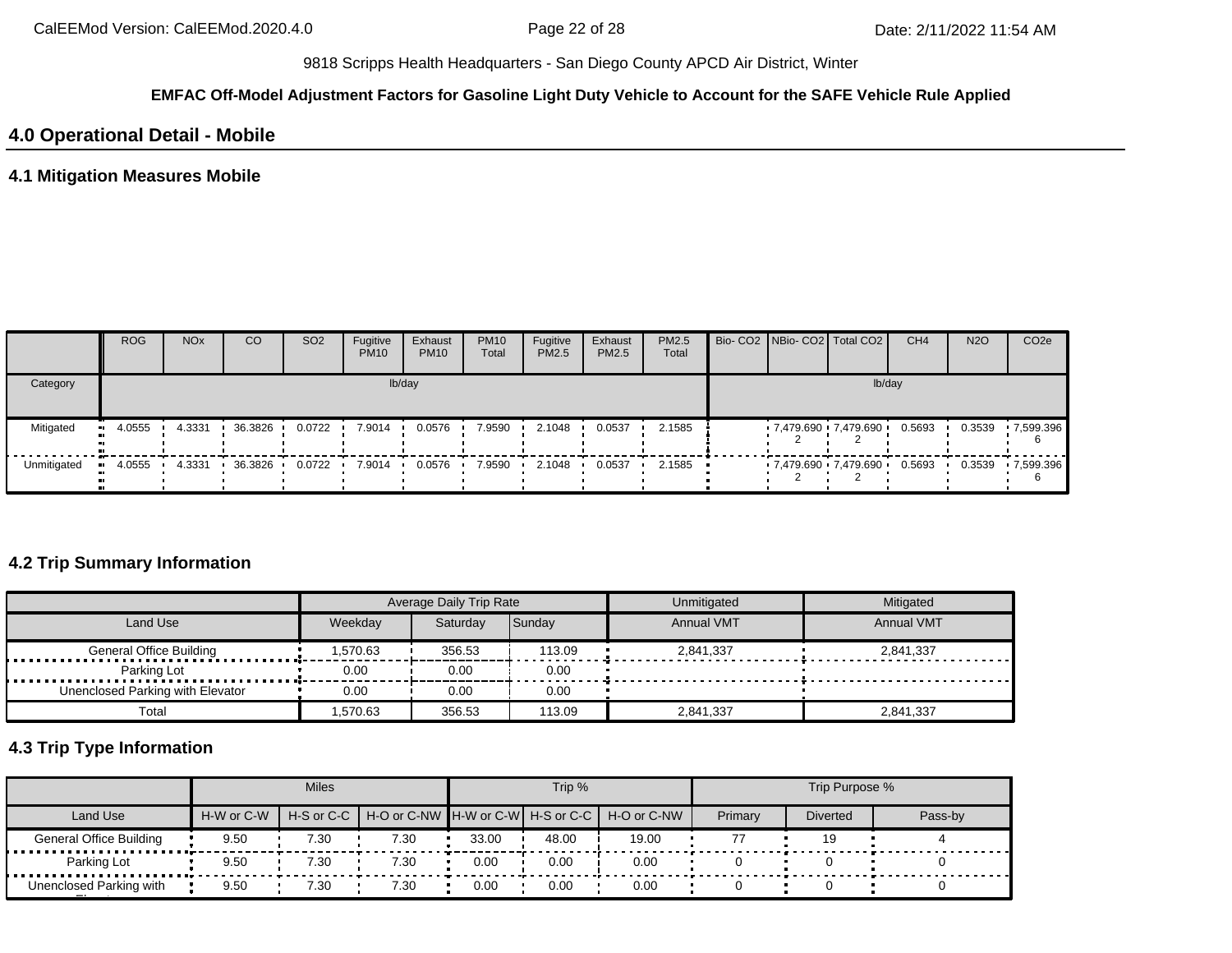9818 Scripps Health Headquarters - San Diego County APCD Air District, Winter

**EMFAC Off-Model Adjustment Factors for Gasoline Light Duty Vehicle to Account for the SAFE Vehicle Rule Applied**

## 4.0 Operational Detail - Mobile

### 4.1 Mitigation Measures Mobile

| | ROG | NOx | CO | SO2 | Fugitive PM10 | Exhaust PM10 | PM10 Total | Fugitive PM2.5 | Exhaust PM2.5 | PM2.5 Total | Bio- CO2 | NBio- CO2 | Total CO2 | CH4 | N2O | CO2e |
|---|---|---|---|---|---|---|---|---|---|---|---|---|---|---|---|---|
| Category | lb/day | | | | | | | | | | lb/day | | | | | |
| Mitigated | 4.0555 | 4.3331 | 36.3826 | 0.0722 | 7.9014 | 0.0576 | 7.9590 | 2.1048 | 0.0537 | 2.1585 | | 7,479.6902 | 7,479.6902 | 0.5693 | 0.3539 | 7,599.3966 |
| Unmitigated | 4.0555 | 4.3331 | 36.3826 | 0.0722 | 7.9014 | 0.0576 | 7.9590 | 2.1048 | 0.0537 | 2.1585 | | 7,479.6902 | 7,479.6902 | 0.5693 | 0.3539 | 7,599.3966 |

### 4.2 Trip Summary Information

| | Average Daily Trip Rate | | | Unmitigated | Mitigated |
|---|---|---|---|---|---|
| Land Use | Weekday | Saturday | Sunday | Annual VMT | Annual VMT |
| General Office Building | 1,570.63 | 356.53 | 113.09 | 2,841,337 | 2,841,337 |
| Parking Lot | 0.00 | 0.00 | 0.00 | | |
| Unenclosed Parking with Elevator | 0.00 | 0.00 | 0.00 | | |
| Total | 1,570.63 | 356.53 | 113.09 | 2,841,337 | 2,841,337 |

### 4.3 Trip Type Information

| | Miles | | | Trip % | | | Trip Purpose % | | |
|---|---|---|---|---|---|---|---|---|---|
| Land Use | H-W or C-W | H-S or C-C | H-O or C-NW | H-W or C-W | H-S or C-C | H-O or C-NW | Primary | Diverted | Pass-by |
| General Office Building | 9.50 | 7.30 | 7.30 | 33.00 | 48.00 | 19.00 | 77 | 19 | 4 |
| Parking Lot | 9.50 | 7.30 | 7.30 | 0.00 | 0.00 | 0.00 | 0 | 0 | 0 |
| Unenclosed Parking with Elevator | 9.50 | 7.30 | 7.30 | 0.00 | 0.00 | 0.00 | 0 | 0 | 0 |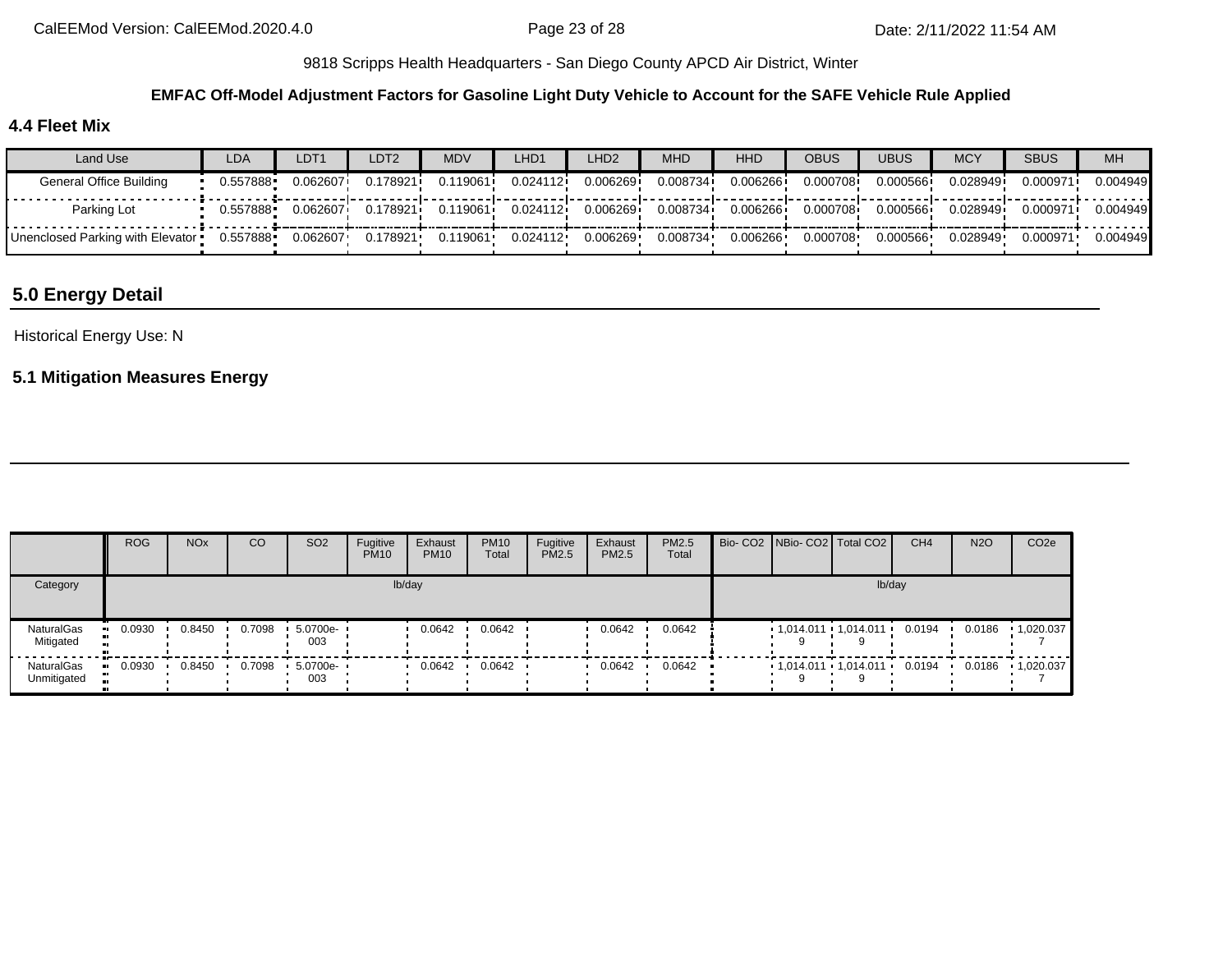9818 Scripps Health Headquarters - San Diego County APCD Air District, Winter

**EMFAC Off-Model Adjustment Factors for Gasoline Light Duty Vehicle to Account for the SAFE Vehicle Rule Applied**

### 4.4 Fleet Mix

| Land Use | LDA | LDT1 | LDT2 | MDV | LHD1 | LHD2 | MHD | HHD | OBUS | UBUS | MCY | SBUS | MH |
|---|---|---|---|---|---|---|---|---|---|---|---|---|---|
| General Office Building | 0.557888 | 0.062607 | 0.178921 | 0.119061 | 0.024112 | 0.006269 | 0.008734 | 0.006266 | 0.000708 | 0.000566 | 0.028949 | 0.000971 | 0.004949 |
| Parking Lot | 0.557888 | 0.062607 | 0.178921 | 0.119061 | 0.024112 | 0.006269 | 0.008734 | 0.006266 | 0.000708 | 0.000566 | 0.028949 | 0.000971 | 0.004949 |
| Unenclosed Parking with Elevator | 0.557888 | 0.062607 | 0.178921 | 0.119061 | 0.024112 | 0.006269 | 0.008734 | 0.006266 | 0.000708 | 0.000566 | 0.028949 | 0.000971 | 0.004949 |

## 5.0 Energy Detail

Historical Energy Use: N

### 5.1 Mitigation Measures Energy

| | ROG | NOx | CO | SO2 | Fugitive PM10 | Exhaust PM10 | PM10 Total | Fugitive PM2.5 | Exhaust PM2.5 | PM2.5 Total | Bio- CO2 | NBio- CO2 | Total CO2 | CH4 | N2O | CO2e |
|---|---|---|---|---|---|---|---|---|---|---|---|---|---|---|---|---|
| Category | lb/day | | | | | | | | | | lb/day | | | | | |
| NaturalGas Mitigated | 0.0930 | 0.8450 | 0.7098 | 5.0700e-003 | | 0.0642 | 0.0642 | | 0.0642 | 0.0642 | | 1,014.0119 | 1,014.0119 | 0.0194 | 0.0186 | 1,020.0377 |
| NaturalGas Unmitigated | 0.0930 | 0.8450 | 0.7098 | 5.0700e-003 | | 0.0642 | 0.0642 | | 0.0642 | 0.0642 | | 1,014.0119 | 1,014.0119 | 0.0194 | 0.0186 | 1,020.0377 |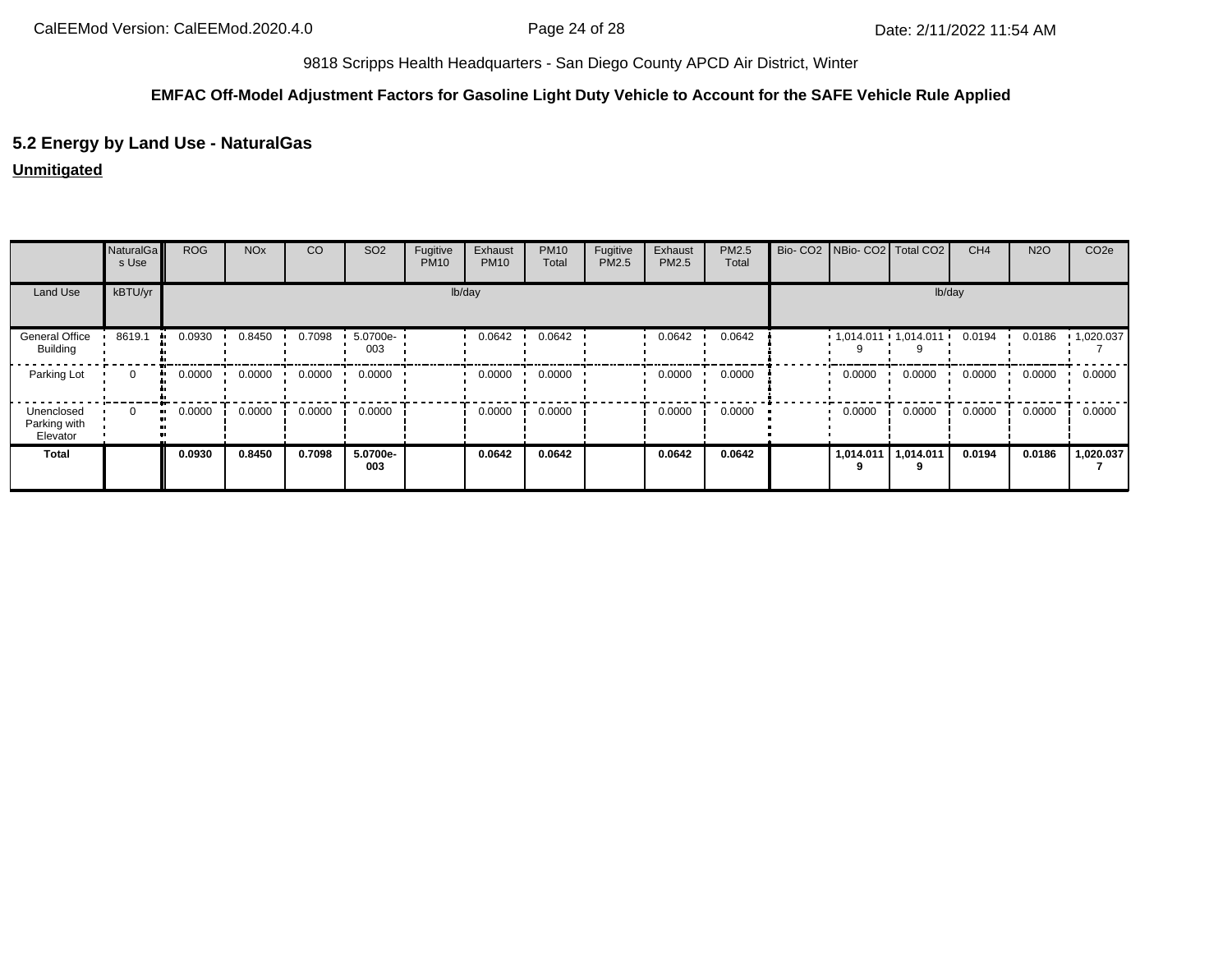9818 Scripps Health Headquarters - San Diego County APCD Air District, Winter

**EMFAC Off-Model Adjustment Factors for Gasoline Light Duty Vehicle to Account for the SAFE Vehicle Rule Applied**

## 5.2 Energy by Land Use - NaturalGas

**Unmitigated**

| | NaturalGas Use | ROG | NOx | CO | SO2 | Fugitive PM10 | Exhaust PM10 | PM10 Total | Fugitive PM2.5 | Exhaust PM2.5 | PM2.5 Total | Bio- CO2 | NBio- CO2 | Total CO2 | CH4 | N2O | CO2e |
|---|---|---|---|---|---|---|---|---|---|---|---|---|---|---|---|---|---|
| Land Use | kBTU/yr | lb/day | | | | | | | | | | lb/day | | | | | |
| General Office Building | 8619.1 | 0.0930 | 0.8450 | 0.7098 | 5.0700e-003 | | 0.0642 | 0.0642 | | 0.0642 | 0.0642 | | 1,014.0119 | 1,014.0119 | 0.0194 | 0.0186 | 1,020.0377 |
| Parking Lot | 0 | 0.0000 | 0.0000 | 0.0000 | 0.0000 | | 0.0000 | 0.0000 | | 0.0000 | 0.0000 | | 0.0000 | 0.0000 | 0.0000 | 0.0000 | 0.0000 |
| Unenclosed Parking with Elevator | 0 | 0.0000 | 0.0000 | 0.0000 | 0.0000 | | 0.0000 | 0.0000 | | 0.0000 | 0.0000 | | 0.0000 | 0.0000 | 0.0000 | 0.0000 | 0.0000 |
| **Total** | | **0.0930** | **0.8450** | **0.7098** | **5.0700e-003** | | **0.0642** | **0.0642** | | **0.0642** | **0.0642** | | **1,014.0119** | **1,014.0119** | **0.0194** | **0.0186** | **1,020.0377** |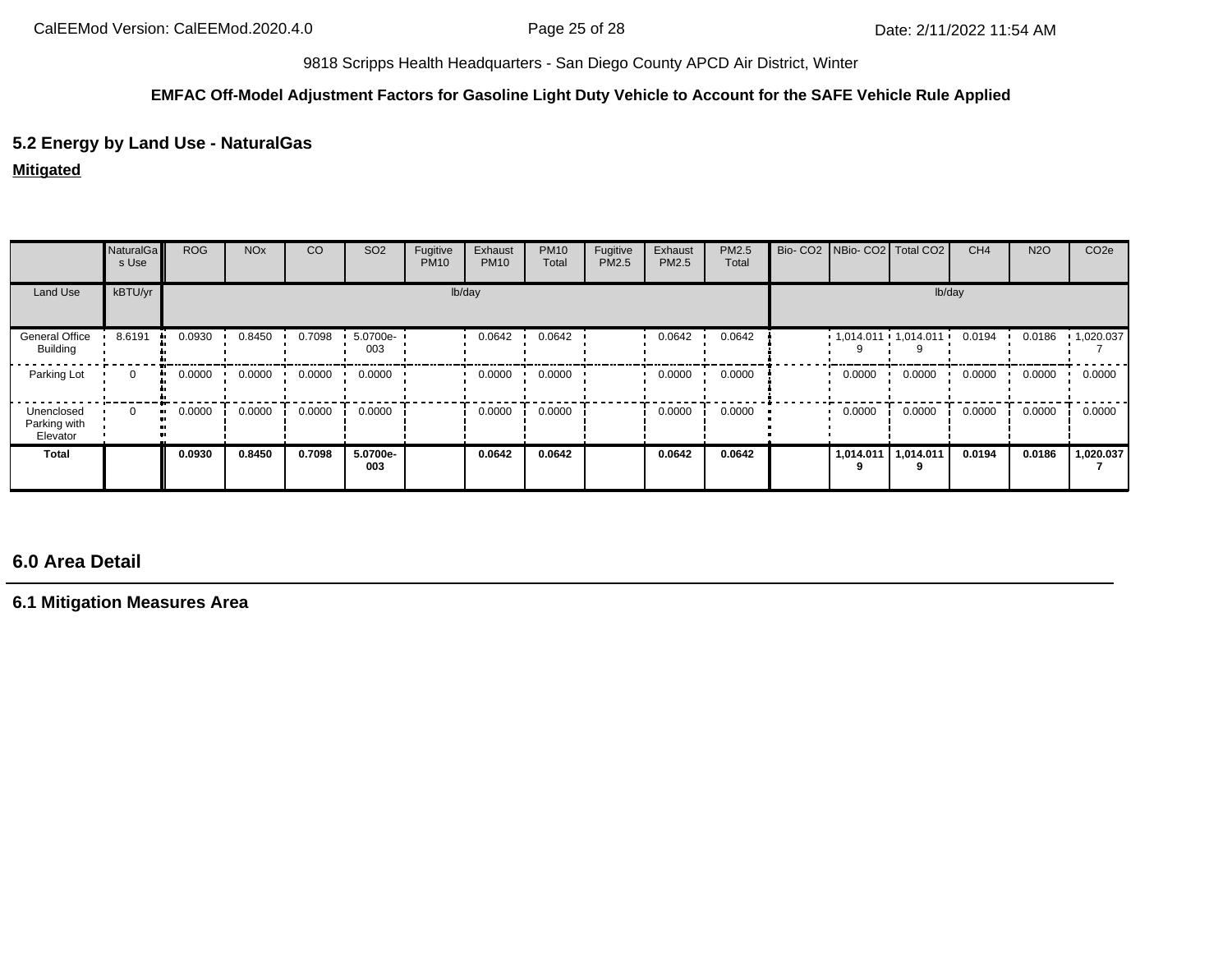9818 Scripps Health Headquarters - San Diego County APCD Air District, Winter

**EMFAC Off-Model Adjustment Factors for Gasoline Light Duty Vehicle to Account for the SAFE Vehicle Rule Applied**

## 5.2 Energy by Land Use - NaturalGas

**Mitigated**

| | NaturalGas Use | ROG | NOx | CO | SO2 | Fugitive PM10 | Exhaust PM10 | PM10 Total | Fugitive PM2.5 | Exhaust PM2.5 | PM2.5 Total | Bio- CO2 | NBio- CO2 | Total CO2 | CH4 | N2O | CO2e |
|---|---|---|---|---|---|---|---|---|---|---|---|---|---|---|---|---|---|
| Land Use | kBTU/yr | lb/day | | | | | | | | | | lb/day | | | | | |
| General Office Building | 8.6191 | 0.0930 | 0.8450 | 0.7098 | 5.0700e-003 | | 0.0642 | 0.0642 | | 0.0642 | 0.0642 | | 1,014.0119 | 1,014.0119 | 0.0194 | 0.0186 | 1,020.0377 |
| Parking Lot | 0 | 0.0000 | 0.0000 | 0.0000 | 0.0000 | | 0.0000 | 0.0000 | | 0.0000 | 0.0000 | | 0.0000 | 0.0000 | 0.0000 | 0.0000 | 0.0000 |
| Unenclosed Parking with Elevator | 0 | 0.0000 | 0.0000 | 0.0000 | 0.0000 | | 0.0000 | 0.0000 | | 0.0000 | 0.0000 | | 0.0000 | 0.0000 | 0.0000 | 0.0000 | 0.0000 |
| **Total** | | **0.0930** | **0.8450** | **0.7098** | **5.0700e-003** | | **0.0642** | **0.0642** | | **0.0642** | **0.0642** | | **1,014.0119** | **1,014.0119** | **0.0194** | **0.0186** | **1,020.0377** |

## 6.0 Area Detail

### 6.1 Mitigation Measures Area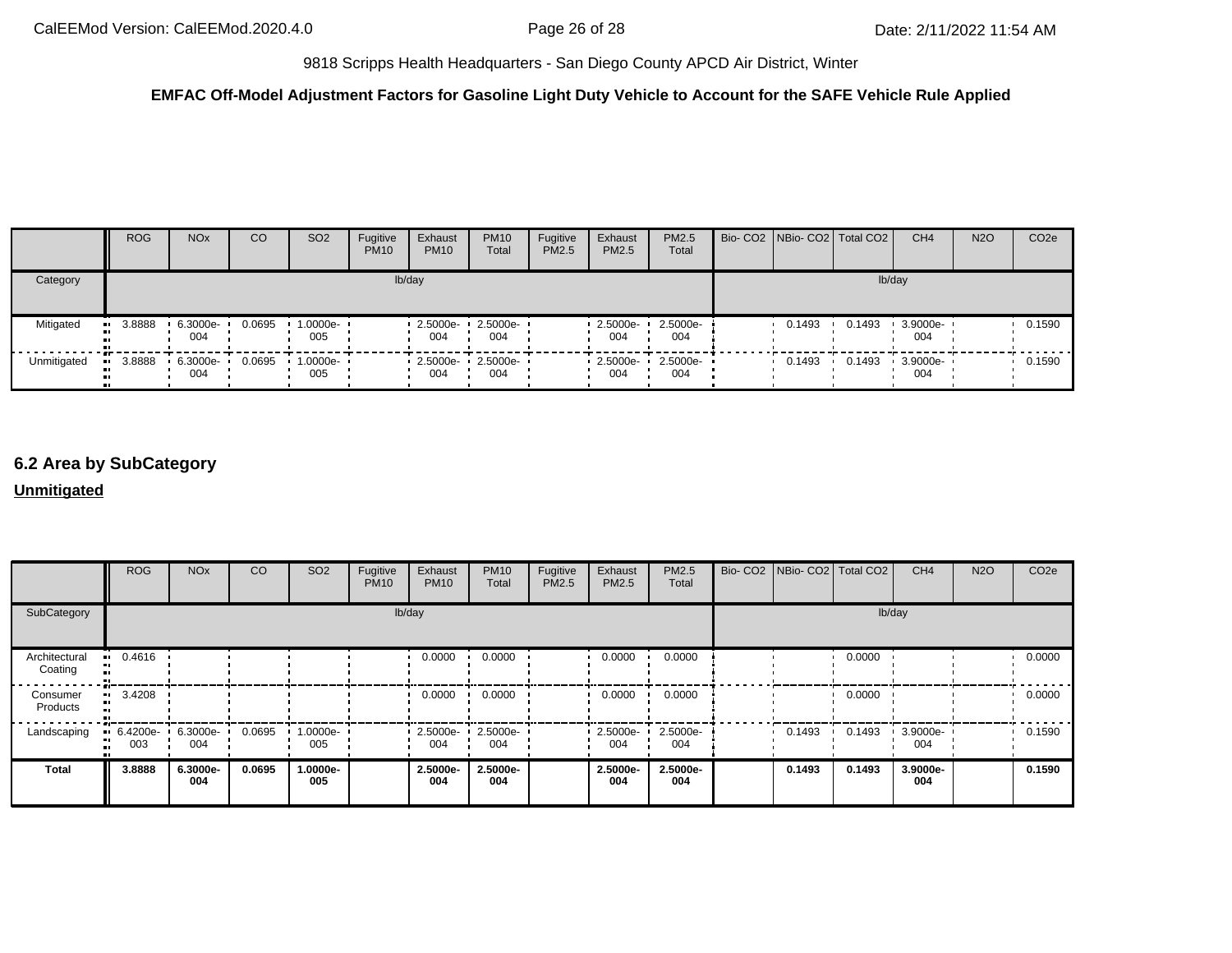9818 Scripps Health Headquarters - San Diego County APCD Air District, Winter

**EMFAC Off-Model Adjustment Factors for Gasoline Light Duty Vehicle to Account for the SAFE Vehicle Rule Applied**

| | ROG | NOx | CO | SO2 | Fugitive PM10 | Exhaust PM10 | PM10 Total | Fugitive PM2.5 | Exhaust PM2.5 | PM2.5 Total | Bio- CO2 | NBio- CO2 | Total CO2 | CH4 | N2O | CO2e |
|---|---|---|---|---|---|---|---|---|---|---|---|---|---|---|---|---|
| Category | lb/day | | | | | | | | | | lb/day | | | | | |
| Mitigated | 3.8888 | 6.3000e-004 | 0.0695 | 1.0000e-005 | | 2.5000e-004 | 2.5000e-004 | | 2.5000e-004 | 2.5000e-004 | | 0.1493 | 0.1493 | 3.9000e-004 | | 0.1590 |
| Unmitigated | 3.8888 | 6.3000e-004 | 0.0695 | 1.0000e-005 | | 2.5000e-004 | 2.5000e-004 | | 2.5000e-004 | 2.5000e-004 | | 0.1493 | 0.1493 | 3.9000e-004 | | 0.1590 |

## 6.2 Area by SubCategory

**Unmitigated**

| | ROG | NOx | CO | SO2 | Fugitive PM10 | Exhaust PM10 | PM10 Total | Fugitive PM2.5 | Exhaust PM2.5 | PM2.5 Total | Bio- CO2 | NBio- CO2 | Total CO2 | CH4 | N2O | CO2e |
|---|---|---|---|---|---|---|---|---|---|---|---|---|---|---|---|---|
| SubCategory | lb/day | | | | | | | | | | lb/day | | | | | |
| Architectural Coating | 0.4616 | | | | | 0.0000 | 0.0000 | | 0.0000 | 0.0000 | | | 0.0000 | | | 0.0000 |
| Consumer Products | 3.4208 | | | | | 0.0000 | 0.0000 | | 0.0000 | 0.0000 | | | 0.0000 | | | 0.0000 |
| Landscaping | 6.4200e-003 | 6.3000e-004 | 0.0695 | 1.0000e-005 | | 2.5000e-004 | 2.5000e-004 | | 2.5000e-004 | 2.5000e-004 | | 0.1493 | 0.1493 | 3.9000e-004 | | 0.1590 |
| **Total** | **3.8888** | **6.3000e-004** | **0.0695** | **1.0000e-005** | | **2.5000e-004** | **2.5000e-004** | | **2.5000e-004** | **2.5000e-004** | | **0.1493** | **0.1493** | **3.9000e-004** | | **0.1590** |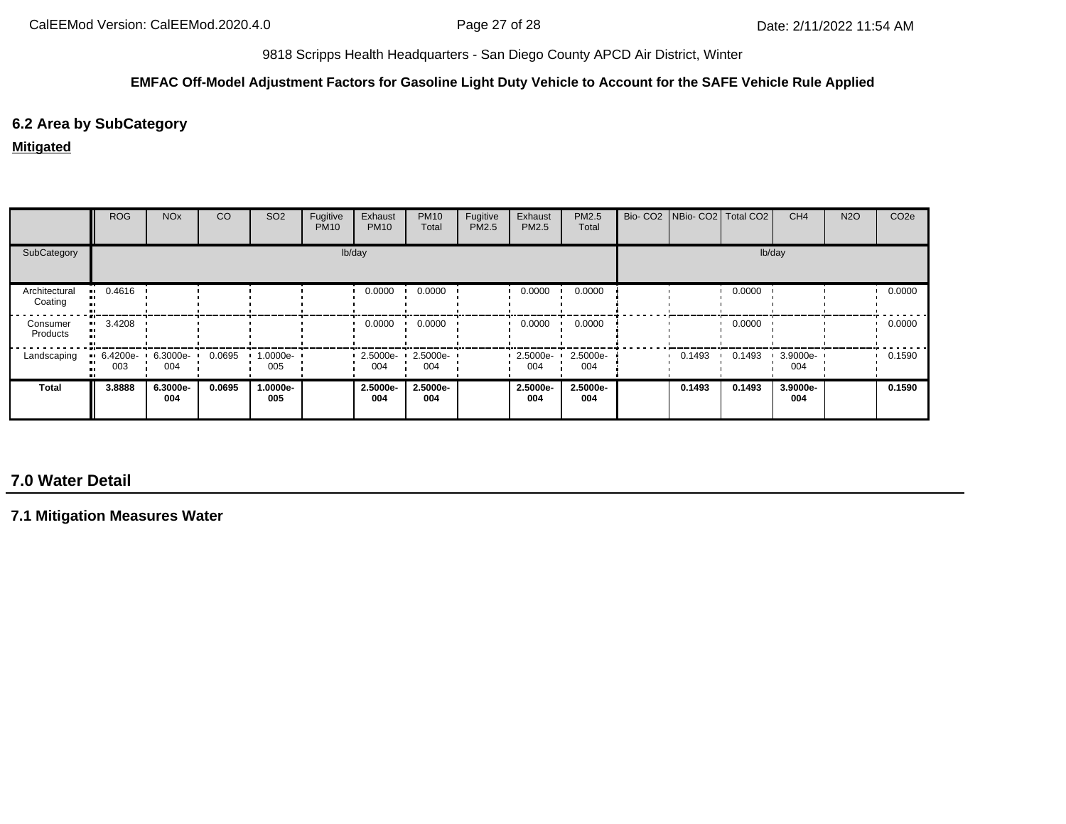9818 Scripps Health Headquarters - San Diego County APCD Air District, Winter

**EMFAC Off-Model Adjustment Factors for Gasoline Light Duty Vehicle to Account for the SAFE Vehicle Rule Applied**

## 6.2 Area by SubCategory

**Mitigated**

| | ROG | NOx | CO | SO2 | Fugitive PM10 | Exhaust PM10 | PM10 Total | Fugitive PM2.5 | Exhaust PM2.5 | PM2.5 Total | Bio- CO2 | NBio- CO2 | Total CO2 | CH4 | N2O | CO2e |
|---|---|---|---|---|---|---|---|---|---|---|---|---|---|---|---|---|
| SubCategory | lb/day | | | | | | | | | | lb/day | | | | | |
| Architectural Coating | 0.4616 | | | | | 0.0000 | 0.0000 | | 0.0000 | 0.0000 | | | 0.0000 | | | 0.0000 |
| Consumer Products | 3.4208 | | | | | 0.0000 | 0.0000 | | 0.0000 | 0.0000 | | | 0.0000 | | | 0.0000 |
| Landscaping | 6.4200e-003 | 6.3000e-004 | 0.0695 | 1.0000e-005 | | 2.5000e-004 | 2.5000e-004 | | 2.5000e-004 | 2.5000e-004 | | 0.1493 | 0.1493 | 3.9000e-004 | | 0.1590 |
| **Total** | **3.8888** | **6.3000e-004** | **0.0695** | **1.0000e-005** | | **2.5000e-004** | **2.5000e-004** | | **2.5000e-004** | **2.5000e-004** | | **0.1493** | **0.1493** | **3.9000e-004** | | **0.1590** |

## 7.0 Water Detail

### 7.1 Mitigation Measures Water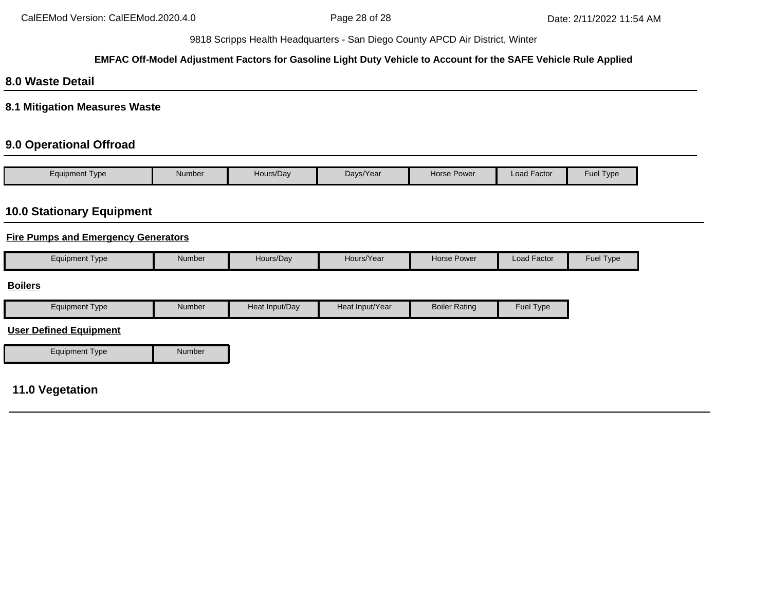## 8.0 Waste Detail

### 8.1 Mitigation Measures Waste

## 9.0 Operational Offroad

| Equipment Type | Number | Hours/Day | Days/Year | Horse Power | Load Factor | Fuel Type |
|---|---|---|---|---|---|---|

## 10.0 Stationary Equipment

**Fire Pumps and Emergency Generators**

| Equipment Type | Number | Hours/Day | Hours/Year | Horse Power | Load Factor | Fuel Type |
|---|---|---|---|---|---|---|

**Boilers**

| Equipment Type | Number | Heat Input/Day | Heat Input/Year | Boiler Rating | Fuel Type |
|---|---|---|---|---|---|

**User Defined Equipment**

| Equipment Type | Number |
|---|---|

## 11.0 Vegetation